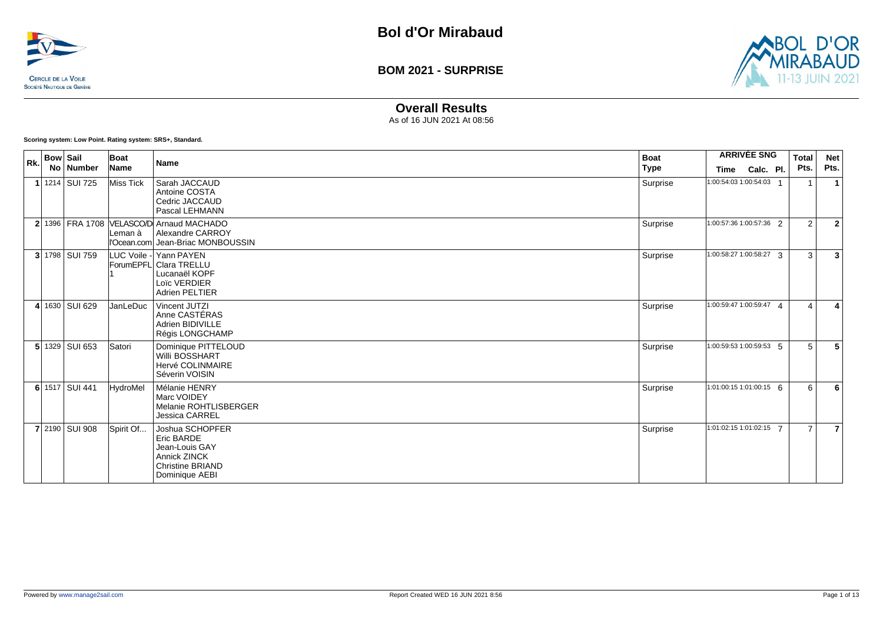# Bol d'Or Mirabaud

## BOM 2021 - SURPRISE

CERCLE DE LA VOILE
SOCIÉTÉ NAUTIQUE DE GENÈVE

BOL D'OR MIRABAUD 11-13 JUIN 2021

### Overall Results

As of 16 JUN 2021 At 08:56

**Scoring system: Low Point. Rating system: SRS+, Standard.**

| Rk. | Bow No | Sail Number | Boat Name | Name | Boat Type | ARRIVÉE SNG Time | Calc. | Pl. | Total Pts. | Net Pts. |
|---|---|---|---|---|---|---|---|---|---|---|
| 1 | 1214 | SUI 725 | Miss Tick | Sarah JACCAUD<br>Antoine COSTA<br>Cedric JACCAUD<br>Pascal LEHMANN | Surprise | 1:00:54:03 | 1:00:54:03 | 1 | 1 | 1 |
| 2 | 1396 | FRA 1708 | VELASCO/D Leman à l'Ocean.com | Arnaud MACHADO<br>Alexandre CARROY<br>Jean-Briac MONBOUSSIN | Surprise | 1:00:57:36 | 1:00:57:36 | 2 | 2 | 2 |
| 3 | 1798 | SUI 759 | LUC Voile - ForumEPFL 1 | Yann PAYEN<br>Clara TRELLU<br>Lucanaël KOPF<br>Loïc VERDIER<br>Adrien PELTIER | Surprise | 1:00:58:27 | 1:00:58:27 | 3 | 3 | 3 |
| 4 | 1630 | SUI 629 | JanLeDuc | Vincent JUTZI<br>Anne CASTÉRAS<br>Adrien BIDIVILLE<br>Régis LONGCHAMP | Surprise | 1:00:59:47 | 1:00:59:47 | 4 | 4 | 4 |
| 5 | 1329 | SUI 653 | Satori | Dominique PITTELOUD<br>Willi BOSSHART<br>Hervé COLINMAIRE<br>Séverin VOISIN | Surprise | 1:00:59:53 | 1:00:59:53 | 5 | 5 | 5 |
| 6 | 1517 | SUI 441 | HydroMel | Mélanie HENRY<br>Marc VOIDEY<br>Melanie ROHTLISBERGER<br>Jessica CARREL | Surprise | 1:01:00:15 | 1:01:00:15 | 6 | 6 | 6 |
| 7 | 2190 | SUI 908 | Spirit Of... | Joshua SCHOPFER<br>Eric BARDE<br>Jean-Louis GAY<br>Annick ZINCK<br>Christine BRIAND<br>Dominique AEBI | Surprise | 1:01:02:15 | 1:01:02:15 | 7 | 7 | 7 |

Powered by www.manage2sail.com

Report Created WED 16 JUN 2021 8:56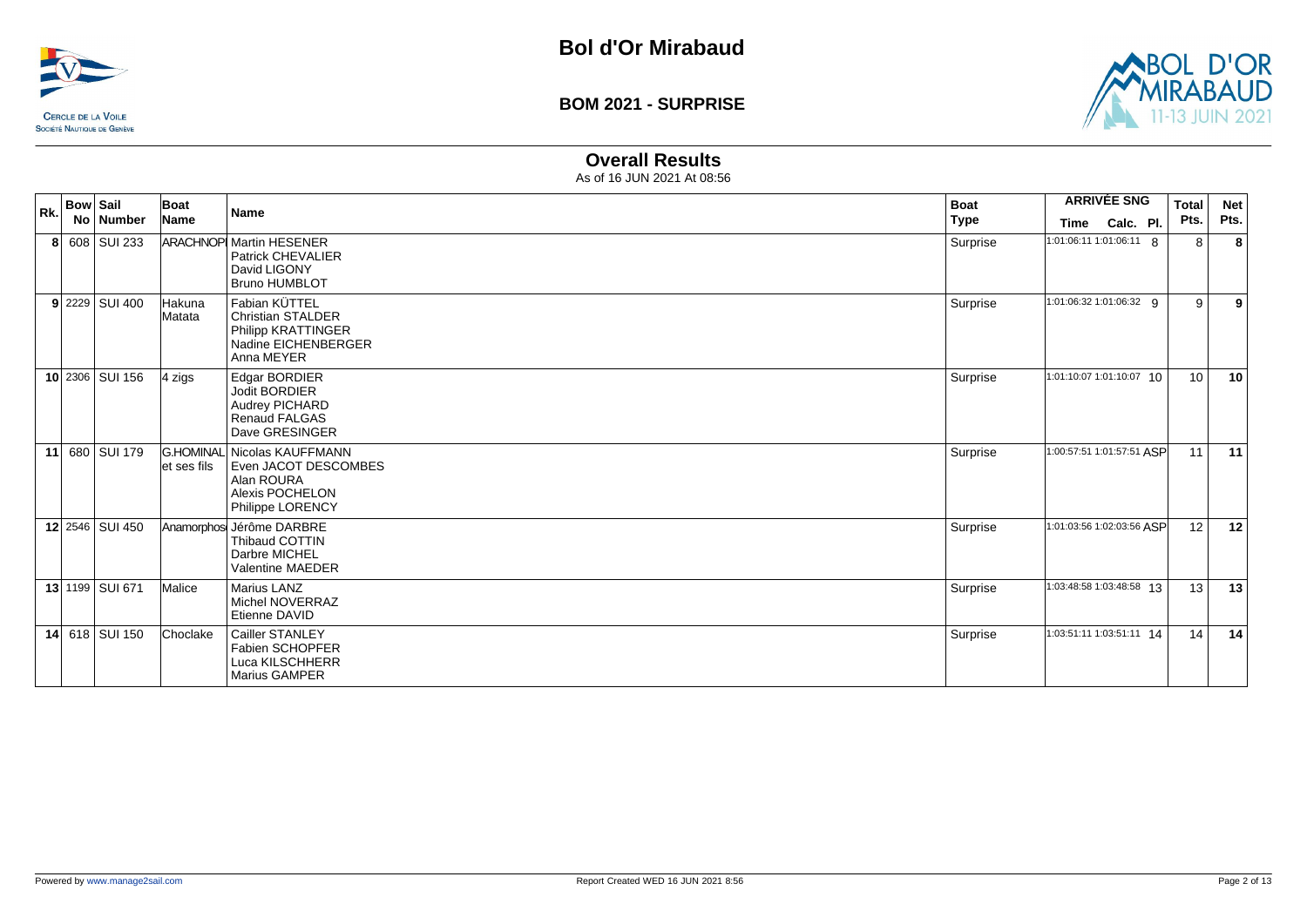# Bol d'Or Mirabaud

## BOM 2021 - SURPRISE

### Overall Results

As of 16 JUN 2021 At 08:56

| Rk. | Bow No | Sail Number | Boat Name | Name | Boat Type | ARRIVÉE SNG Time | Calc. | Pl. | Total Pts. | Net Pts. |
|---|---|---|---|---|---|---|---|---|---|---|
| 8 | 608 | SUI 233 | ARACHNOPI | Martin HESENER<br>Patrick CHEVALIER<br>David LIGONY<br>Bruno HUMBLOT | Surprise | 1:01:06:11 | 1:01:06:11 | 8 | 8 | 8 |
| 9 | 2229 | SUI 400 | Hakuna Matata | Fabian KÜTTEL<br>Christian STALDER<br>Philipp KRATTINGER<br>Nadine EICHENBERGER<br>Anna MEYER | Surprise | 1:01:06:32 | 1:01:06:32 | 9 | 9 | 9 |
| 10 | 2306 | SUI 156 | 4 zigs | Edgar BORDIER<br>Jodit BORDIER<br>Audrey PICHARD<br>Renaud FALGAS<br>Dave GRESINGER | Surprise | 1:01:10:07 | 1:01:10:07 | 10 | 10 | 10 |
| 11 | 680 | SUI 179 | G.HOMINAL et ses fils | Nicolas KAUFFMANN<br>Even JACOT DESCOMBES<br>Alan ROURA<br>Alexis POCHELON<br>Philippe LORENCY | Surprise | 1:00:57:51 | 1:01:57:51 | ASP | 11 | 11 |
| 12 | 2546 | SUI 450 | Anamorphos | Jérôme DARBRE<br>Thibaud COTTIN<br>Darbre MICHEL<br>Valentine MAEDER | Surprise | 1:01:03:56 | 1:02:03:56 | ASP | 12 | 12 |
| 13 | 1199 | SUI 671 | Malice | Marius LANZ<br>Michel NOVERRAZ<br>Etienne DAVID | Surprise | 1:03:48:58 | 1:03:48:58 | 13 | 13 | 13 |
| 14 | 618 | SUI 150 | Choclake | Cailler STANLEY<br>Fabien SCHOPFER<br>Luca KILSCHHERR<br>Marius GAMPER | Surprise | 1:03:51:11 | 1:03:51:11 | 14 | 14 | 14 |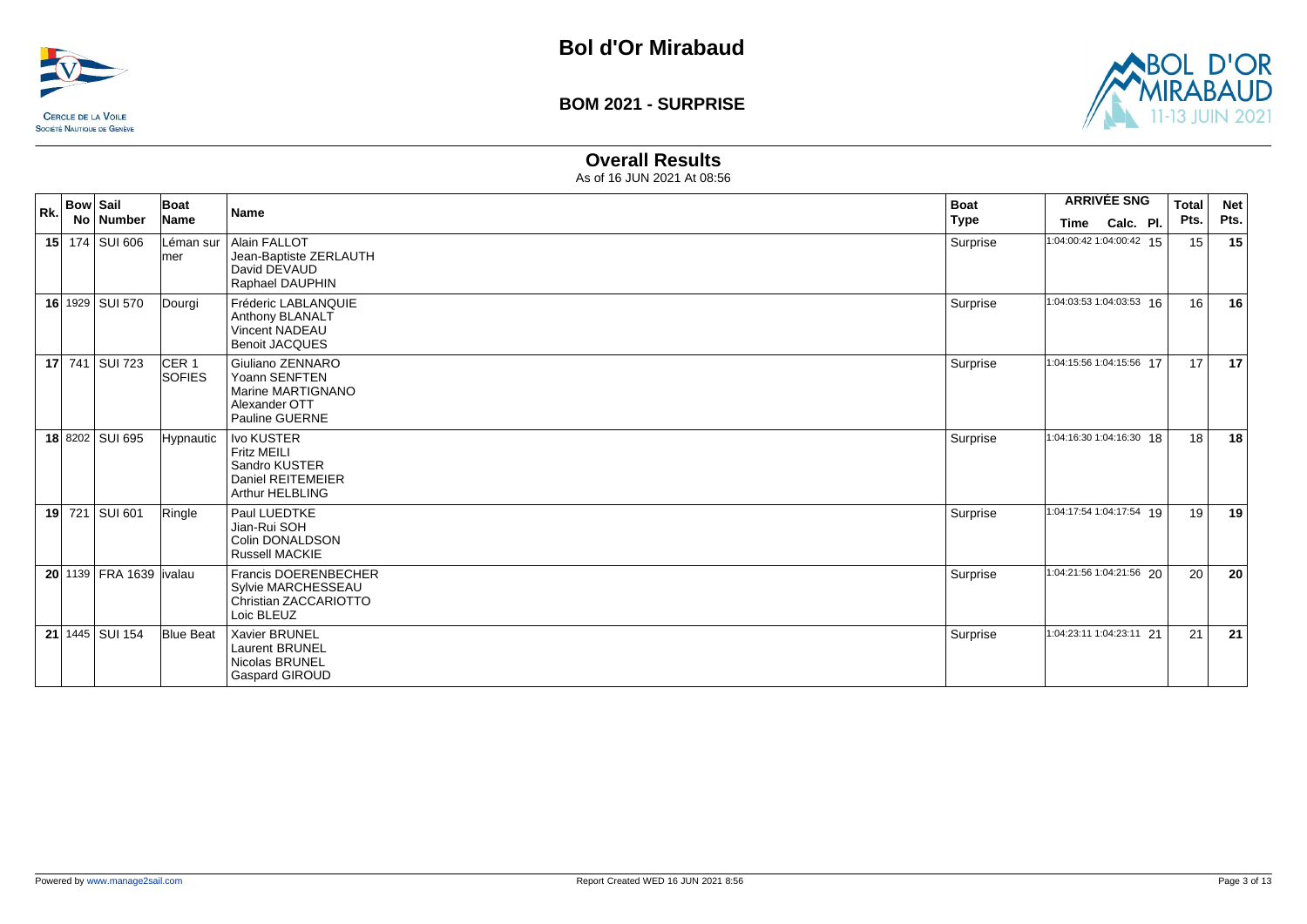# Bol d'Or Mirabaud

## BOM 2021 - SURPRISE

### Overall Results

As of 16 JUN 2021 At 08:56

| Rk. | Bow No | Sail Number | Boat Name | Name | Boat Type | ARRIVÉE SNG Time | Calc. | Pl. | Total Pts. | Net Pts. |
|---|---|---|---|---|---|---|---|---|---|---|
| **15** | 174 | SUI 606 | Léman sur mer | Alain FALLOT<br>Jean-Baptiste ZERLAUTH<br>David DEVAUD<br>Raphael DAUPHIN | Surprise | 1:04:00:42 | 1:04:00:42 | 15 | 15 | **15** |
| **16** | 1929 | SUI 570 | Dourgi | Fréderic LABLANQUIE<br>Anthony BLANALT<br>Vincent NADEAU<br>Benoit JACQUES | Surprise | 1:04:03:53 | 1:04:03:53 | 16 | 16 | **16** |
| **17** | 741 | SUI 723 | CER 1 SOFIES | Giuliano ZENNARO<br>Yoann SENFTEN<br>Marine MARTIGNANO<br>Alexander OTT<br>Pauline GUERNE | Surprise | 1:04:15:56 | 1:04:15:56 | 17 | 17 | **17** |
| **18** | 8202 | SUI 695 | Hypnautic | Ivo KUSTER<br>Fritz MEILI<br>Sandro KUSTER<br>Daniel REITEMEIER<br>Arthur HELBLING | Surprise | 1:04:16:30 | 1:04:16:30 | 18 | 18 | **18** |
| **19** | 721 | SUI 601 | Ringle | Paul LUEDTKE<br>Jian-Rui SOH<br>Colin DONALDSON<br>Russell MACKIE | Surprise | 1:04:17:54 | 1:04:17:54 | 19 | 19 | **19** |
| **20** | 1139 | FRA 1639 | ivalau | Francis DOERENBECHER<br>Sylvie MARCHESSEAU<br>Christian ZACCARIOTTO<br>Loic BLEUZ | Surprise | 1:04:21:56 | 1:04:21:56 | 20 | 20 | **20** |
| **21** | 1445 | SUI 154 | Blue Beat | Xavier BRUNEL<br>Laurent BRUNEL<br>Nicolas BRUNEL<br>Gaspard GIROUD | Surprise | 1:04:23:11 | 1:04:23:11 | 21 | 21 | **21** |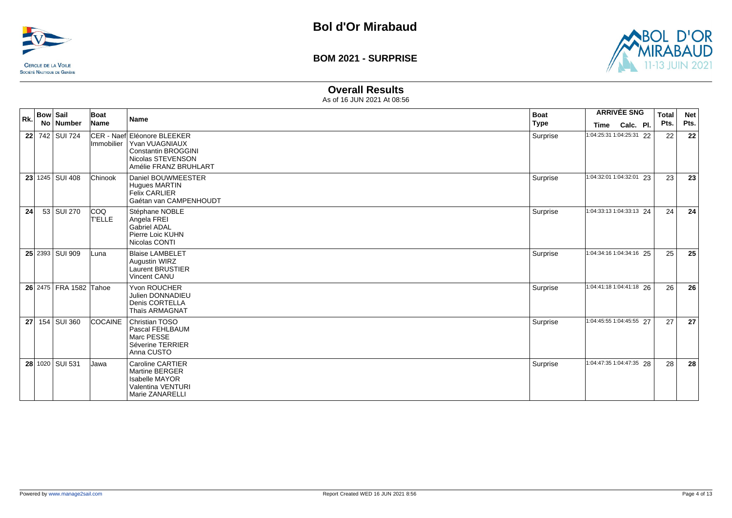# Bol d'Or Mirabaud

## BOM 2021 - SURPRISE

### Overall Results

As of 16 JUN 2021 At 08:56

| Rk. | Bow No | Sail Number | Boat Name | Name | Boat Type | ARRIVÉE SNG Time | Calc. | Pl. | Total Pts. | Net Pts. |
|---|---|---|---|---|---|---|---|---|---|---|
| 22 | 742 | SUI 724 | CER - Naef Immobilier | Eléonore BLEEKER<br>Yvan VUAGNIAUX<br>Constantin BROGGINI<br>Nicolas STEVENSON<br>Amélie FRANZ BRUHLART | Surprise | 1:04:25:31 | 1:04:25:31 | 22 | 22 | 22 |
| 23 | 1245 | SUI 408 | Chinook | Daniel BOUWMEESTER<br>Hugues MARTIN<br>Felix CARLIER<br>Gaétan van CAMPENHOUDT | Surprise | 1:04:32:01 | 1:04:32:01 | 23 | 23 | 23 |
| 24 | 53 | SUI 270 | COQ T'ELLE | Stéphane NOBLE<br>Angela FREI<br>Gabriel ADAL<br>Pierre Loic KUHN<br>Nicolas CONTI | Surprise | 1:04:33:13 | 1:04:33:13 | 24 | 24 | 24 |
| 25 | 2393 | SUI 909 | Luna | Blaise LAMBELET<br>Augustin WIRZ<br>Laurent BRUSTIER<br>Vincent CANU | Surprise | 1:04:34:16 | 1:04:34:16 | 25 | 25 | 25 |
| 26 | 2475 | FRA 1582 | Tahoe | Yvon ROUCHER<br>Julien DONNADIEU<br>Denis CORTELLA<br>Thaïs ARMAGNAT | Surprise | 1:04:41:18 | 1:04:41:18 | 26 | 26 | 26 |
| 27 | 154 | SUI 360 | COCAINE | Christian TOSO<br>Pascal FEHLBAUM<br>Marc PESSE<br>Séverine TERRIER<br>Anna CUSTO | Surprise | 1:04:45:55 | 1:04:45:55 | 27 | 27 | 27 |
| 28 | 1020 | SUI 531 | Jawa | Caroline CARTIER<br>Martine BERGER<br>Isabelle MAYOR<br>Valentina VENTURI<br>Marie ZANARELLI | Surprise | 1:04:47:35 | 1:04:47:35 | 28 | 28 | 28 |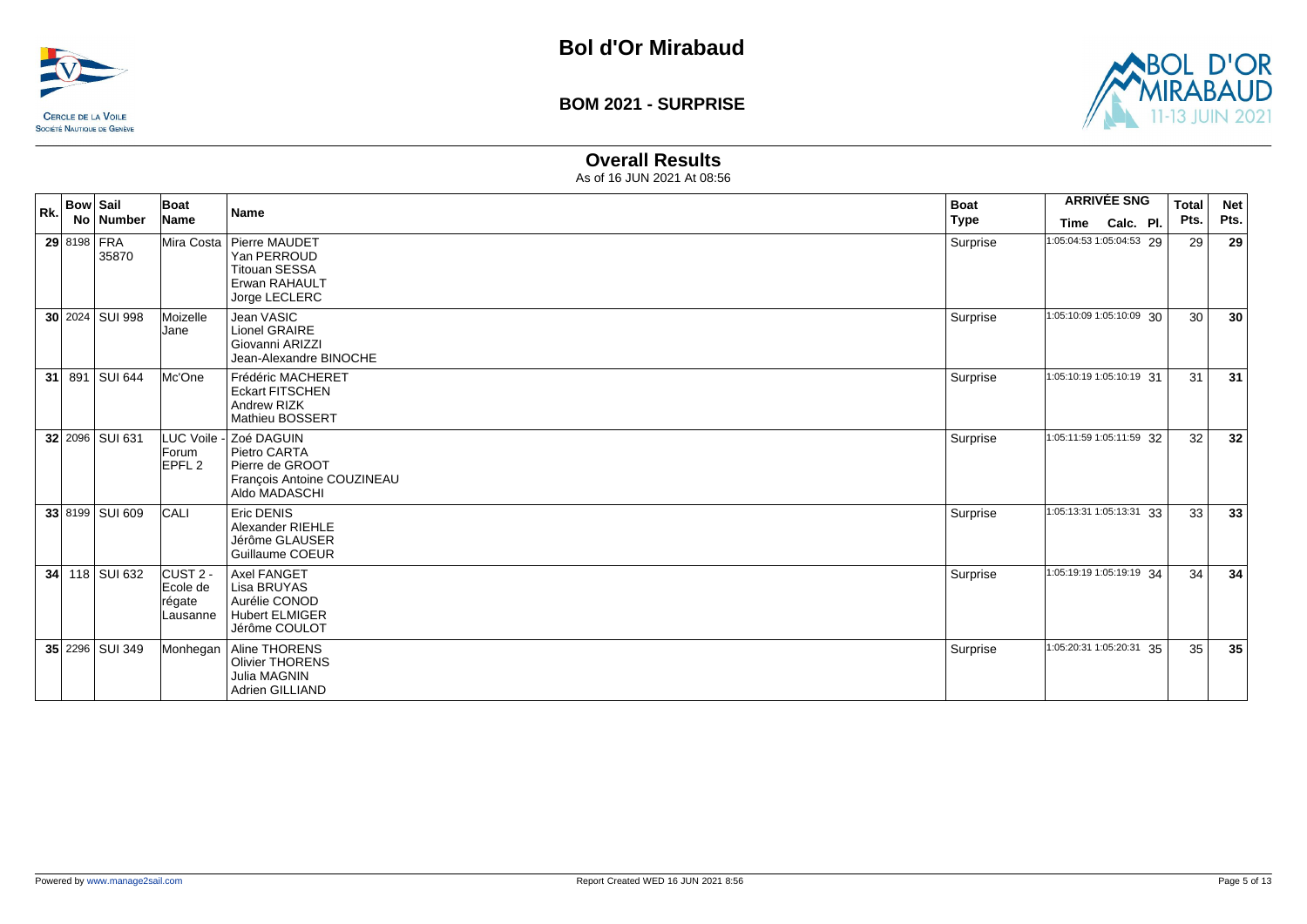# Bol d'Or Mirabaud

## BOM 2021 - SURPRISE

### Overall Results

As of 16 JUN 2021 At 08:56

| Rk. | Bow No | Sail Number | Boat Name | Name | Boat Type | ARRIVÉE SNG Time | ARRIVÉE SNG Calc. | ARRIVÉE SNG Pl. | Total Pts. | Net Pts. |
|---|---|---|---|---|---|---|---|---|---|---|
| 29 | 8198 | FRA 35870 | Mira Costa | Pierre MAUDET<br>Yan PERROUD<br>Titouan SESSA<br>Erwan RAHAULT<br>Jorge LECLERC | Surprise | 1:05:04:53 | 1:05:04:53 | 29 | 29 | 29 |
| 30 | 2024 | SUI 998 | Moizelle Jane | Jean VASIC<br>Lionel GRAIRE<br>Giovanni ARIZZI<br>Jean-Alexandre BINOCHE | Surprise | 1:05:10:09 | 1:05:10:09 | 30 | 30 | 30 |
| 31 | 891 | SUI 644 | Mc'One | Frédéric MACHERET<br>Eckart FITSCHEN<br>Andrew RIZK<br>Mathieu BOSSERT | Surprise | 1:05:10:19 | 1:05:10:19 | 31 | 31 | 31 |
| 32 | 2096 | SUI 631 | LUC Voile - Forum EPFL 2 | Zoé DAGUIN<br>Pietro CARTA<br>Pierre de GROOT<br>François Antoine COUZINEAU<br>Aldo MADASCHI | Surprise | 1:05:11:59 | 1:05:11:59 | 32 | 32 | 32 |
| 33 | 8199 | SUI 609 | CALI | Eric DENIS<br>Alexander RIEHLE<br>Jérôme GLAUSER<br>Guillaume COEUR | Surprise | 1:05:13:31 | 1:05:13:31 | 33 | 33 | 33 |
| 34 | 118 | SUI 632 | CUST 2 - Ecole de régate Lausanne | Axel FANGET<br>Lisa BRUYAS<br>Aurélie CONOD<br>Hubert ELMIGER<br>Jérôme COULOT | Surprise | 1:05:19:19 | 1:05:19:19 | 34 | 34 | 34 |
| 35 | 2296 | SUI 349 | Monhegan | Aline THORENS<br>Olivier THORENS<br>Julia MAGNIN<br>Adrien GILLIAND | Surprise | 1:05:20:31 | 1:05:20:31 | 35 | 35 | 35 |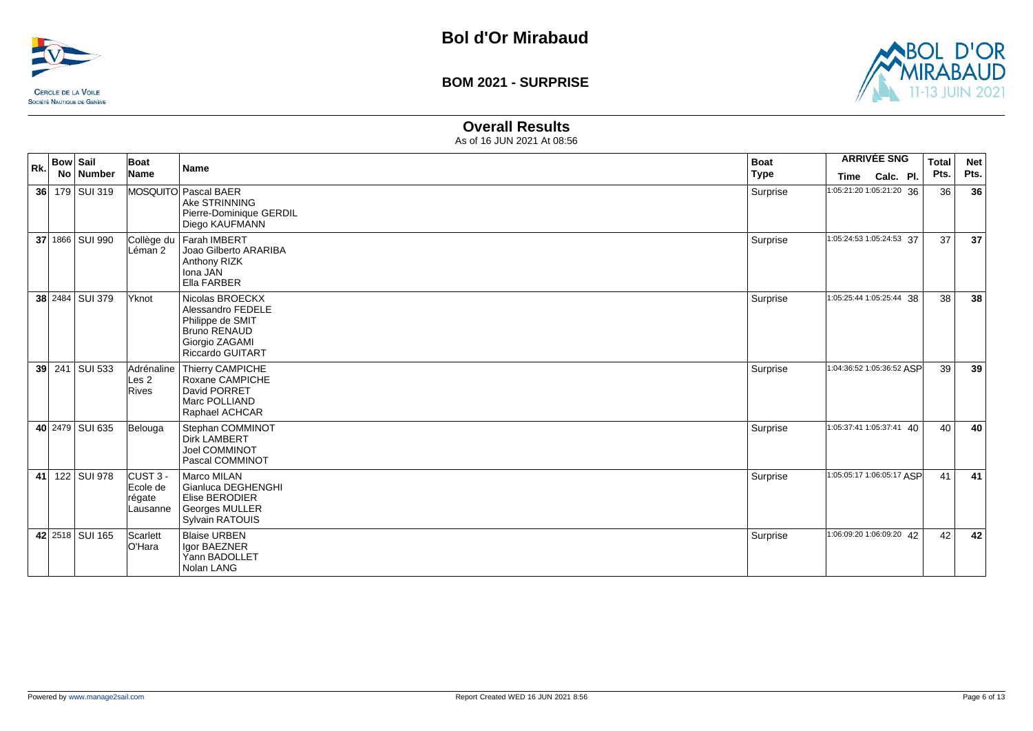# Bol d'Or Mirabaud

## BOM 2021 - SURPRISE

### Overall Results

As of 16 JUN 2021 At 08:56

| Rk. | Bow No | Sail Number | Boat Name | Name | Boat Type | ARRIVÉE SNG Time | Calc. | Pl. | Total Pts. | Net Pts. |
|---|---|---|---|---|---|---|---|---|---|---|
| **36** | 179 | SUI 319 | MOSQUITO | Pascal BAER<br>Ake STRINNING<br>Pierre-Dominique GERDIL<br>Diego KAUFMANN | Surprise | 1:05:21:20 | 1:05:21:20 | 36 | 36 | **36** |
| **37** | 1866 | SUI 990 | Collège du Léman 2 | Farah IMBERT<br>Joao Gilberto ARARIBA<br>Anthony RIZK<br>Iona JAN<br>Ella FARBER | Surprise | 1:05:24:53 | 1:05:24:53 | 37 | 37 | **37** |
| **38** | 2484 | SUI 379 | Yknot | Nicolas BROECKX<br>Alessandro FEDELE<br>Philippe de SMIT<br>Bruno RENAUD<br>Giorgio ZAGAMI<br>Riccardo GUITART | Surprise | 1:05:25:44 | 1:05:25:44 | 38 | 38 | **38** |
| **39** | 241 | SUI 533 | Adrénaline Les 2 Rives | Thierry CAMPICHE<br>Roxane CAMPICHE<br>David PORRET<br>Marc POLLIAND<br>Raphael ACHCAR | Surprise | 1:04:36:52 | 1:05:36:52 | ASP | 39 | **39** |
| **40** | 2479 | SUI 635 | Belouga | Stephan COMMINOT<br>Dirk LAMBERT<br>Joel COMMINOT<br>Pascal COMMINOT | Surprise | 1:05:37:41 | 1:05:37:41 | 40 | 40 | **40** |
| **41** | 122 | SUI 978 | CUST 3 - Ecole de régate Lausanne | Marco MILAN<br>Gianluca DEGHENGHI<br>Elise BERODIER<br>Georges MULLER<br>Sylvain RATOUIS | Surprise | 1:05:05:17 | 1:06:05:17 | ASP | 41 | **41** |
| **42** | 2518 | SUI 165 | Scarlett O'Hara | Blaise URBEN<br>Igor BAEZNER<br>Yann BADOLLET<br>Nolan LANG | Surprise | 1:06:09:20 | 1:06:09:20 | 42 | 42 | **42** |

Powered by www.manage2sail.com

Report Created WED 16 JUN 2021 8:56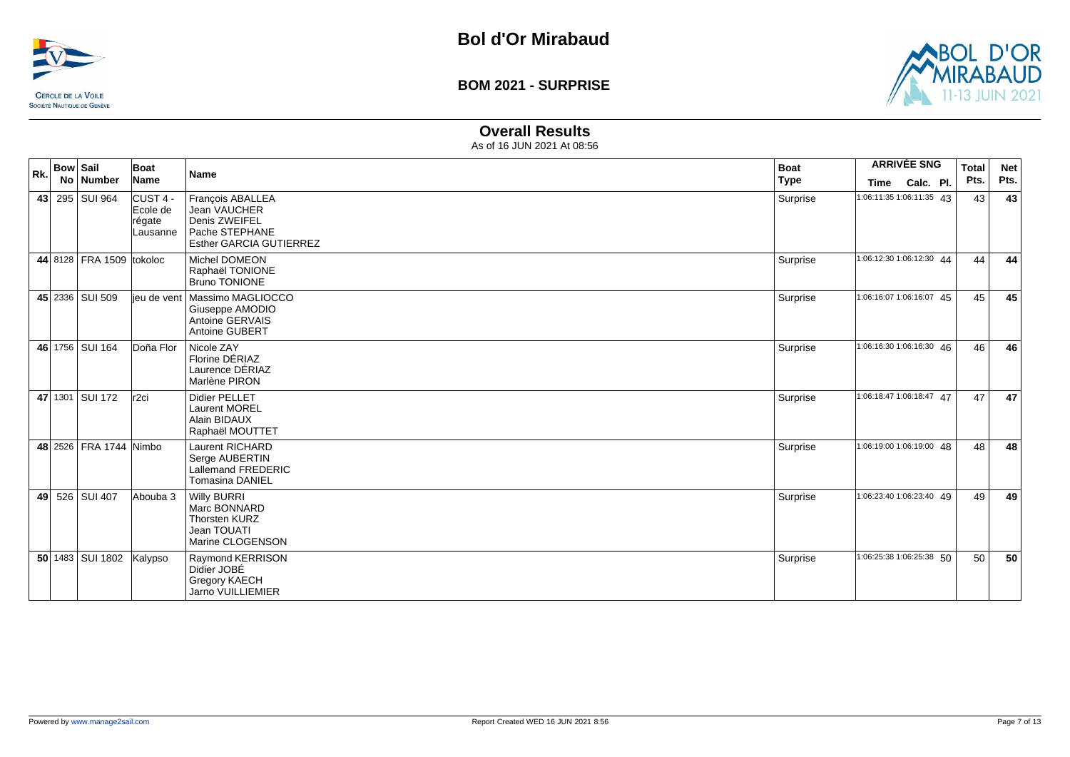# Bol d'Or Mirabaud

## BOM 2021 - SURPRISE

### Overall Results

As of 16 JUN 2021 At 08:56

| Rk. | Bow No | Sail Number | Boat Name | Name | Boat Type | ARRIVÉE SNG Time | Calc. | Pl. | Total Pts. | Net Pts. |
|---|---|---|---|---|---|---|---|---|---|---|
| 43 | 295 | SUI 964 | CUST 4 - Ecole de régate Lausanne | François ABALLEA<br>Jean VAUCHER<br>Denis ZWEIFEL<br>Pache STEPHANE<br>Esther GARCIA GUTIERREZ | Surprise | 1:06:11:35 | 1:06:11:35 | 43 | 43 | **43** |
| 44 | 8128 | FRA 1509 | tokoloc | Michel DOMEON<br>Raphaël TONIONE<br>Bruno TONIONE | Surprise | 1:06:12:30 | 1:06:12:30 | 44 | 44 | **44** |
| 45 | 2336 | SUI 509 | jeu de vent | Massimo MAGLIOCCO<br>Giuseppe AMODIO<br>Antoine GERVAIS<br>Antoine GUBERT | Surprise | 1:06:16:07 | 1:06:16:07 | 45 | 45 | **45** |
| 46 | 1756 | SUI 164 | Doña Flor | Nicole ZAY<br>Florine DÉRIAZ<br>Laurence DÉRIAZ<br>Marlène PIRON | Surprise | 1:06:16:30 | 1:06:16:30 | 46 | 46 | **46** |
| 47 | 1301 | SUI 172 | r2ci | Didier PELLET<br>Laurent MOREL<br>Alain BIDAUX<br>Raphaël MOUTTET | Surprise | 1:06:18:47 | 1:06:18:47 | 47 | 47 | **47** |
| 48 | 2526 | FRA 1744 | Nimbo | Laurent RICHARD<br>Serge AUBERTIN<br>Lallemand FREDERIC<br>Tomasina DANIEL | Surprise | 1:06:19:00 | 1:06:19:00 | 48 | 48 | **48** |
| 49 | 526 | SUI 407 | Abouba 3 | Willy BURRI<br>Marc BONNARD<br>Thorsten KURZ<br>Jean TOUATI<br>Marine CLOGENSON | Surprise | 1:06:23:40 | 1:06:23:40 | 49 | 49 | **49** |
| 50 | 1483 | SUI 1802 | Kalypso | Raymond KERRISON<br>Didier JOBÉ<br>Gregory KAECH<br>Jarno VUILLIEMIER | Surprise | 1:06:25:38 | 1:06:25:38 | 50 | 50 | **50** |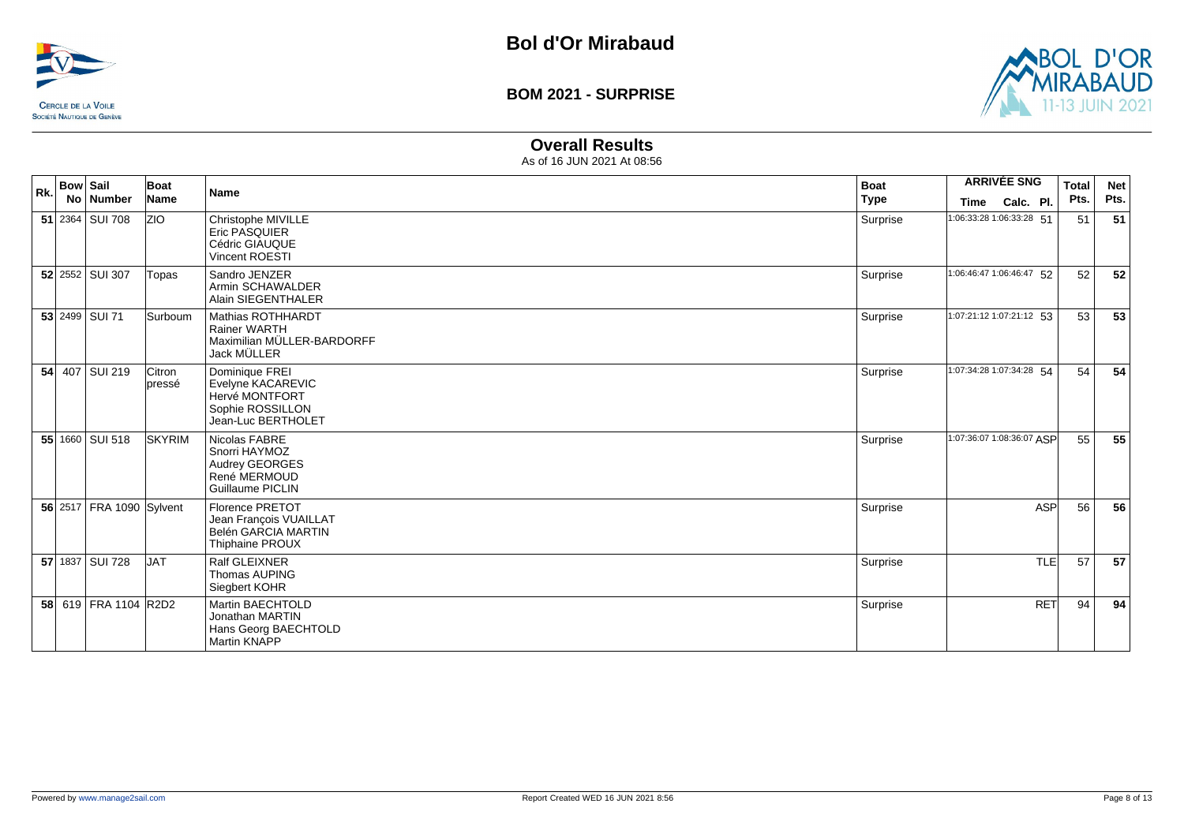# Bol d'Or Mirabaud

## BOM 2021 - SURPRISE

### Overall Results

As of 16 JUN 2021 At 08:56

| Rk. | Bow No | Sail Number | Boat Name | Name | Boat Type | ARRIVÉE SNG Time | Calc. | Pl. | Total Pts. | Net Pts. |
|---|---|---|---|---|---|---|---|---|---|---|
| 51 | 2364 | SUI 708 | ZIO | Christophe MIVILLE<br>Eric PASQUIER<br>Cédric GIAUQUE<br>Vincent ROESTI | Surprise | 1:06:33:28 | 1:06:33:28 | 51 | 51 | 51 |
| 52 | 2552 | SUI 307 | Topas | Sandro JENZER<br>Armin SCHAWALDER<br>Alain SIEGENTHALER | Surprise | 1:06:46:47 | 1:06:46:47 | 52 | 52 | 52 |
| 53 | 2499 | SUI 71 | Surboum | Mathias ROTHHARDT<br>Rainer WARTH<br>Maximilian MÜLLER-BARDORFF<br>Jack MÜLLER | Surprise | 1:07:21:12 | 1:07:21:12 | 53 | 53 | 53 |
| 54 | 407 | SUI 219 | Citron pressé | Dominique FREI<br>Evelyne KACAREVIC<br>Hervé MONTFORT<br>Sophie ROSSILLON<br>Jean-Luc BERTHOLET | Surprise | 1:07:34:28 | 1:07:34:28 | 54 | 54 | 54 |
| 55 | 1660 | SUI 518 | SKYRIM | Nicolas FABRE<br>Snorri HAYMOZ<br>Audrey GEORGES<br>René MERMOUD<br>Guillaume PICLIN | Surprise | 1:07:36:07 | 1:08:36:07 | ASP | 55 | 55 |
| 56 | 2517 | FRA 1090 | Sylvent | Florence PRETOT<br>Jean François VUAILLAT<br>Belén GARCIA MARTIN<br>Thiphaine PROUX | Surprise | | | ASP | 56 | 56 |
| 57 | 1837 | SUI 728 | JAT | Ralf GLEIXNER<br>Thomas AUPING<br>Siegbert KOHR | Surprise | | | TLE | 57 | 57 |
| 58 | 619 | FRA 1104 | R2D2 | Martin BAECHTOLD<br>Jonathan MARTIN<br>Hans Georg BAECHTOLD<br>Martin KNAPP | Surprise | | | RET | 94 | 94 |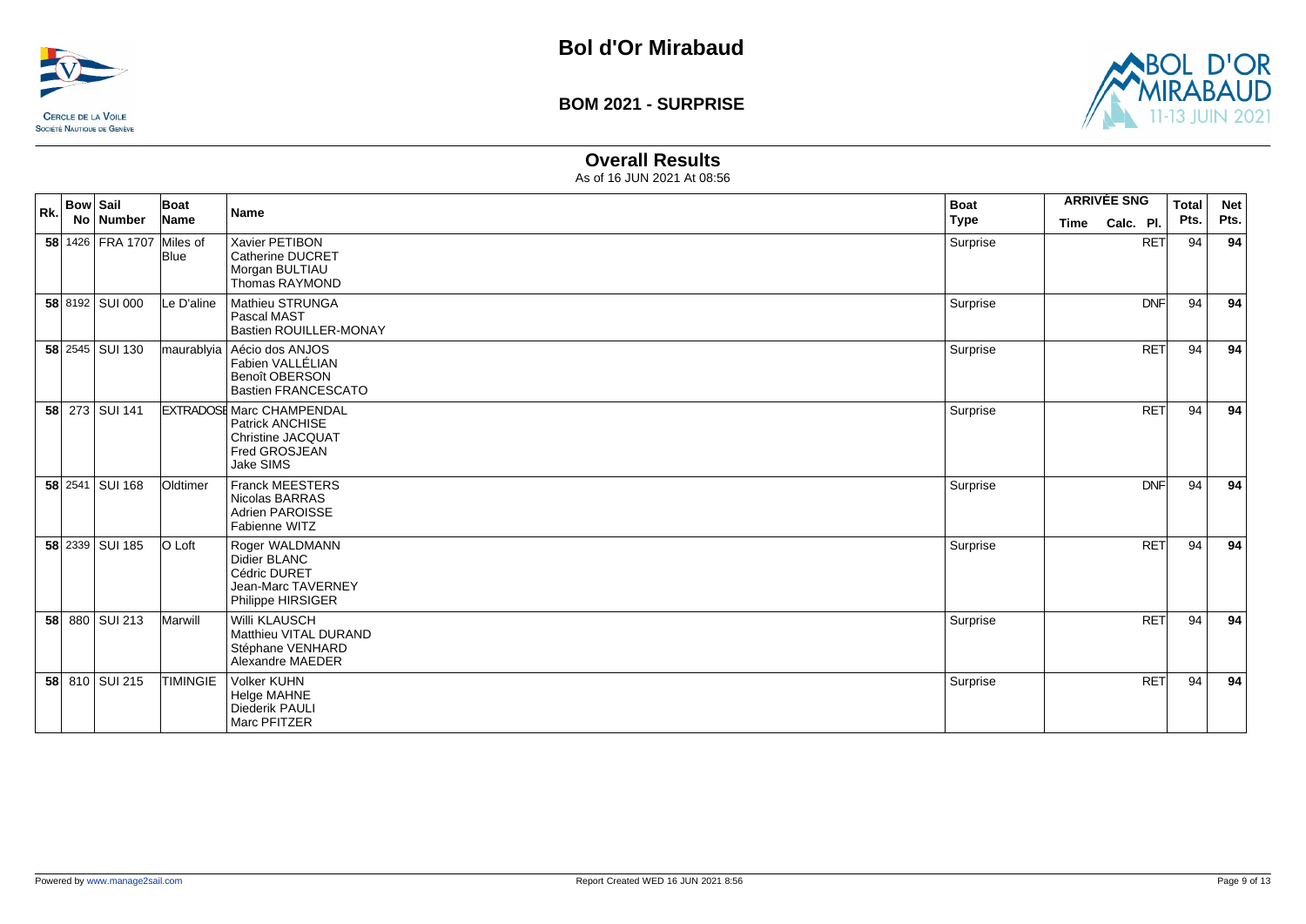# Bol d'Or Mirabaud

## BOM 2021 - SURPRISE

### Overall Results

As of 16 JUN 2021 At 08:56

| Rk. | Bow No | Sail Number | Boat Name | Name | Boat Type | ARRIVÉE SNG Time | Calc. | Pl. | Total Pts. | Net Pts. |
|---|---|---|---|---|---|---|---|---|---|---|
| 58 | 1426 | FRA 1707 | Miles of Blue | Xavier PETIBON<br>Catherine DUCRET<br>Morgan BULTIAU<br>Thomas RAYMOND | Surprise | | | RET | 94 | **94** |
| 58 | 8192 | SUI 000 | Le D'aline | Mathieu STRUNGA<br>Pascal MAST<br>Bastien ROUILLER-MONAY | Surprise | | | DNF | 94 | **94** |
| 58 | 2545 | SUI 130 | maurablyia | Aécio dos ANJOS<br>Fabien VALLÉLIAN<br>Benoît OBERSON<br>Bastien FRANCESCATO | Surprise | | | RET | 94 | **94** |
| 58 | 273 | SUI 141 | EXTRADOSE | Marc CHAMPENDAL<br>Patrick ANCHISE<br>Christine JACQUAT<br>Fred GROSJEAN<br>Jake SIMS | Surprise | | | RET | 94 | **94** |
| 58 | 2541 | SUI 168 | Oldtimer | Franck MEESTERS<br>Nicolas BARRAS<br>Adrien PAROISSE<br>Fabienne WITZ | Surprise | | | DNF | 94 | **94** |
| 58 | 2339 | SUI 185 | O Loft | Roger WALDMANN<br>Didier BLANC<br>Cédric DURET<br>Jean-Marc TAVERNEY<br>Philippe HIRSIGER | Surprise | | | RET | 94 | **94** |
| 58 | 880 | SUI 213 | Marwill | Willi KLAUSCH<br>Matthieu VITAL DURAND<br>Stéphane VENHARD<br>Alexandre MAEDER | Surprise | | | RET | 94 | **94** |
| 58 | 810 | SUI 215 | TIMINGIE | Volker KUHN<br>Helge MAHNE<br>Diederik PAULI<br>Marc PFITZER | Surprise | | | RET | 94 | **94** |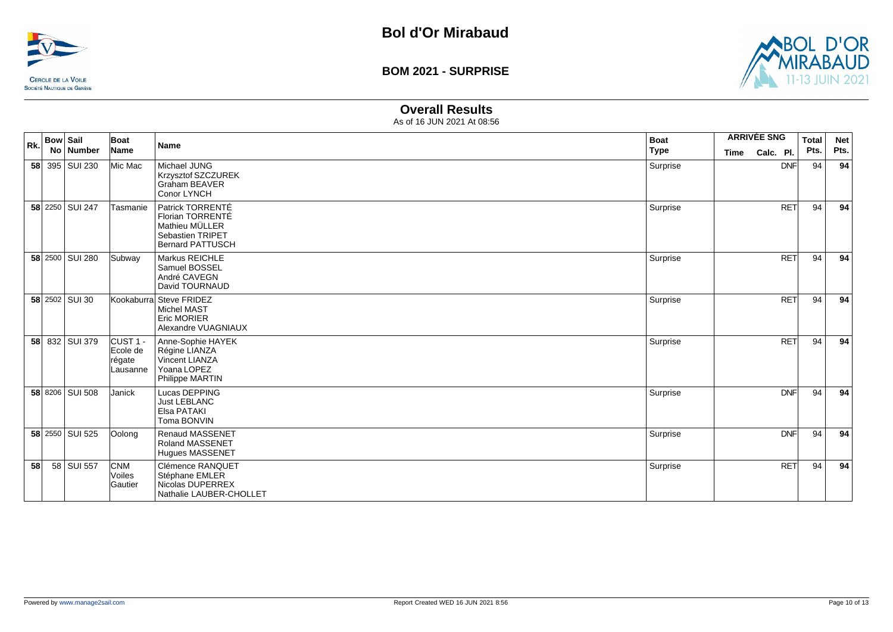# Bol d'Or Mirabaud

## BOM 2021 - SURPRISE

### Overall Results

As of 16 JUN 2021 At 08:56

| Rk. | Bow No | Sail Number | Boat Name | Name | Boat Type | ARRIVÉE SNG Time | Calc. | Pl. | Total Pts. | Net Pts. |
|---|---|---|---|---|---|---|---|---|---|---|
| **58** | 395 | SUI 230 | Mic Mac | Michael JUNG<br>Krzysztof SZCZUREK<br>Graham BEAVER<br>Conor LYNCH | Surprise | | | DNF | 94 | **94** |
| **58** | 2250 | SUI 247 | Tasmanie | Patrick TORRENTÉ<br>Florian TORRENTÉ<br>Mathieu MÜLLER<br>Sebastien TRIPET<br>Bernard PATTUSCH | Surprise | | | RET | 94 | **94** |
| **58** | 2500 | SUI 280 | Subway | Markus REICHLE<br>Samuel BOSSEL<br>André CAVEGN<br>David TOURNAUD | Surprise | | | RET | 94 | **94** |
| **58** | 2502 | SUI 30 | Kookaburra | Steve FRIDEZ<br>Michel MAST<br>Eric MORIER<br>Alexandre VUAGNIAUX | Surprise | | | RET | 94 | **94** |
| **58** | 832 | SUI 379 | CUST 1 - Ecole de régate Lausanne | Anne-Sophie HAYEK<br>Régine LIANZA<br>Vincent LIANZA<br>Yoana LOPEZ<br>Philippe MARTIN | Surprise | | | RET | 94 | **94** |
| **58** | 8206 | SUI 508 | Janick | Lucas DEPPING<br>Just LEBLANC<br>Elsa PATAKI<br>Toma BONVIN | Surprise | | | DNF | 94 | **94** |
| **58** | 2550 | SUI 525 | Oolong | Renaud MASSENET<br>Roland MASSENET<br>Hugues MASSENET | Surprise | | | DNF | 94 | **94** |
| **58** | 58 | SUI 557 | CNM Voiles Gautier | Clémence RANQUET<br>Stéphane EMLER<br>Nicolas DUPERREX<br>Nathalie LAUBER-CHOLLET | Surprise | | | RET | 94 | **94** |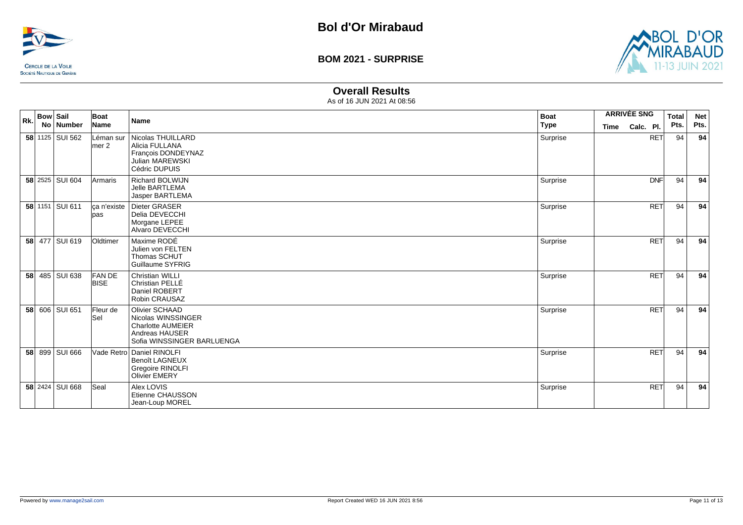# Bol d'Or Mirabaud

## BOM 2021 - SURPRISE

### Overall Results

As of 16 JUN 2021 At 08:56

| Rk. | Bow No | Sail Number | Boat Name | Name | Boat Type | ARRIVÉE SNG Time | ARRIVÉE SNG Calc. | ARRIVÉE SNG Pl. | Total Pts. | Net Pts. |
|---|---|---|---|---|---|---|---|---|---|---|
| 58 | 1125 | SUI 562 | Léman sur mer 2 | Nicolas THUILLARD<br>Alicia FULLANA<br>François DONDEYNAZ<br>Julian MAREWSKI<br>Cédric DUPUIS | Surprise | | | RET | 94 | **94** |
| 58 | 2525 | SUI 604 | Armaris | Richard BOLWIJN<br>Jelle BARTLEMA<br>Jasper BARTLEMA | Surprise | | | DNF | 94 | **94** |
| 58 | 1151 | SUI 611 | ça n'existe pas | Dieter GRASER<br>Delia DEVECCHI<br>Morgane LEPEE<br>Alvaro DEVECCHI | Surprise | | | RET | 94 | **94** |
| 58 | 477 | SUI 619 | Oldtimer | Maxime RODÉ<br>Julien von FELTEN<br>Thomas SCHUT<br>Guillaume SYFRIG | Surprise | | | RET | 94 | **94** |
| 58 | 485 | SUI 638 | FAN DE BISE | Christian WILLI<br>Christian PELLÉ<br>Daniel ROBERT<br>Robin CRAUSAZ | Surprise | | | RET | 94 | **94** |
| 58 | 606 | SUI 651 | Fleur de Sel | Olivier SCHAAD<br>Nicolas WINSSINGER<br>Charlotte AUMEIER<br>Andreas HAUSER<br>Sofia WINSSINGER BARLUENGA | Surprise | | | RET | 94 | **94** |
| 58 | 899 | SUI 666 | Vade Retro | Daniel RINOLFI<br>Benoît LAGNEUX<br>Gregoire RINOLFI<br>Olivier EMERY | Surprise | | | RET | 94 | **94** |
| 58 | 2424 | SUI 668 | Seal | Alex LOVIS<br>Etienne CHAUSSON<br>Jean-Loup MOREL | Surprise | | | RET | 94 | **94** |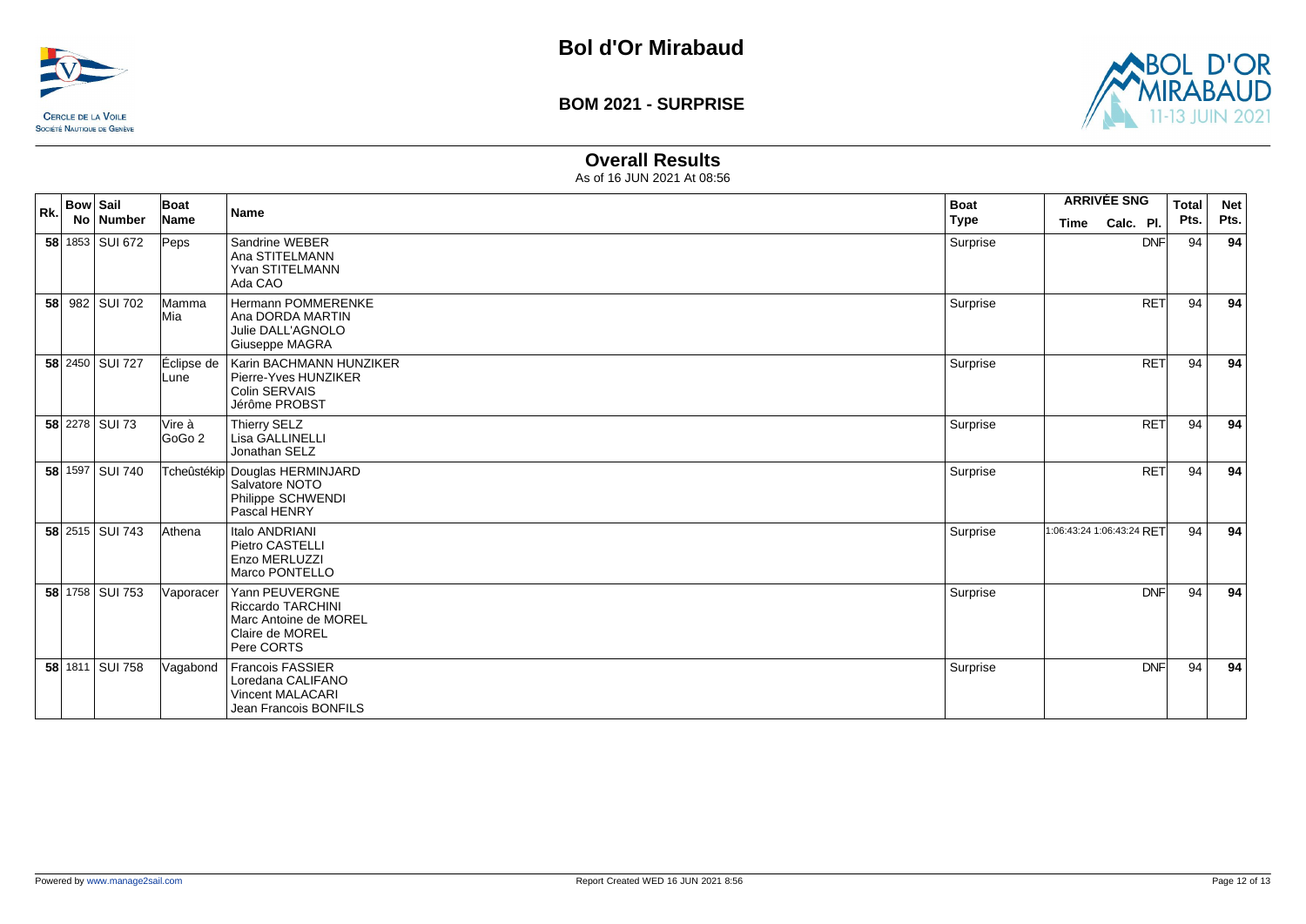# Bol d'Or Mirabaud

## BOM 2021 - SURPRISE

### Overall Results

As of 16 JUN 2021 At 08:56

| Rk. | Bow No | Sail Number | Boat Name | Name | Boat Type | ARRIVÉE SNG | | | Total Pts. | Net Pts. |
|---|---|---|---|---|---|---|---|---|---|---|
| | | | | | | Time | Calc. | Pl. | | |
| **58** | 1853 | SUI 672 | Peps | Sandrine WEBER<br>Ana STITELMANN<br>Yvan STITELMANN<br>Ada CAO | Surprise | | | DNF | 94 | **94** |
| **58** | 982 | SUI 702 | Mamma Mia | Hermann POMMERENKE<br>Ana DORDA MARTIN<br>Julie DALL'AGNOLO<br>Giuseppe MAGRA | Surprise | | | RET | 94 | **94** |
| **58** | 2450 | SUI 727 | Éclipse de Lune | Karin BACHMANN HUNZIKER<br>Pierre-Yves HUNZIKER<br>Colin SERVAIS<br>Jérôme PROBST | Surprise | | | RET | 94 | **94** |
| **58** | 2278 | SUI 73 | Vire à GoGo 2 | Thierry SELZ<br>Lisa GALLINELLI<br>Jonathan SELZ | Surprise | | | RET | 94 | **94** |
| **58** | 1597 | SUI 740 | Tcheûstékip | Douglas HERMINJARD<br>Salvatore NOTO<br>Philippe SCHWENDI<br>Pascal HENRY | Surprise | | | RET | 94 | **94** |
| **58** | 2515 | SUI 743 | Athena | Italo ANDRIANI<br>Pietro CASTELLI<br>Enzo MERLUZZI<br>Marco PONTELLO | Surprise | 1:06:43:24 | 1:06:43:24 | RET | 94 | **94** |
| **58** | 1758 | SUI 753 | Vaporacer | Yann PEUVERGNE<br>Riccardo TARCHINI<br>Marc Antoine de MOREL<br>Claire de MOREL<br>Pere CORTS | Surprise | | | DNF | 94 | **94** |
| **58** | 1811 | SUI 758 | Vagabond | Francois FASSIER<br>Loredana CALIFANO<br>Vincent MALACARI<br>Jean Francois BONFILS | Surprise | | | DNF | 94 | **94** |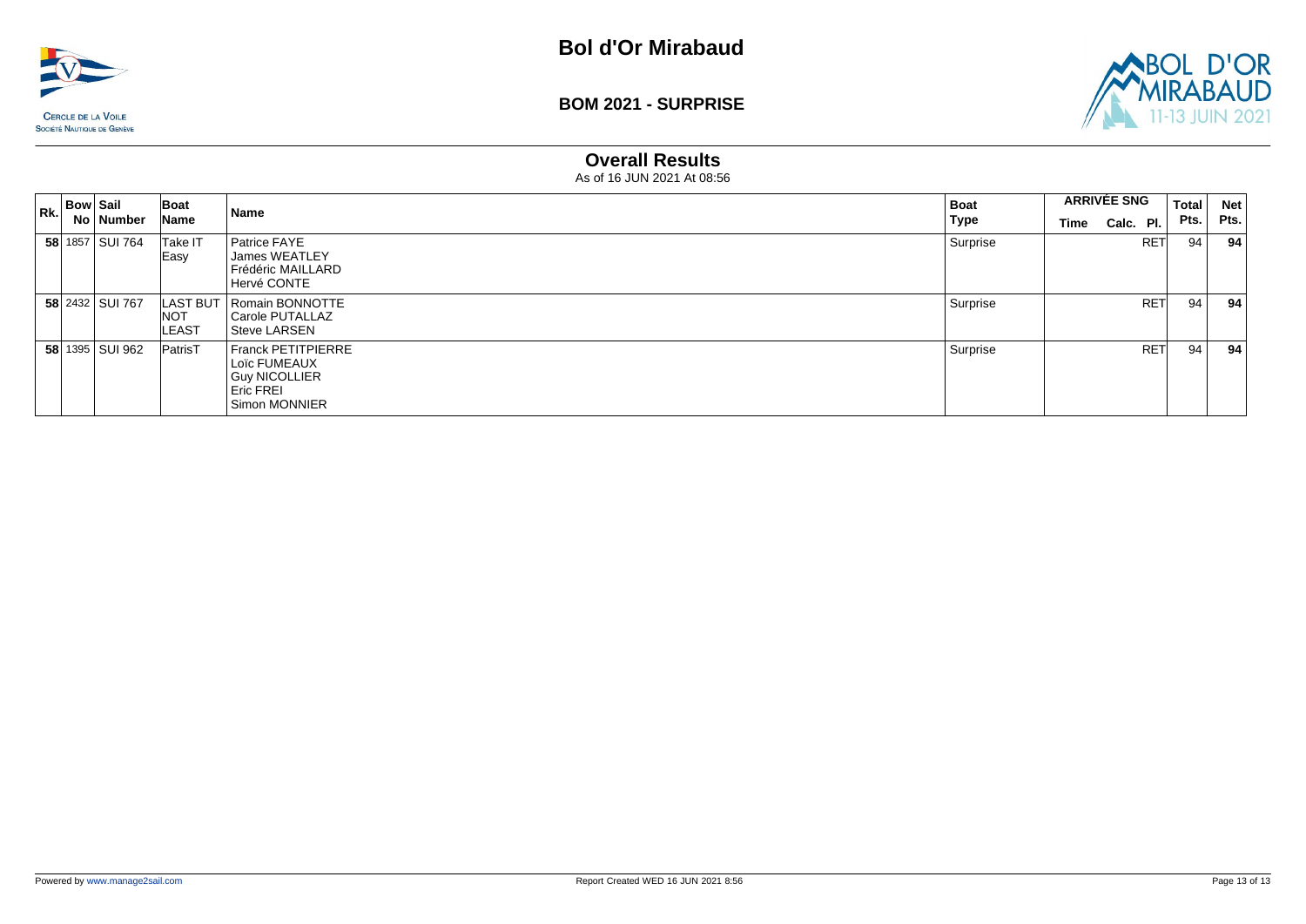# Bol d'Or Mirabaud

## BOM 2021 - SURPRISE

### Overall Results

As of 16 JUN 2021 At 08:56

| Rk. | Bow No | Sail Number | Boat Name | Name | Boat Type | ARRIVÉE SNG Time | Calc. | Pl. | Total Pts. | Net Pts. |
|---|---|---|---|---|---|---|---|---|---|---|
| **58** | 1857 | SUI 764 | Take IT Easy | Patrice FAYE<br>James WEATLEY<br>Frédéric MAILLARD<br>Hervé CONTE | Surprise | | | RET | 94 | **94** |
| **58** | 2432 | SUI 767 | LAST BUT NOT LEAST | Romain BONNOTTE<br>Carole PUTALLAZ<br>Steve LARSEN | Surprise | | | RET | 94 | **94** |
| **58** | 1395 | SUI 962 | PatrisT | Franck PETITPIERRE<br>Loïc FUMEAUX<br>Guy NICOLLIER<br>Eric FREI<br>Simon MONNIER | Surprise | | | RET | 94 | **94** |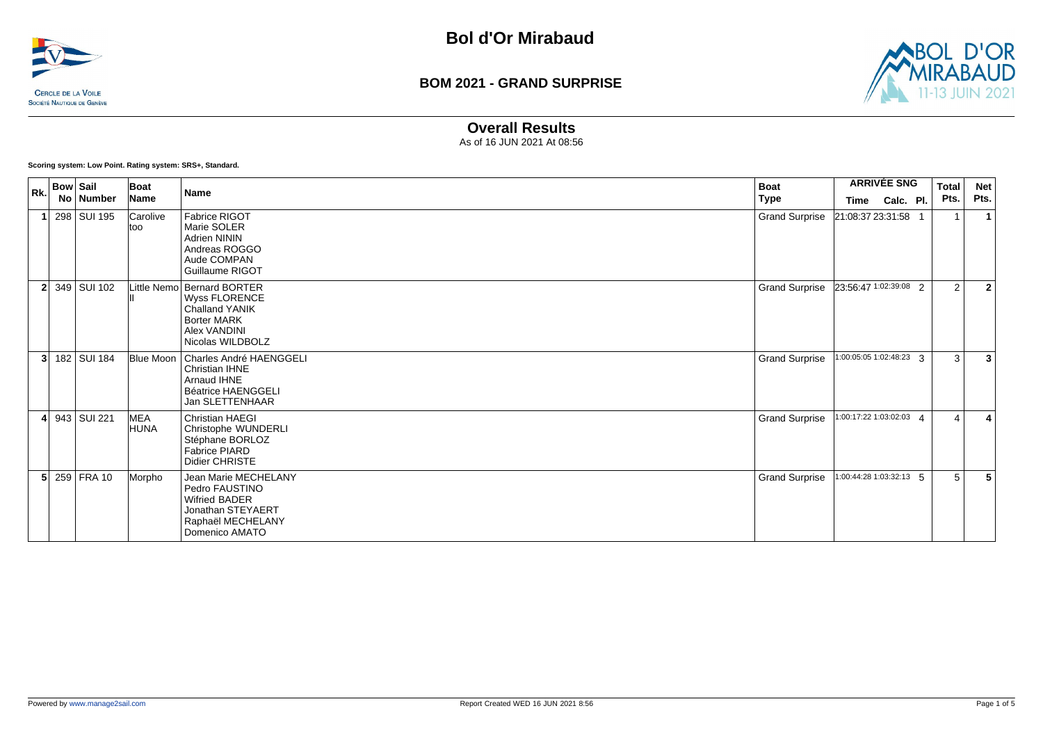# Bol d'Or Mirabaud

## BOM 2021 - GRAND SURPRISE

### Overall Results

As of 16 JUN 2021 At 08:56

**Scoring system: Low Point. Rating system: SRS+, Standard.**

| Rk. | Bow No | Sail Number | Boat Name | Name | Boat Type | ARRIVÉE SNG Time | ARRIVÉE SNG Calc. | ARRIVÉE SNG Pl. | Total Pts. | Net Pts. |
|---|---|---|---|---|---|---|---|---|---|---|
| 1 | 298 | SUI 195 | Carolive too | Fabrice RIGOT<br>Marie SOLER<br>Adrien NININ<br>Andreas ROGGO<br>Aude COMPAN<br>Guillaume RIGOT | Grand Surprise | 21:08:37 | 23:31:58 | 1 | 1 | **1** |
| 2 | 349 | SUI 102 | Little Nemo II | Bernard BORTER<br>Wyss FLORENCE<br>Challand YANIK<br>Borter MARK<br>Alex VANDINI<br>Nicolas WILDBOLZ | Grand Surprise | 23:56:47 | 1:02:39:08 | 2 | 2 | **2** |
| 3 | 182 | SUI 184 | Blue Moon | Charles André HAENGGELI<br>Christian IHNE<br>Arnaud IHNE<br>Béatrice HAENGGELI<br>Jan SLETTENHAAR | Grand Surprise | 1:00:05:05 | 1:02:48:23 | 3 | 3 | **3** |
| 4 | 943 | SUI 221 | MEA HUNA | Christian HAEGI<br>Christophe WUNDERLI<br>Stéphane BORLOZ<br>Fabrice PIARD<br>Didier CHRISTE | Grand Surprise | 1:00:17:22 | 1:03:02:03 | 4 | 4 | **4** |
| 5 | 259 | FRA 10 | Morpho | Jean Marie MECHELANY<br>Pedro FAUSTINO<br>Wifried BADER<br>Jonathan STEYAERT<br>Raphaël MECHELANY<br>Domenico AMATO | Grand Surprise | 1:00:44:28 | 1:03:32:13 | 5 | 5 | **5** |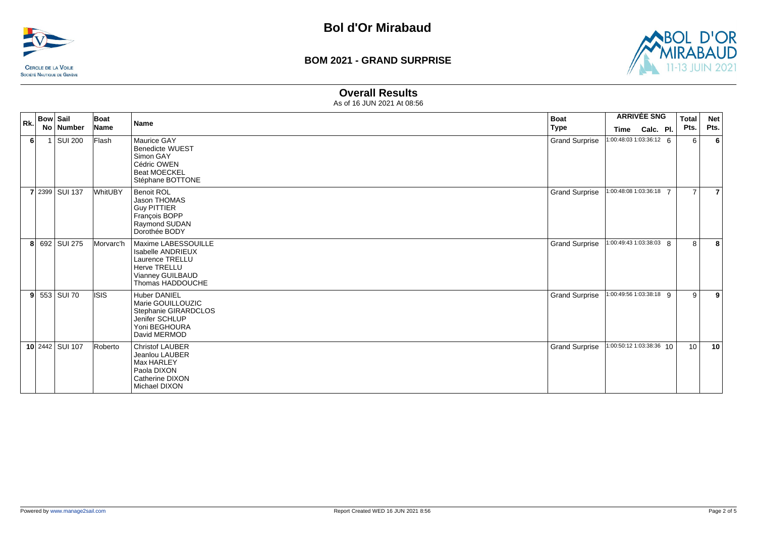# Bol d'Or Mirabaud

CERCLE DE LA VOILE
SOCIÉTÉ NAUTIQUE DE GENÈVE

## BOM 2021 - GRAND SURPRISE

### Overall Results

As of 16 JUN 2021 At 08:56

| Rk. | Bow No | Sail Number | Boat Name | Name | Boat Type | ARRIVÉE SNG Time | Calc. | Pl. | Total Pts. | Net Pts. |
|---|---|---|---|---|---|---|---|---|---|---|
| 6 | 1 | SUI 200 | Flash | Maurice GAY<br>Benedicte WUEST<br>Simon GAY<br>Cédric OWEN<br>Beat MOECKEL<br>Stéphane BOTTONE | Grand Surprise | 1:00:48:03 | 1:03:36:12 | 6 | 6 | 6 |
| 7 | 2399 | SUI 137 | WhitUBY | Benoit ROL<br>Jason THOMAS<br>Guy PITTIER<br>François BOPP<br>Raymond SUDAN<br>Dorothée BODY | Grand Surprise | 1:00:48:08 | 1:03:36:18 | 7 | 7 | 7 |
| 8 | 692 | SUI 275 | Morvarc'h | Maxime LABESSOUILLE<br>Isabelle ANDRIEUX<br>Laurence TRELLU<br>Herve TRELLU<br>Vianney GUILBAUD<br>Thomas HADDOUCHE | Grand Surprise | 1:00:49:43 | 1:03:38:03 | 8 | 8 | 8 |
| 9 | 553 | SUI 70 | ISIS | Huber DANIEL<br>Marie GOUILLOUZIC<br>Stephanie GIRARDCLOS<br>Jenifer SCHLUP<br>Yoni BEGHOURA<br>David MERMOD | Grand Surprise | 1:00:49:56 | 1:03:38:18 | 9 | 9 | 9 |
| 10 | 2442 | SUI 107 | Roberto | Christof LAUBER<br>Jeanlou LAUBER<br>Max HARLEY<br>Paola DIXON<br>Catherine DIXON<br>Michael DIXON | Grand Surprise | 1:00:50:12 | 1:03:38:36 | 10 | 10 | 10 |

Powered by www.manage2sail.com

Report Created WED 16 JUN 2021 8:56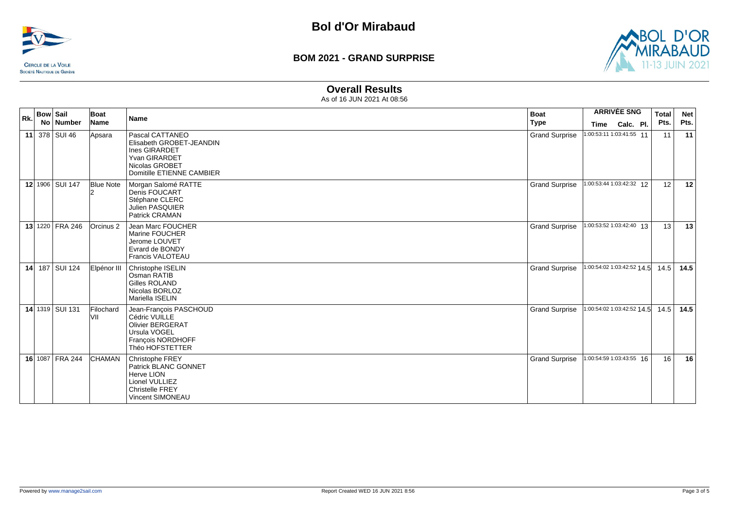# Bol d'Or Mirabaud

## BOM 2021 - GRAND SURPRISE

### Overall Results

As of 16 JUN 2021 At 08:56

| Rk. | Bow No | Sail Number | Boat Name | Name | Boat Type | ARRIVÉE SNG Time | Calc. | Pl. | Total Pts. | Net Pts. |
|---|---|---|---|---|---|---|---|---|---|---|
| 11 | 378 | SUI 46 | Apsara | Pascal CATTANEO<br>Elisabeth GROBET-JEANDIN<br>Ines GIRARDET<br>Yvan GIRARDET<br>Nicolas GROBET<br>Domitille ETIENNE CAMBIER | Grand Surprise | 1:00:53:11 | 1:03:41:55 | 11 | 11 | 11 |
| 12 | 1906 | SUI 147 | Blue Note 2 | Morgan Salomé RATTE<br>Denis FOUCART<br>Stéphane CLERC<br>Julien PASQUIER<br>Patrick CRAMAN | Grand Surprise | 1:00:53:44 | 1:03:42:32 | 12 | 12 | 12 |
| 13 | 1220 | FRA 246 | Orcinus 2 | Jean Marc FOUCHER<br>Marine FOUCHER<br>Jerome LOUVET<br>Evrard de BONDY<br>Francis VALOTEAU | Grand Surprise | 1:00:53:52 | 1:03:42:40 | 13 | 13 | 13 |
| 14 | 187 | SUI 124 | Elpénor III | Christophe ISELIN<br>Osman RATIB<br>Gilles ROLAND<br>Nicolas BORLOZ<br>Mariella ISELIN | Grand Surprise | 1:00:54:02 | 1:03:42:52 | 14.5 | 14.5 | 14.5 |
| 14 | 1319 | SUI 131 | Filochard VII | Jean-François PASCHOUD<br>Cédric VUILLE<br>Olivier BERGERAT<br>Ursula VOGEL<br>François NORDHOFF<br>Théo HOFSTETTER | Grand Surprise | 1:00:54:02 | 1:03:42:52 | 14.5 | 14.5 | 14.5 |
| 16 | 1087 | FRA 244 | CHAMAN | Christophe FREY<br>Patrick BLANC GONNET<br>Herve LION<br>Lionel VULLIEZ<br>Christelle FREY<br>Vincent SIMONEAU | Grand Surprise | 1:00:54:59 | 1:03:43:55 | 16 | 16 | 16 |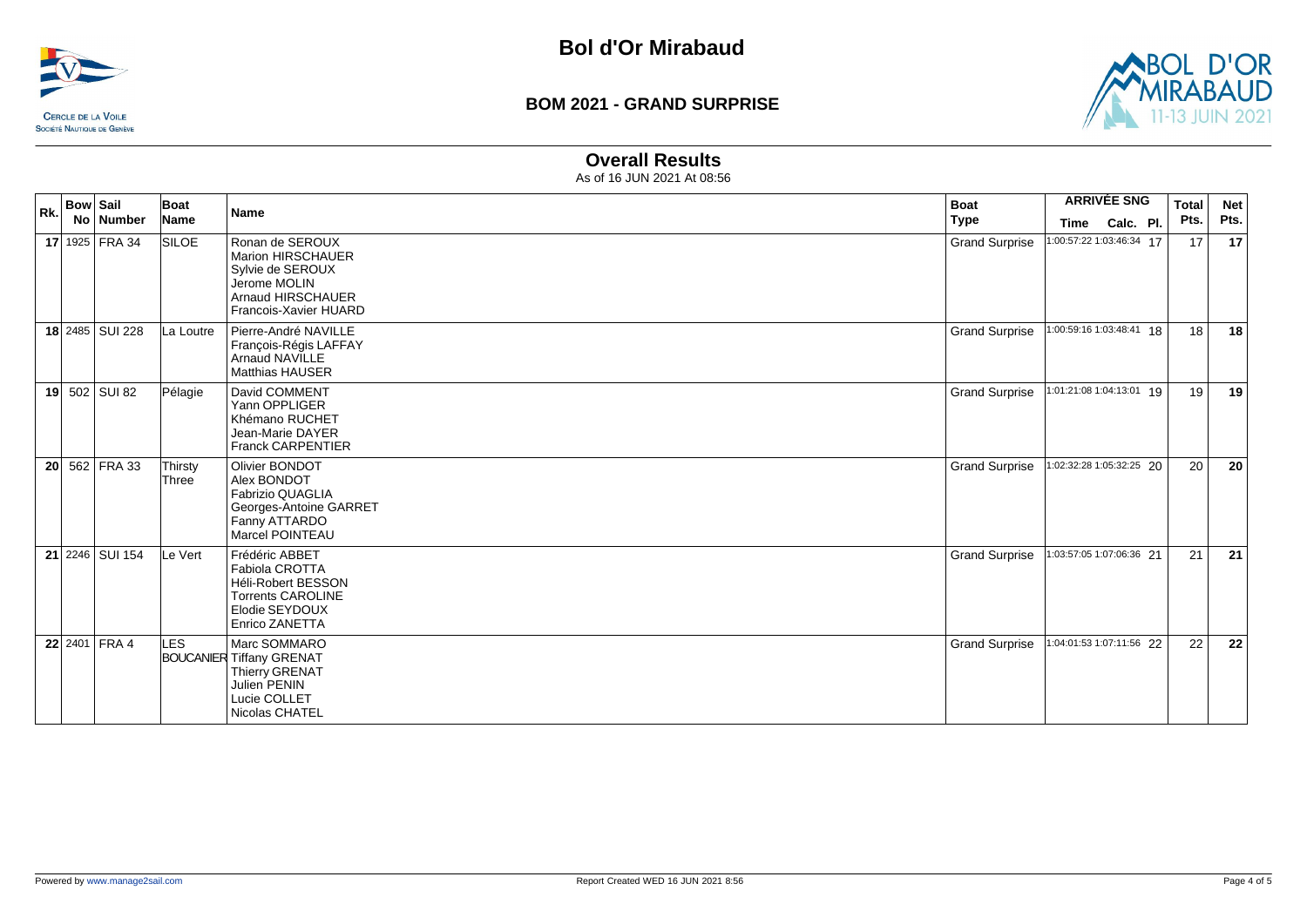# Bol d'Or Mirabaud

## BOM 2021 - GRAND SURPRISE

### Overall Results

As of 16 JUN 2021 At 08:56

| Rk. | Bow No | Sail Number | Boat Name | Name | Boat Type | ARRIVÉE SNG Time | Calc. | Pl. | Total Pts. | Net Pts. |
|---|---|---|---|---|---|---|---|---|---|---|
| **17** | 1925 | FRA 34 | SILOE | Ronan de SEROUX<br>Marion HIRSCHAUER<br>Sylvie de SEROUX<br>Jerome MOLIN<br>Arnaud HIRSCHAUER<br>Francois-Xavier HUARD | Grand Surprise | 1:00:57:22 | 1:03:46:34 | 17 | 17 | **17** |
| **18** | 2485 | SUI 228 | La Loutre | Pierre-André NAVILLE<br>François-Régis LAFFAY<br>Arnaud NAVILLE<br>Matthias HAUSER | Grand Surprise | 1:00:59:16 | 1:03:48:41 | 18 | 18 | **18** |
| **19** | 502 | SUI 82 | Pélagie | David COMMENT<br>Yann OPPLIGER<br>Khémano RUCHET<br>Jean-Marie DAYER<br>Franck CARPENTIER | Grand Surprise | 1:01:21:08 | 1:04:13:01 | 19 | 19 | **19** |
| **20** | 562 | FRA 33 | Thirsty Three | Olivier BONDOT<br>Alex BONDOT<br>Fabrizio QUAGLIA<br>Georges-Antoine GARRET<br>Fanny ATTARDO<br>Marcel POINTEAU | Grand Surprise | 1:02:32:28 | 1:05:32:25 | 20 | 20 | **20** |
| **21** | 2246 | SUI 154 | Le Vert | Frédéric ABBET<br>Fabiola CROTTA<br>Héli-Robert BESSON<br>Torrents CAROLINE<br>Elodie SEYDOUX<br>Enrico ZANETTA | Grand Surprise | 1:03:57:05 | 1:07:06:36 | 21 | 21 | **21** |
| **22** | 2401 | FRA 4 | LES BOUCANIER | Marc SOMMARO<br>Tiffany GRENAT<br>Thierry GRENAT<br>Julien PENIN<br>Lucie COLLET<br>Nicolas CHATEL | Grand Surprise | 1:04:01:53 | 1:07:11:56 | 22 | 22 | **22** |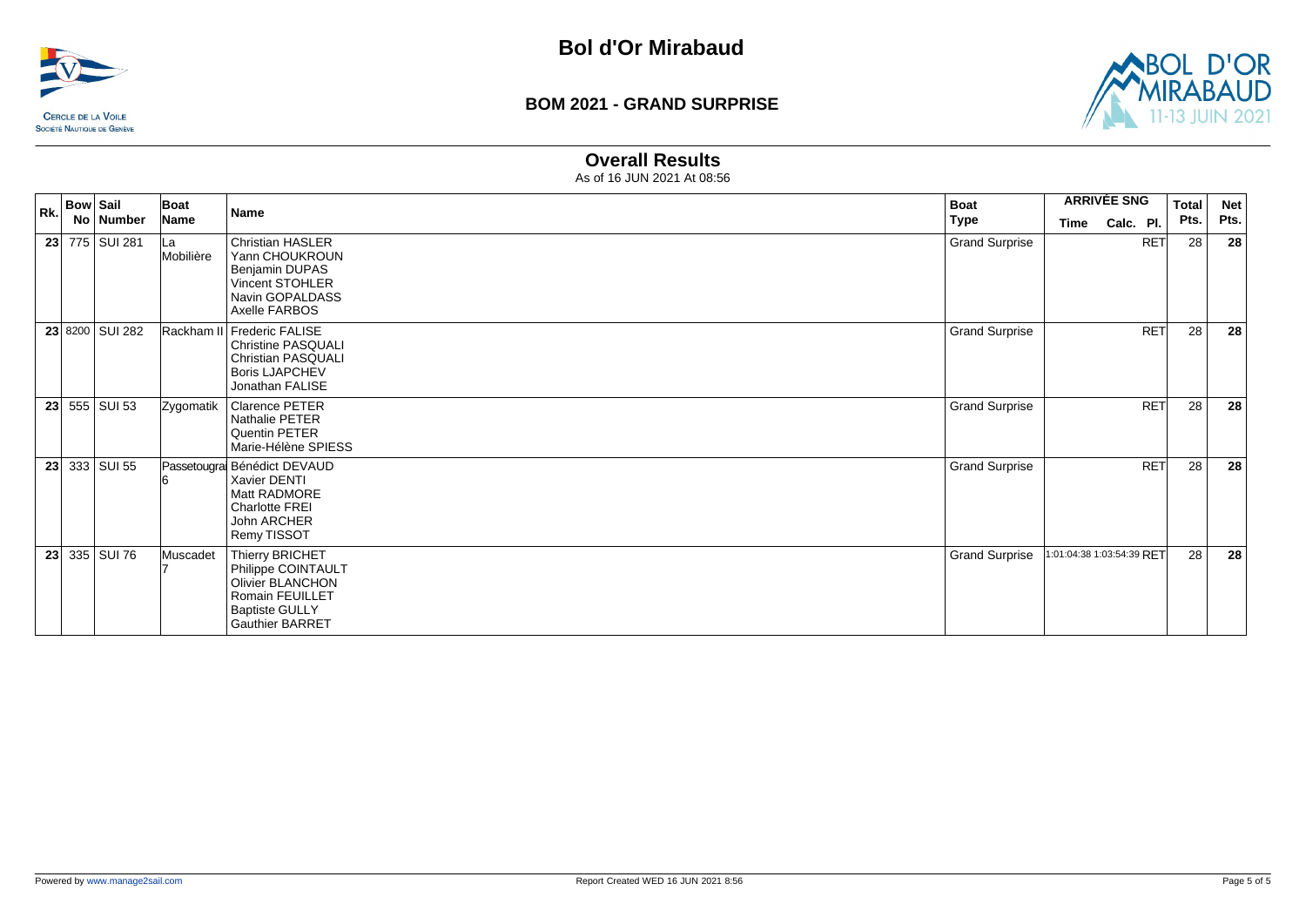# Bol d'Or Mirabaud

## BOM 2021 - GRAND SURPRISE

### Overall Results

As of 16 JUN 2021 At 08:56

| Rk. | Bow No | Sail Number | Boat Name | Name | Boat Type | ARRIVÉE SNG Time | Calc. | Pl. | Total Pts. | Net Pts. |
|---|---|---|---|---|---|---|---|---|---|---|
| **23** | 775 | SUI 281 | La Mobilière | Christian HASLER<br>Yann CHOUKROUN<br>Benjamin DUPAS<br>Vincent STOHLER<br>Navin GOPALDASS<br>Axelle FARBOS | Grand Surprise | | | RET | 28 | **28** |
| **23** | 8200 | SUI 282 | Rackham II | Frederic FALISE<br>Christine PASQUALI<br>Christian PASQUALI<br>Boris LJAPCHEV<br>Jonathan FALISE | Grand Surprise | | | RET | 28 | **28** |
| **23** | 555 | SUI 53 | Zygomatik | Clarence PETER<br>Nathalie PETER<br>Quentin PETER<br>Marie-Hélène SPIESS | Grand Surprise | | | RET | 28 | **28** |
| **23** | 333 | SUI 55 | Passetougrain 6 | Bénédict DEVAUD<br>Xavier DENTI<br>Matt RADMORE<br>Charlotte FREI<br>John ARCHER<br>Remy TISSOT | Grand Surprise | | | RET | 28 | **28** |
| **23** | 335 | SUI 76 | Muscadet 7 | Thierry BRICHET<br>Philippe COINTAULT<br>Olivier BLANCHON<br>Romain FEUILLET<br>Baptiste GULLY<br>Gauthier BARRET | Grand Surprise | 1:01:04:38 | 1:03:54:39 | RET | 28 | **28** |

Powered by www.manage2sail.com

Report Created WED 16 JUN 2021 8:56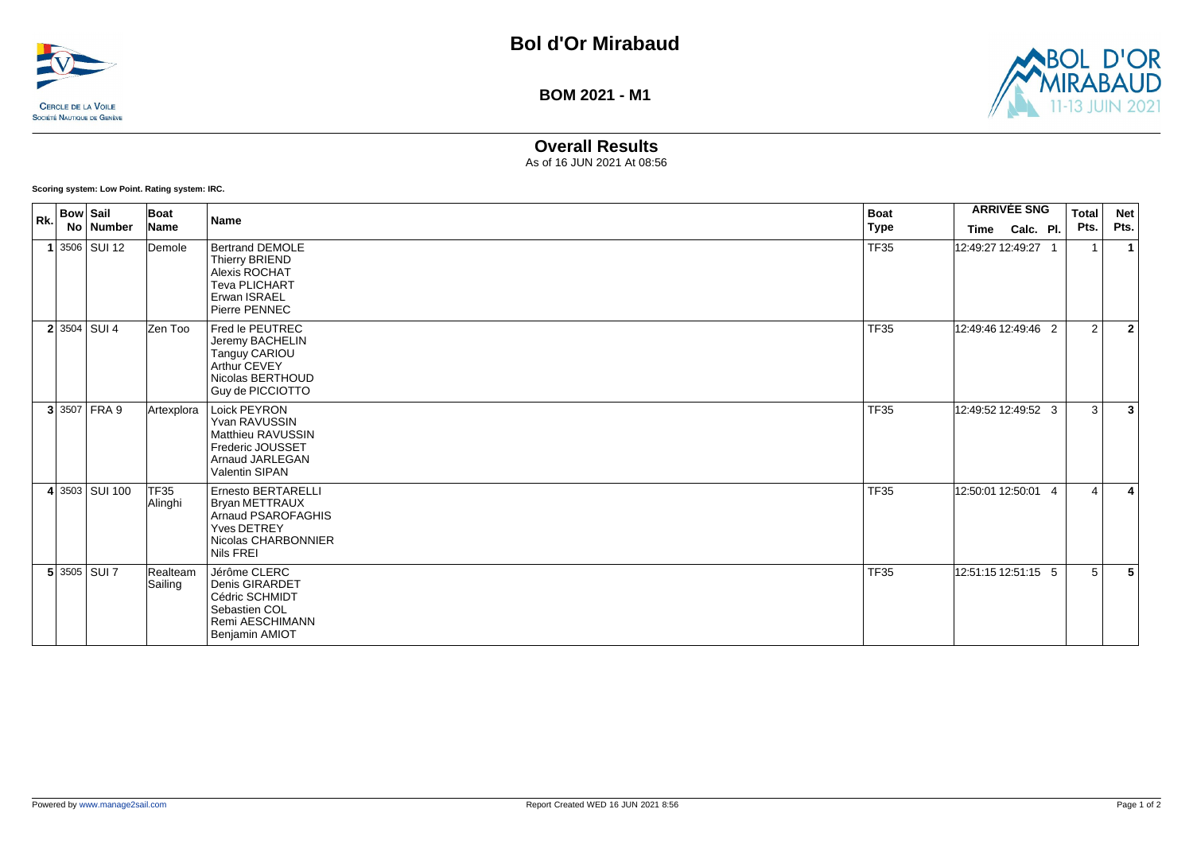# Bol d'Or Mirabaud

**CERCLE DE LA VOILE**
SOCIÉTÉ NAUTIQUE DE GENÈVE

## BOM 2021 - M1

BOL D'OR MIRABAUD 11-13 JUIN 2021

## Overall Results

As of 16 JUN 2021 At 08:56

**Scoring system: Low Point. Rating system: IRC.**

| Rk. | Bow No | Sail Number | Boat Name | Name | Boat Type | ARRIVÉE SNG | | | Total Pts. | Net Pts. |
|---|---|---|---|---|---|---|---|---|---|---|
| | | | | | | Time | Calc. | Pl. | | |
| **1** | 3506 | SUI 12 | Demole | Bertrand DEMOLE<br>Thierry BRIEND<br>Alexis ROCHAT<br>Teva PLICHART<br>Erwan ISRAEL<br>Pierre PENNEC | TF35 | 12:49:27 | 12:49:27 | 1 | 1 | **1** |
| **2** | 3504 | SUI 4 | Zen Too | Fred le PEUTREC<br>Jeremy BACHELIN<br>Tanguy CARIOU<br>Arthur CEVEY<br>Nicolas BERTHOUD<br>Guy de PICCIOTTO | TF35 | 12:49:46 | 12:49:46 | 2 | 2 | **2** |
| **3** | 3507 | FRA 9 | Artexplora | Loick PEYRON<br>Yvan RAVUSSIN<br>Matthieu RAVUSSIN<br>Frederic JOUSSET<br>Arnaud JARLEGAN<br>Valentin SIPAN | TF35 | 12:49:52 | 12:49:52 | 3 | 3 | **3** |
| **4** | 3503 | SUI 100 | TF35 Alinghi | Ernesto BERTARELLI<br>Bryan METTRAUX<br>Arnaud PSAROFAGHIS<br>Yves DETREY<br>Nicolas CHARBONNIER<br>Nils FREI | TF35 | 12:50:01 | 12:50:01 | 4 | 4 | **4** |
| **5** | 3505 | SUI 7 | Realteam Sailing | Jérôme CLERC<br>Denis GIRARDET<br>Cédric SCHMIDT<br>Sebastien COL<br>Remi AESCHIMANN<br>Benjamin AMIOT | TF35 | 12:51:15 | 12:51:15 | 5 | 5 | **5** |

Powered by www.manage2sail.com

Report Created WED 16 JUN 2021 8:56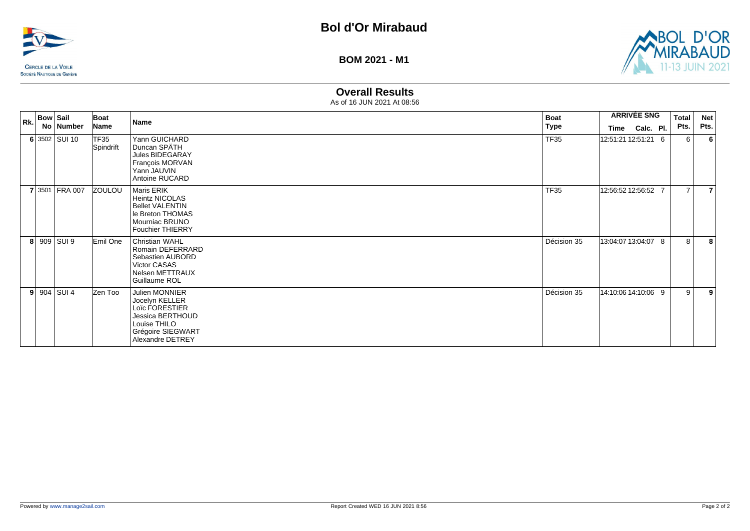# Bol d'Or Mirabaud

## BOM 2021 - M1

### Overall Results

As of 16 JUN 2021 At 08:56

| Rk. | Bow No | Sail Number | Boat Name | Name | Boat Type | ARRIVÉE SNG Time | Calc. | Pl. | Total Pts. | Net Pts. |
|---|---|---|---|---|---|---|---|---|---|---|
| 6 | 3502 | SUI 10 | TF35 Spindrift | Yann GUICHARD<br>Duncan SPÄTH<br>Jules BIDEGARAY<br>François MORVAN<br>Yann JAUVIN<br>Antoine RUCARD | TF35 | 12:51:21 | 12:51:21 | 6 | 6 | 6 |
| 7 | 3501 | FRA 007 | ZOULOU | Maris ERIK<br>Heintz NICOLAS<br>Bellet VALENTIN<br>le Breton THOMAS<br>Mourniac BRUNO<br>Fouchier THIERRY | TF35 | 12:56:52 | 12:56:52 | 7 | 7 | 7 |
| 8 | 909 | SUI 9 | Emil One | Christian WAHL<br>Romain DEFERRARD<br>Sebastien AUBORD<br>Victor CASAS<br>Nelsen METTRAUX<br>Guillaume ROL | Décision 35 | 13:04:07 | 13:04:07 | 8 | 8 | 8 |
| 9 | 904 | SUI 4 | Zen Too | Julien MONNIER<br>Jocelyn KELLER<br>Loïc FORESTIER<br>Jessica BERTHOUD<br>Louise THILO<br>Grégoire SIEGWART<br>Alexandre DETREY | Décision 35 | 14:10:06 | 14:10:06 | 9 | 9 | 9 |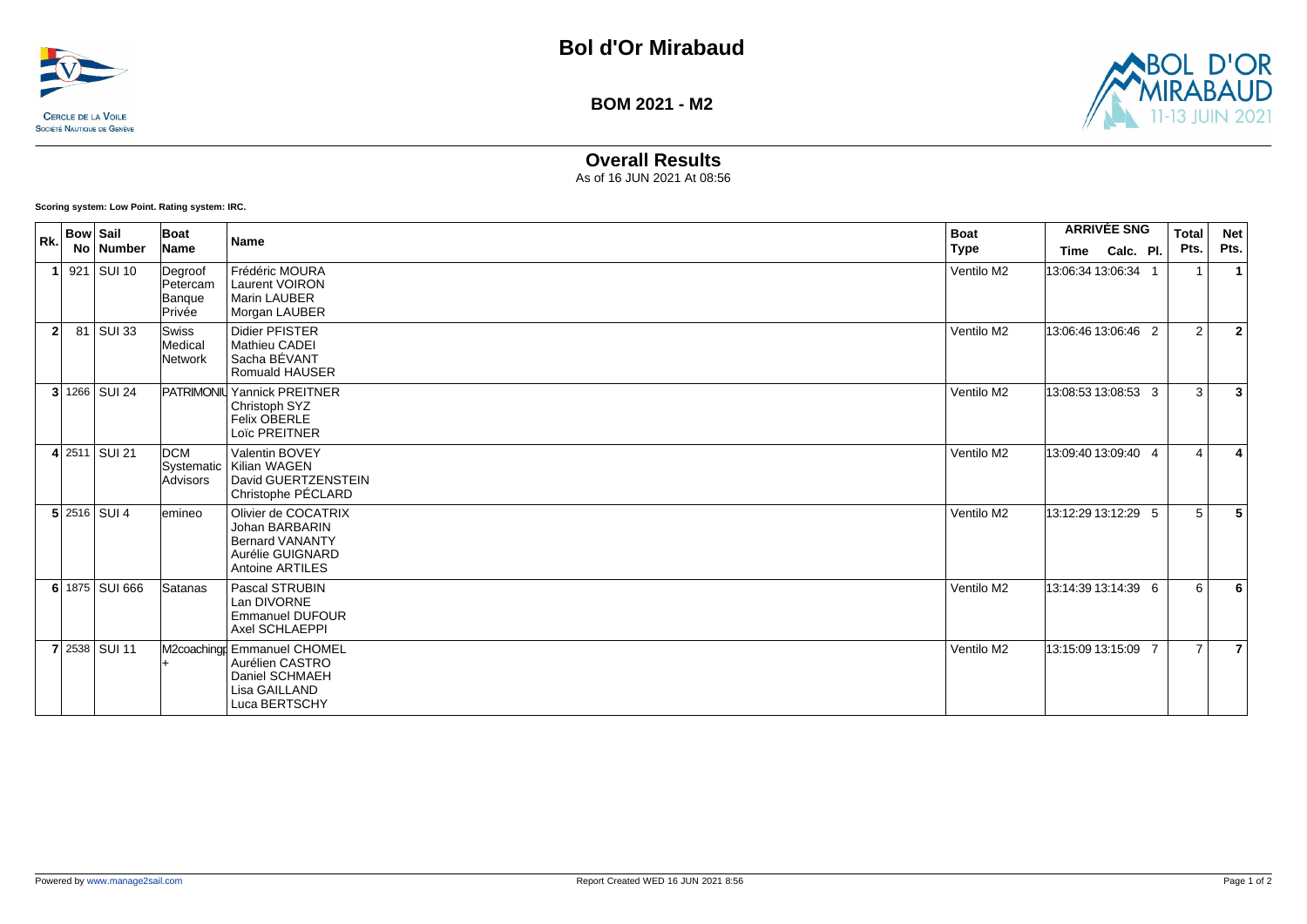# Bol d'Or Mirabaud

## BOM 2021 - M2

## Overall Results

As of 16 JUN 2021 At 08:56

**Scoring system: Low Point. Rating system: IRC.**

| Rk. | Bow No | Sail Number | Boat Name | Name | Boat Type | ARRIVÉE SNG Time | Calc. | Pl. | Total Pts. | Net Pts. |
|---|---|---|---|---|---|---|---|---|---|---|
| 1 | 921 | SUI 10 | Degroof Petercam Banque Privée | Frédéric MOURA<br>Laurent VOIRON<br>Marin LAUBER<br>Morgan LAUBER | Ventilo M2 | 13:06:34 | 13:06:34 | 1 | 1 | 1 |
| 2 | 81 | SUI 33 | Swiss Medical Network | Didier PFISTER<br>Mathieu CADEI<br>Sacha BÉVANT<br>Romuald HAUSER | Ventilo M2 | 13:06:46 | 13:06:46 | 2 | 2 | 2 |
| 3 | 1266 | SUI 24 | PATRIMONIU | Yannick PREITNER<br>Christoph SYZ<br>Felix OBERLE<br>Loïc PREITNER | Ventilo M2 | 13:08:53 | 13:08:53 | 3 | 3 | 3 |
| 4 | 2511 | SUI 21 | DCM Systematic Advisors | Valentin BOVEY<br>Kilian WAGEN<br>David GUERTZENSTEIN<br>Christophe PÉCLARD | Ventilo M2 | 13:09:40 | 13:09:40 | 4 | 4 | 4 |
| 5 | 2516 | SUI 4 | emineo | Olivier de COCATRIX<br>Johan BARBARIN<br>Bernard VANANTY<br>Aurélie GUIGNARD<br>Antoine ARTILES | Ventilo M2 | 13:12:29 | 13:12:29 | 5 | 5 | 5 |
| 6 | 1875 | SUI 666 | Satanas | Pascal STRUBIN<br>Lan DIVORNE<br>Emmanuel DUFOUR<br>Axel SCHLAEPPI | Ventilo M2 | 13:14:39 | 13:14:39 | 6 | 6 | 6 |
| 7 | 2538 | SUI 11 | M2coachingp+ | Emmanuel CHOMEL<br>Aurélien CASTRO<br>Daniel SCHMAEH<br>Lisa GAILLAND<br>Luca BERTSCHY | Ventilo M2 | 13:15:09 | 13:15:09 | 7 | 7 | 7 |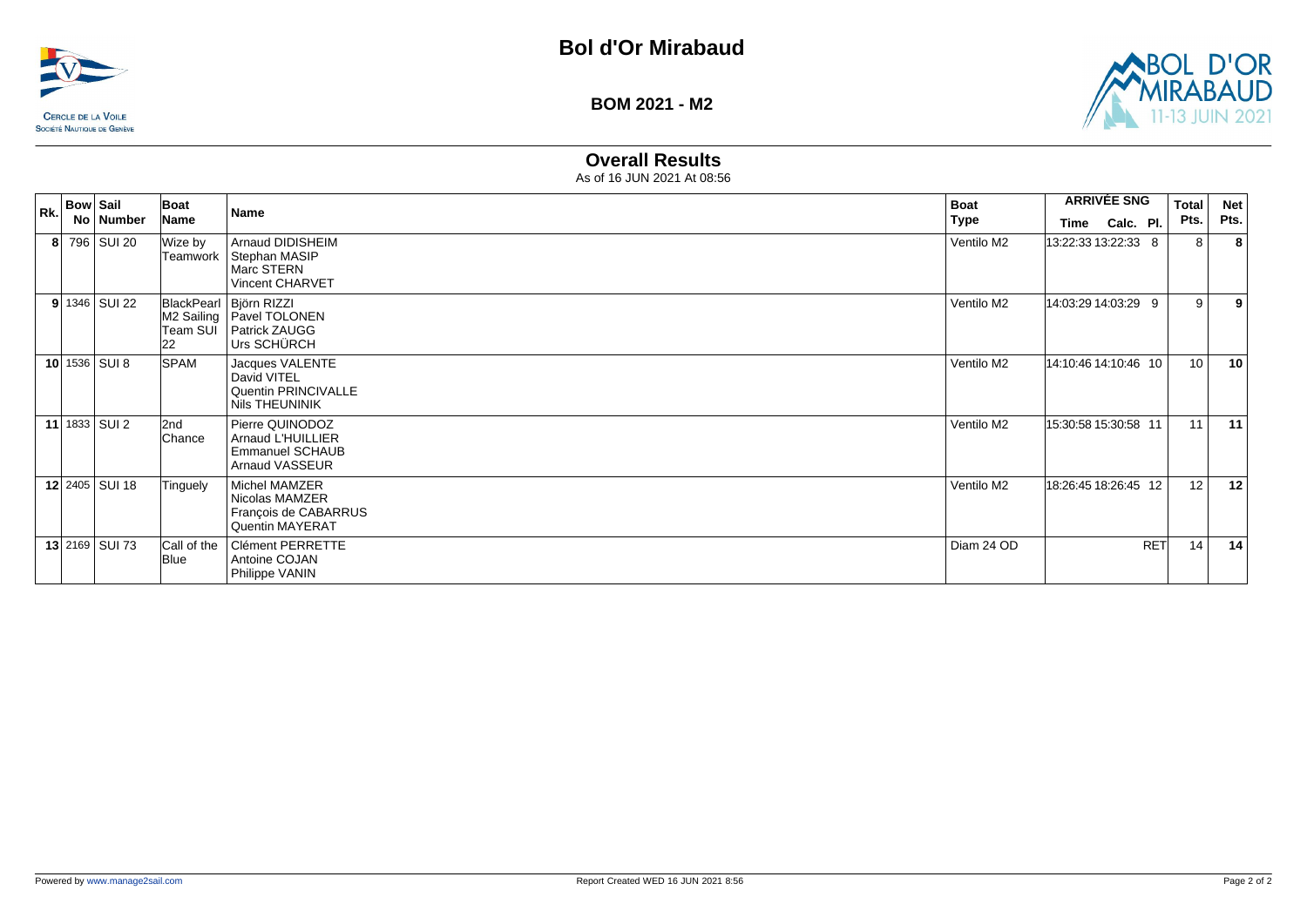# Bol d'Or Mirabaud

**BOM 2021 - M2**

CERCLE DE LA VOILE
SOCIÉTÉ NAUTIQUE DE GENÈVE

BOL D'OR MIRABAUD 11-13 JUIN 2021

## Overall Results

As of 16 JUN 2021 At 08:56

| Rk. | Bow No | Sail Number | Boat Name | Name | Boat Type | ARRIVÉE SNG Time | Calc. | Pl. | Total Pts. | Net Pts. |
|---|---|---|---|---|---|---|---|---|---|---|
| **8** | 796 | SUI 20 | Wize by Teamwork | Arnaud DIDISHEIM<br>Stephan MASIP<br>Marc STERN<br>Vincent CHARVET | Ventilo M2 | 13:22:33 | 13:22:33 | 8 | 8 | **8** |
| **9** | 1346 | SUI 22 | BlackPearl M2 Sailing Team SUI 22 | Björn RIZZI<br>Pavel TOLONEN<br>Patrick ZAUGG<br>Urs SCHÜRCH | Ventilo M2 | 14:03:29 | 14:03:29 | 9 | 9 | **9** |
| **10** | 1536 | SUI 8 | SPAM | Jacques VALENTE<br>David VITEL<br>Quentin PRINCIVALLE<br>Nils THEUNINIK | Ventilo M2 | 14:10:46 | 14:10:46 | 10 | 10 | **10** |
| **11** | 1833 | SUI 2 | 2nd Chance | Pierre QUINODOZ<br>Arnaud L'HUILLIER<br>Emmanuel SCHAUB<br>Arnaud VASSEUR | Ventilo M2 | 15:30:58 | 15:30:58 | 11 | 11 | **11** |
| **12** | 2405 | SUI 18 | Tinguely | Michel MAMZER<br>Nicolas MAMZER<br>François de CABARRUS<br>Quentin MAYERAT | Ventilo M2 | 18:26:45 | 18:26:45 | 12 | 12 | **12** |
| **13** | 2169 | SUI 73 | Call of the Blue | Clément PERRETTE<br>Antoine COJAN<br>Philippe VANIN | Diam 24 OD | | | RET | 14 | **14** |

Powered by www.manage2sail.com

Report Created WED 16 JUN 2021 8:56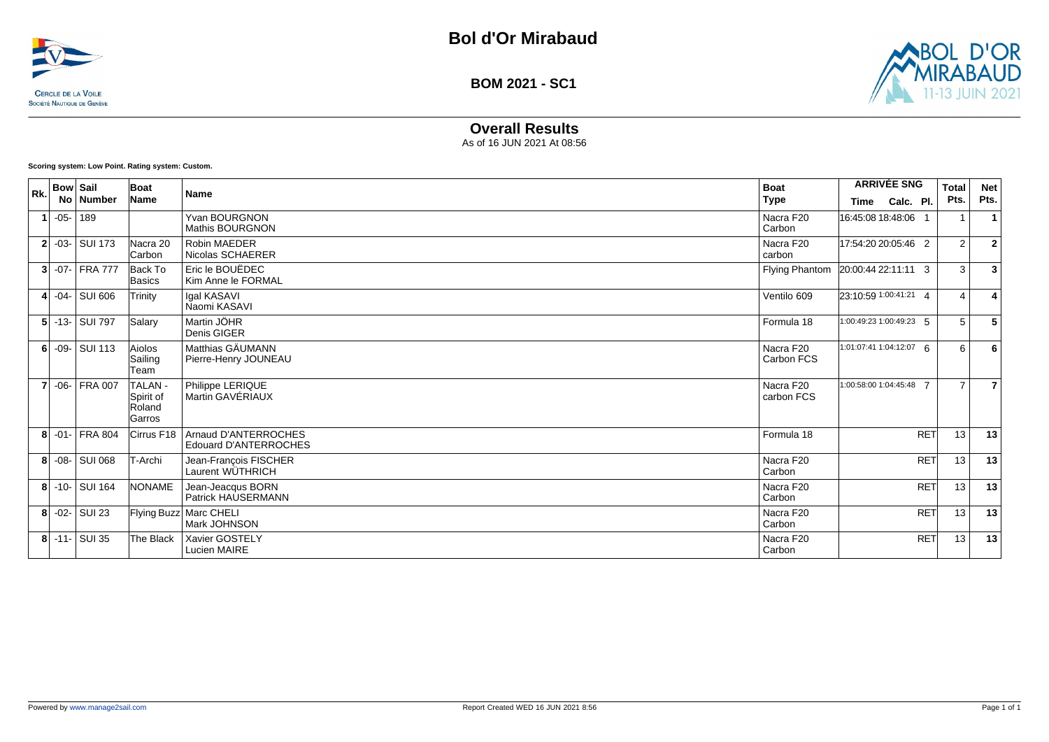# Bol d'Or Mirabaud

## BOM 2021 - SC1

## Overall Results

As of 16 JUN 2021 At 08:56

**Scoring system: Low Point. Rating system: Custom.**

| Rk. | Bow No | Sail Number | Boat Name | Name | Boat Type | ARRIVÉE SNG | | | Total Pts. | Net Pts. |
|---|---|---|---|---|---|---|---|---|---|---|
| | | | | | | Time | Calc. | Pl. | | |
| 1 | -05- | 189 | | Yvan BOURGNON<br>Mathis BOURGNON | Nacra F20 Carbon | 16:45:08 | 18:48:06 | 1 | 1 | **1** |
| 2 | -03- | SUI 173 | Nacra 20 Carbon | Robin MAEDER<br>Nicolas SCHAERER | Nacra F20 carbon | 17:54:20 | 20:05:46 | 2 | 2 | **2** |
| 3 | -07- | FRA 777 | Back To Basics | Eric le BOUËDEC<br>Kim Anne le FORMAL | Flying Phantom | 20:00:44 | 22:11:11 | 3 | 3 | **3** |
| 4 | -04- | SUI 606 | Trinity | Igal KASAVI<br>Naomi KASAVI | Ventilo 609 | 23:10:59 | 1:00:41:21 | 4 | 4 | **4** |
| 5 | -13- | SUI 797 | Salary | Martin JÖHR<br>Denis GIGER | Formula 18 | 1:00:49:23 | 1:00:49:23 | 5 | 5 | **5** |
| 6 | -09- | SUI 113 | Aiolos Sailing Team | Matthias GÄUMANN<br>Pierre-Henry JOUNEAU | Nacra F20 Carbon FCS | 1:01:07:41 | 1:04:12:07 | 6 | 6 | **6** |
| 7 | -06- | FRA 007 | TALAN - Spirit of Roland Garros | Philippe LERIQUE<br>Martin GAVÉRIAUX | Nacra F20 carbon FCS | 1:00:58:00 | 1:04:45:48 | 7 | 7 | **7** |
| 8 | -01- | FRA 804 | Cirrus F18 | Arnaud D'ANTERROCHES<br>Edouard D'ANTERROCHES | Formula 18 | | | RET | 13 | **13** |
| 8 | -08- | SUI 068 | T-Archi | Jean-François FISCHER<br>Laurent WÜTHRICH | Nacra F20 Carbon | | | RET | 13 | **13** |
| 8 | -10- | SUI 164 | NONAME | Jean-Jeacqus BORN<br>Patrick HAUSERMANN | Nacra F20 Carbon | | | RET | 13 | **13** |
| 8 | -02- | SUI 23 | Flying Buzz | Marc CHELI<br>Mark JOHNSON | Nacra F20 Carbon | | | RET | 13 | **13** |
| 8 | -11- | SUI 35 | The Black | Xavier GOSTELY<br>Lucien MAIRE | Nacra F20 Carbon | | | RET | 13 | **13** |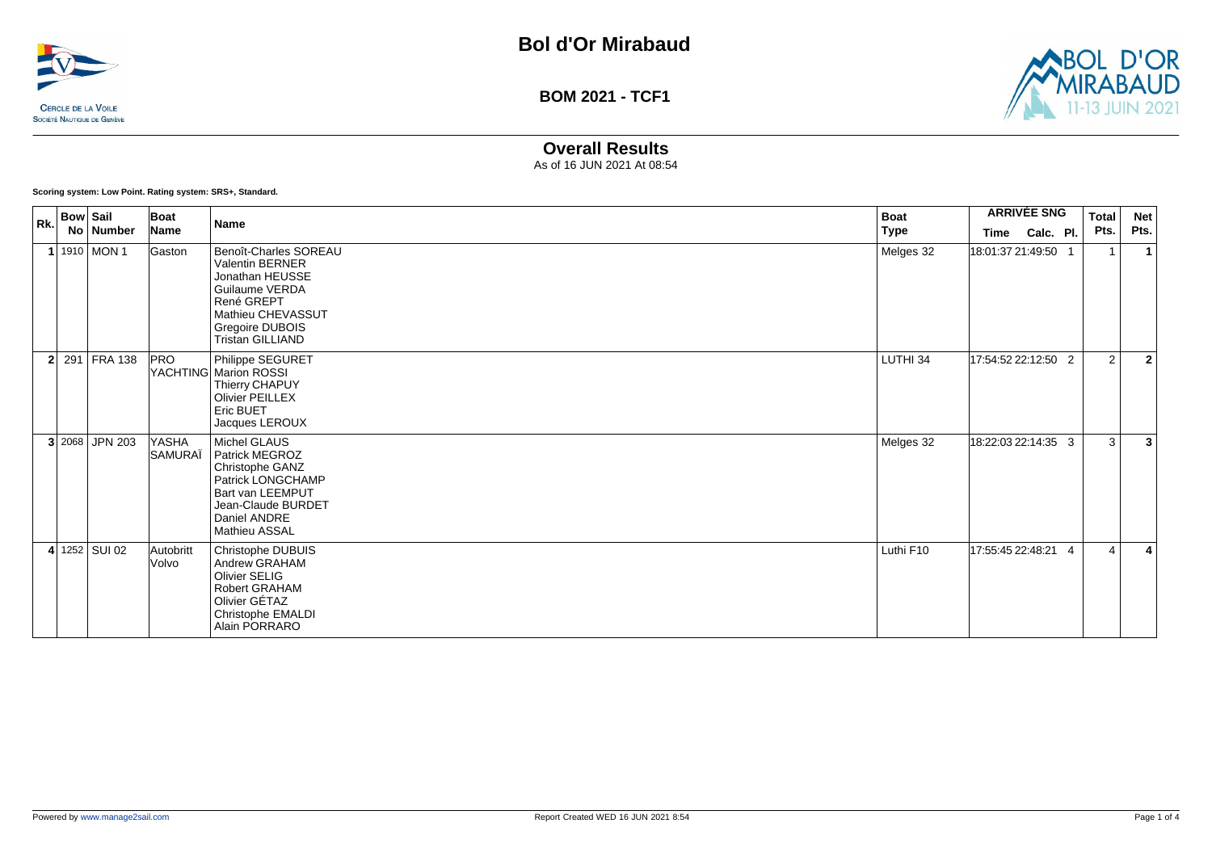# Bol d'Or Mirabaud

**BOM 2021 - TCF1**

## Overall Results

As of 16 JUN 2021 At 08:54

**Scoring system: Low Point. Rating system: SRS+, Standard.**

| Rk. | Bow No | Sail Number | Boat Name | Name | Boat Type | ARRIVÉE SNG Time | Calc. | Pl. | Total Pts. | Net Pts. |
|---|---|---|---|---|---|---|---|---|---|---|
| 1 | 1910 | MON 1 | Gaston | Benoît-Charles SOREAU<br>Valentin BERNER<br>Jonathan HEUSSE<br>Guilaume VERDA<br>René GREPT<br>Mathieu CHEVASSUT<br>Gregoire DUBOIS<br>Tristan GILLIAND | Melges 32 | 18:01:37 | 21:49:50 | 1 | 1 | 1 |
| 2 | 291 | FRA 138 | PRO YACHTING | Philippe SEGURET<br>Marion ROSSI<br>Thierry CHAPUY<br>Olivier PEILLEX<br>Eric BUET<br>Jacques LEROUX | LUTHI 34 | 17:54:52 | 22:12:50 | 2 | 2 | 2 |
| 3 | 2068 | JPN 203 | YASHA SAMURAÏ | Michel GLAUS<br>Patrick MEGROZ<br>Christophe GANZ<br>Patrick LONGCHAMP<br>Bart van LEEMPUT<br>Jean-Claude BURDET<br>Daniel ANDRE<br>Mathieu ASSAL | Melges 32 | 18:22:03 | 22:14:35 | 3 | 3 | 3 |
| 4 | 1252 | SUI 02 | Autobritt Volvo | Christophe DUBUIS<br>Andrew GRAHAM<br>Olivier SELIG<br>Robert GRAHAM<br>Olivier GÉTAZ<br>Christophe EMALDI<br>Alain PORRARO | Luthi F10 | 17:55:45 | 22:48:21 | 4 | 4 | 4 |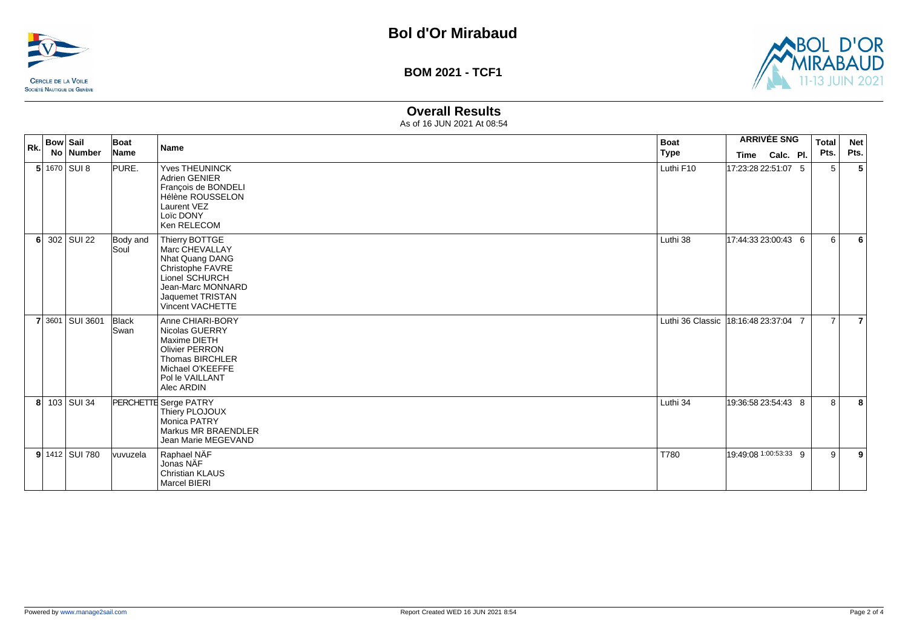# Bol d'Or Mirabaud

CERCLE DE LA VOILE
SOCIÉTÉ NAUTIQUE DE GENÈVE

BOL D'OR MIRABAUD 11-13 JUIN 2021

## BOM 2021 - TCF1

### Overall Results

As of 16 JUN 2021 At 08:54

| Rk. | Bow No | Sail Number | Boat Name | Name | Boat Type | ARRIVÉE SNG Time | Calc. | Pl. | Total Pts. | Net Pts. |
|---|---|---|---|---|---|---|---|---|---|---|
| 5 | 1670 | SUI 8 | PURE. | Yves THEUNINCK<br>Adrien GENIER<br>François de BONDELI<br>Hélène ROUSSELON<br>Laurent VEZ<br>Loïc DONY<br>Ken RELECOM | Luthi F10 | 17:23:28 | 22:51:07 | 5 | 5 | **5** |
| 6 | 302 | SUI 22 | Body and Soul | Thierry BOTTGE<br>Marc CHEVALLAY<br>Nhat Quang DANG<br>Christophe FAVRE<br>Lionel SCHURCH<br>Jean-Marc MONNARD<br>Jaquemet TRISTAN<br>Vincent VACHETTE | Luthi 38 | 17:44:33 | 23:00:43 | 6 | 6 | **6** |
| 7 | 3601 | SUI 3601 | Black Swan | Anne CHIARI-BORY<br>Nicolas GUERRY<br>Maxime DIETH<br>Olivier PERRON<br>Thomas BIRCHLER<br>Michael O'KEEFFE<br>Pol le VAILLANT<br>Alec ARDIN | Luthi 36 Classic | 18:16:48 | 23:37:04 | 7 | 7 | **7** |
| 8 | 103 | SUI 34 | PERCHETTE | Serge PATRY<br>Thiery PLOJOUX<br>Monica PATRY<br>Markus MR BRAENDLER<br>Jean Marie MEGEVAND | Luthi 34 | 19:36:58 | 23:54:43 | 8 | 8 | **8** |
| 9 | 1412 | SUI 780 | vuvuzela | Raphael NÄF<br>Jonas NÄF<br>Christian KLAUS<br>Marcel BIERI | T780 | 19:49:08 | 1:00:53:33 | 9 | 9 | **9** |

Powered by www.manage2sail.com

Report Created WED 16 JUN 2021 8:54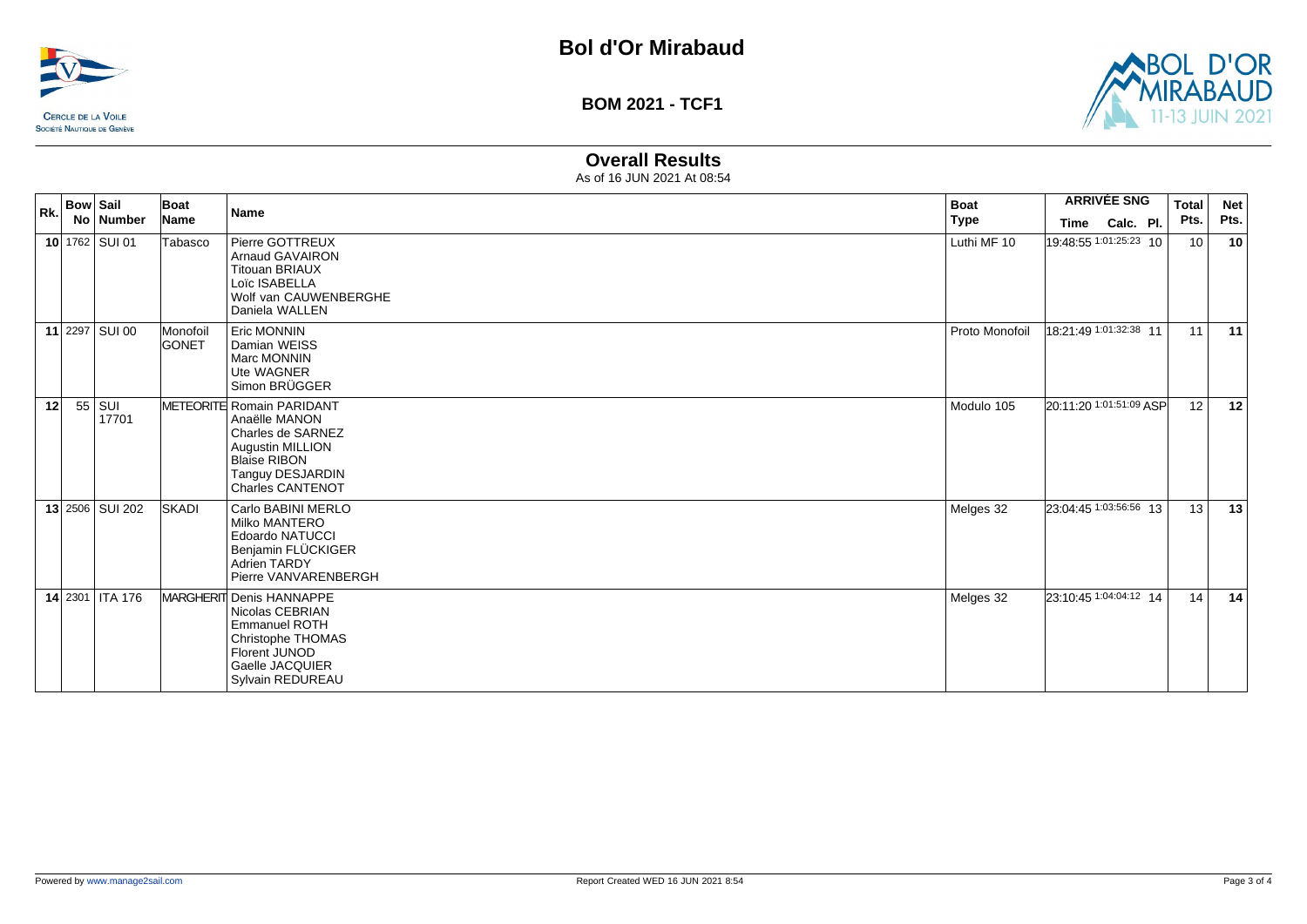# Bol d'Or Mirabaud

**BOM 2021 - TCF1**

## Overall Results

As of 16 JUN 2021 At 08:54

| Rk. | Bow No | Sail Number | Boat Name | Name | Boat Type | ARRIVÉE SNG Time | Calc. | Pl. | Total Pts. | Net Pts. |
|---|---|---|---|---|---|---|---|---|---|---|
| **10** | 1762 | SUI 01 | Tabasco | Pierre GOTTREUX<br>Arnaud GAVAIRON<br>Titouan BRIAUX<br>Loïc ISABELLA<br>Wolf van CAUWENBERGHE<br>Daniela WALLEN | Luthi MF 10 | 19:48:55 | 1:01:25:23 | 10 | 10 | **10** |
| **11** | 2297 | SUI 00 | Monofoil GONET | Eric MONNIN<br>Damian WEISS<br>Marc MONNIN<br>Ute WAGNER<br>Simon BRÜGGER | Proto Monofoil | 18:21:49 | 1:01:32:38 | 11 | 11 | **11** |
| **12** | 55 | SUI 17701 | METEORITE | Romain PARIDANT<br>Anaëlle MANON<br>Charles de SARNEZ<br>Augustin MILLION<br>Blaise RIBON<br>Tanguy DESJARDIN<br>Charles CANTENOT | Modulo 105 | 20:11:20 | 1:01:51:09 | ASP | 12 | **12** |
| **13** | 2506 | SUI 202 | SKADI | Carlo BABINI MERLO<br>Milko MANTERO<br>Edoardo NATUCCI<br>Benjamin FLÜCKIGER<br>Adrien TARDY<br>Pierre VANVARENBERGH | Melges 32 | 23:04:45 | 1:03:56:56 | 13 | 13 | **13** |
| **14** | 2301 | ITA 176 | MARGHERIT | Denis HANNAPPE<br>Nicolas CEBRIAN<br>Emmanuel ROTH<br>Christophe THOMAS<br>Florent JUNOD<br>Gaelle JACQUIER<br>Sylvain REDUREAU | Melges 32 | 23:10:45 | 1:04:04:12 | 14 | 14 | **14** |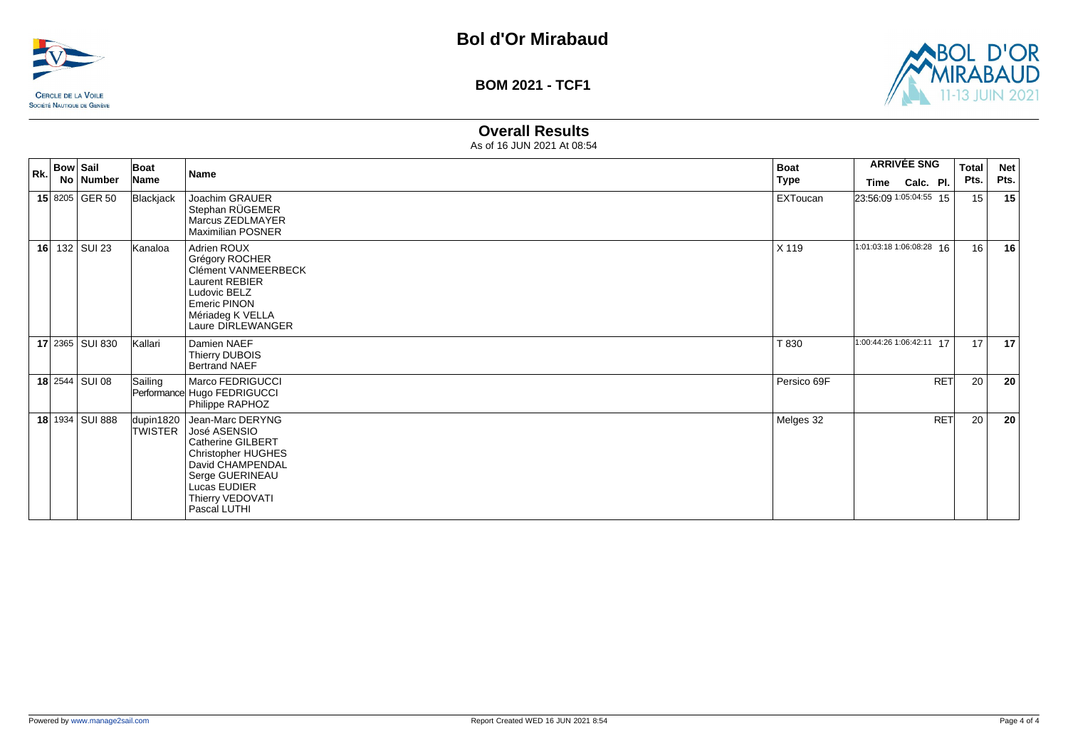# Bol d'Or Mirabaud

## BOM 2021 - TCF1

### Overall Results

As of 16 JUN 2021 At 08:54

| Rk. | Bow No | Sail Number | Boat Name | Name | Boat Type | ARRIVÉE SNG | | | Total Pts. | Net Pts. |
|---|---|---|---|---|---|---|---|---|---|---|
| | | | | | | Time | Calc. | Pl. | | |
| **15** | 8205 | GER 50 | Blackjack | Joachim GRAUER<br>Stephan RÜGEMER<br>Marcus ZEDLMAYER<br>Maximilian POSNER | EXToucan | 23:56:09 | 1:05:04:55 | 15 | 15 | **15** |
| **16** | 132 | SUI 23 | Kanaloa | Adrien ROUX<br>Grégory ROCHER<br>Clément VANMEERBECK<br>Laurent REBIER<br>Ludovic BELZ<br>Emeric PINON<br>Mériadeg K VELLA<br>Laure DIRLEWANGER | X 119 | 1:01:03:18 | 1:06:08:28 | 16 | 16 | **16** |
| **17** | 2365 | SUI 830 | Kallari | Damien NAEF<br>Thierry DUBOIS<br>Bertrand NAEF | T 830 | 1:00:44:26 | 1:06:42:11 | 17 | 17 | **17** |
| **18** | 2544 | SUI 08 | Sailing Performance | Marco FEDRIGUCCI<br>Hugo FEDRIGUCCI<br>Philippe RAPHOZ | Persico 69F | | | RET | 20 | **20** |
| **18** | 1934 | SUI 888 | dupin1820 TWISTER | Jean-Marc DERYNG<br>José ASENSIO<br>Catherine GILBERT<br>Christopher HUGHES<br>David CHAMPENDAL<br>Serge GUERINEAU<br>Lucas EUDIER<br>Thierry VEDOVATI<br>Pascal LUTHI | Melges 32 | | | RET | 20 | **20** |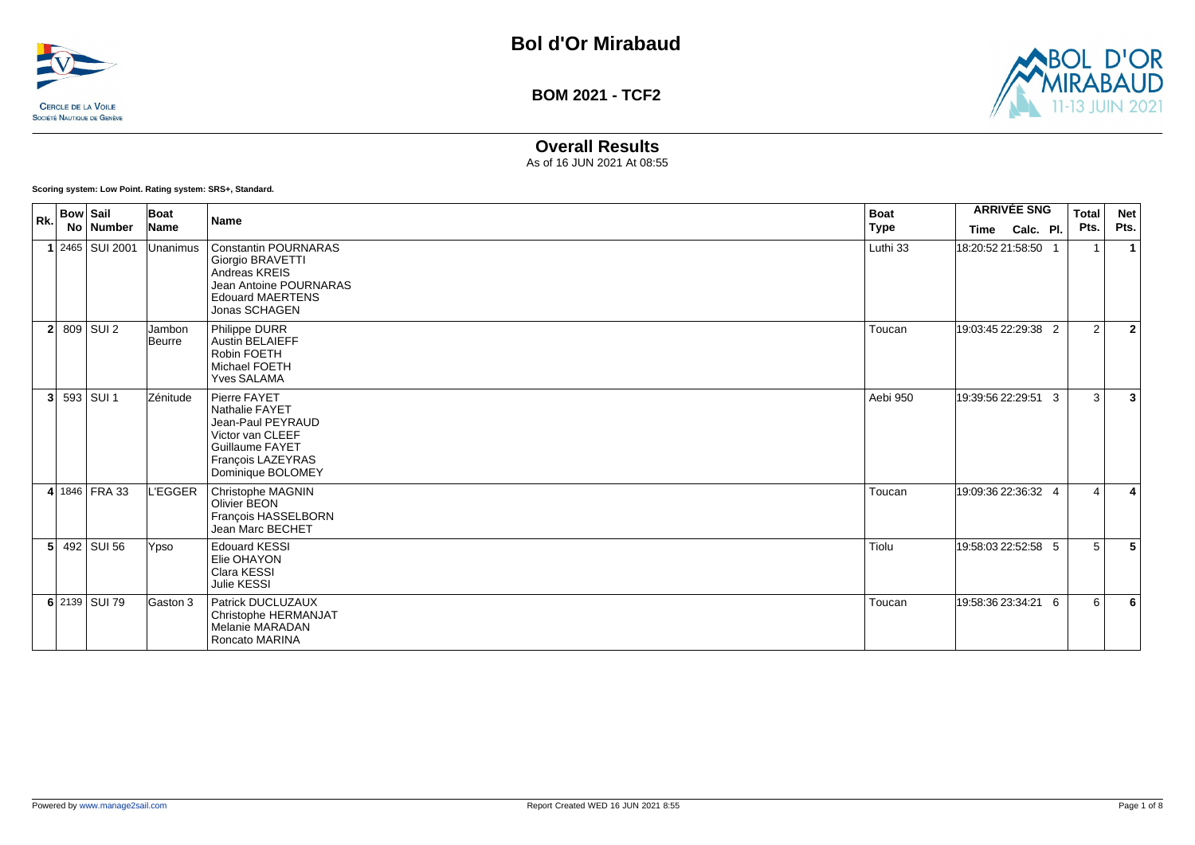# Bol d'Or Mirabaud

## BOM 2021 - TCF2

## Overall Results

As of 16 JUN 2021 At 08:55

**Scoring system: Low Point. Rating system: SRS+, Standard.**

| Rk. | Bow No | Sail Number | Boat Name | Name | Boat Type | ARRIVÉE SNG Time | Calc. | Pl. | Total Pts. | Net Pts. |
|---|---|---|---|---|---|---|---|---|---|---|
| 1 | 2465 | SUI 2001 | Unanimus | Constantin POURNARAS<br>Giorgio BRAVETTI<br>Andreas KREIS<br>Jean Antoine POURNARAS<br>Edouard MAERTENS<br>Jonas SCHAGEN | Luthi 33 | 18:20:52 | 21:58:50 | 1 | 1 | **1** |
| 2 | 809 | SUI 2 | Jambon Beurre | Philippe DURR<br>Austin BELAIEFF<br>Robin FOETH<br>Michael FOETH<br>Yves SALAMA | Toucan | 19:03:45 | 22:29:38 | 2 | 2 | **2** |
| 3 | 593 | SUI 1 | Zénitude | Pierre FAYET<br>Nathalie FAYET<br>Jean-Paul PEYRAUD<br>Victor van CLEEF<br>Guillaume FAYET<br>François LAZEYRAS<br>Dominique BOLOMEY | Aebi 950 | 19:39:56 | 22:29:51 | 3 | 3 | **3** |
| 4 | 1846 | FRA 33 | L'EGGER | Christophe MAGNIN<br>Olivier BEON<br>François HASSELBORN<br>Jean Marc BECHET | Toucan | 19:09:36 | 22:36:32 | 4 | 4 | **4** |
| 5 | 492 | SUI 56 | Ypso | Edouard KESSI<br>Elie OHAYON<br>Clara KESSI<br>Julie KESSI | Tiolu | 19:58:03 | 22:52:58 | 5 | 5 | **5** |
| 6 | 2139 | SUI 79 | Gaston 3 | Patrick DUCLUZAUX<br>Christophe HERMANJAT<br>Melanie MARADAN<br>Roncato MARINA | Toucan | 19:58:36 | 23:34:21 | 6 | 6 | **6** |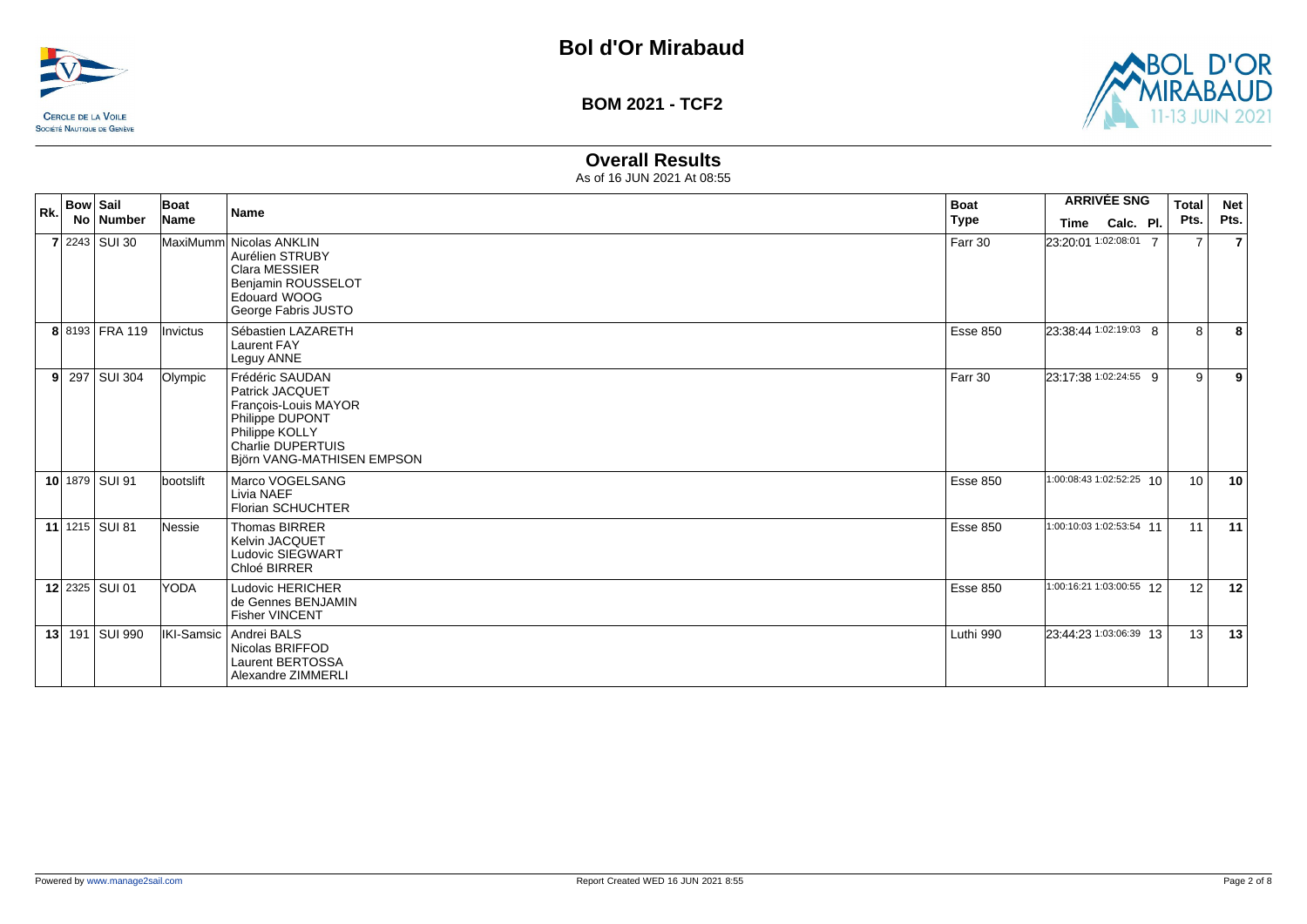# Bol d'Or Mirabaud

CERCLE DE LA VOILE
SOCIÉTÉ NAUTIQUE DE GENÈVE

**BOM 2021 - TCF2**

BOL D'OR MIRABAUD 11-13 JUIN 2021

## Overall Results

As of 16 JUN 2021 At 08:55

| Rk. | Bow No | Sail Number | Boat Name | Name | Boat Type | ARRIVÉE SNG Time | Calc. | Pl. | Total Pts. | Net Pts. |
|---|---|---|---|---|---|---|---|---|---|---|
| **7** | 2243 | SUI 30 | MaxiMumm | Nicolas ANKLIN<br>Aurélien STRUBY<br>Clara MESSIER<br>Benjamin ROUSSELOT<br>Edouard WOOG<br>George Fabris JUSTO | Farr 30 | 23:20:01 | 1:02:08:01 | 7 | 7 | **7** |
| **8** | 8193 | FRA 119 | Invictus | Sébastien LAZARETH<br>Laurent FAY<br>Leguy ANNE | Esse 850 | 23:38:44 | 1:02:19:03 | 8 | 8 | **8** |
| **9** | 297 | SUI 304 | Olympic | Frédéric SAUDAN<br>Patrick JACQUET<br>François-Louis MAYOR<br>Philippe DUPONT<br>Philippe KOLLY<br>Charlie DUPERTUIS<br>Björn VANG-MATHISEN EMPSON | Farr 30 | 23:17:38 | 1:02:24:55 | 9 | 9 | **9** |
| **10** | 1879 | SUI 91 | bootslift | Marco VOGELSANG<br>Livia NAEF<br>Florian SCHUCHTER | Esse 850 | 1:00:08:43 | 1:02:52:25 | 10 | 10 | **10** |
| **11** | 1215 | SUI 81 | Nessie | Thomas BIRRER<br>Kelvin JACQUET<br>Ludovic SIEGWART<br>Chloé BIRRER | Esse 850 | 1:00:10:03 | 1:02:53:54 | 11 | 11 | **11** |
| **12** | 2325 | SUI 01 | YODA | Ludovic HERICHER<br>de Gennes BENJAMIN<br>Fisher VINCENT | Esse 850 | 1:00:16:21 | 1:03:00:55 | 12 | 12 | **12** |
| **13** | 191 | SUI 990 | IKI-Samsic | Andrei BALS<br>Nicolas BRIFFOD<br>Laurent BERTOSSA<br>Alexandre ZIMMERLI | Luthi 990 | 23:44:23 | 1:03:06:39 | 13 | 13 | **13** |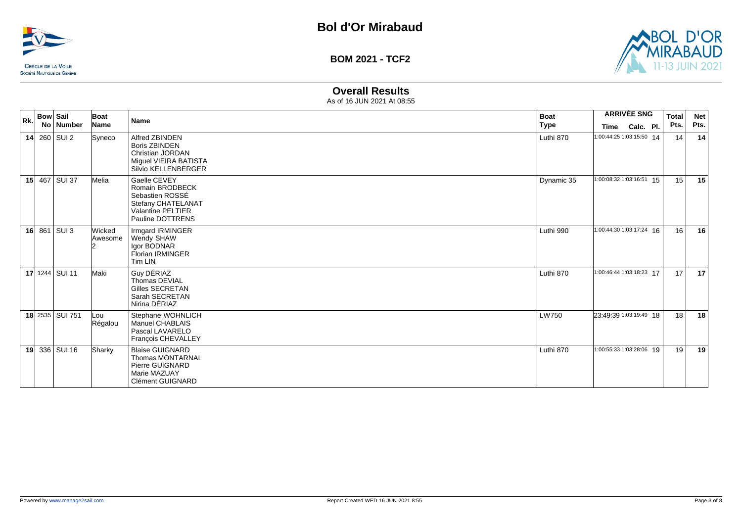# Bol d'Or Mirabaud

**BOM 2021 - TCF2**

## Overall Results

As of 16 JUN 2021 At 08:55

| Rk. | Bow No | Sail Number | Boat Name | Name | Boat Type | ARRIVÉE SNG Time | Calc. | Pl. | Total Pts. | Net Pts. |
|---|---|---|---|---|---|---|---|---|---|---|
| **14** | 260 | SUI 2 | Syneco | Alfred ZBINDEN<br>Boris ZBINDEN<br>Christian JORDAN<br>Miguel VIEIRA BATISTA<br>Silvio KELLENBERGER | Luthi 870 | 1:00:44:25 | 1:03:15:50 | 14 | 14 | **14** |
| **15** | 467 | SUI 37 | Melia | Gaelle CEVEY<br>Romain BRODBECK<br>Sebastien ROSSÉ<br>Stefany CHATELANAT<br>Valantine PELTIER<br>Pauline DOTTRENS | Dynamic 35 | 1:00:08:32 | 1:03:16:51 | 15 | 15 | **15** |
| **16** | 861 | SUI 3 | Wicked Awesome 2 | Irmgard IRMINGER<br>Wendy SHAW<br>Igor BODNAR<br>Florian IRMINGER<br>Tim LIN | Luthi 990 | 1:00:44:30 | 1:03:17:24 | 16 | 16 | **16** |
| **17** | 1244 | SUI 11 | Maki | Guy DÉRIAZ<br>Thomas DEVIAL<br>Gilles SECRETAN<br>Sarah SECRETAN<br>Nirina DÉRIAZ | Luthi 870 | 1:00:46:44 | 1:03:18:23 | 17 | 17 | **17** |
| **18** | 2535 | SUI 751 | Lou Régalou | Stephane WOHNLICH<br>Manuel CHABLAIS<br>Pascal LAVARELO<br>François CHEVALLEY | LW750 | 23:49:39 | 1:03:19:49 | 18 | 18 | **18** |
| **19** | 336 | SUI 16 | Sharky | Blaise GUIGNARD<br>Thomas MONTARNAL<br>Pierre GUIGNARD<br>Marie MAZUAY<br>Clément GUIGNARD | Luthi 870 | 1:00:55:33 | 1:03:28:06 | 19 | 19 | **19** |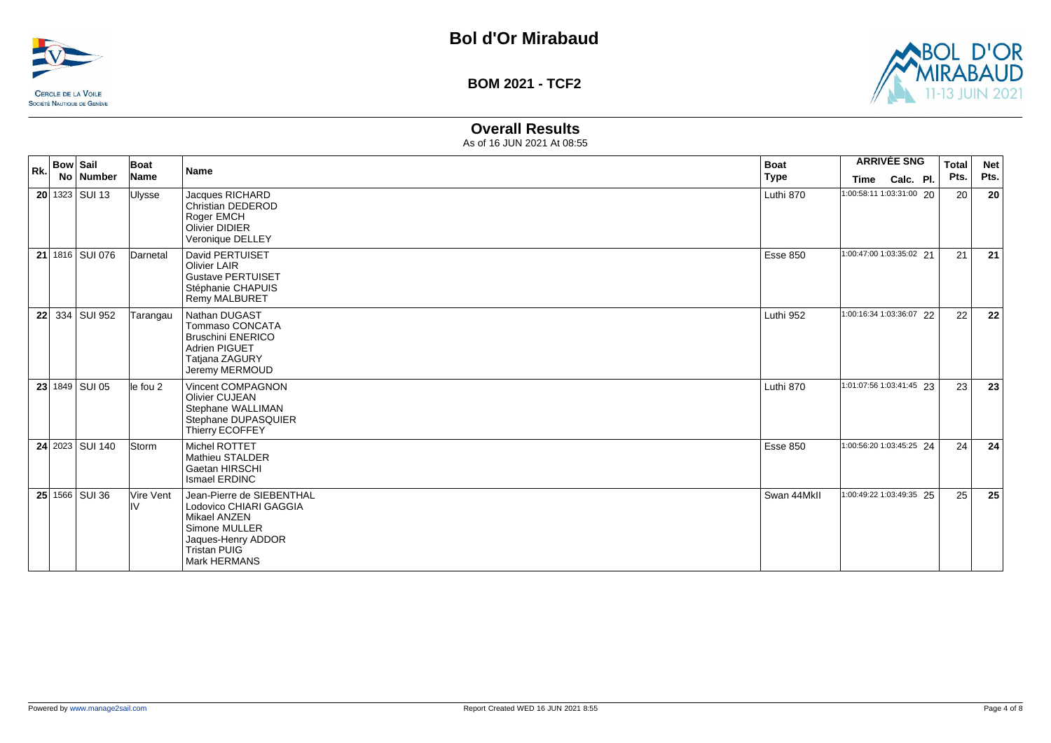# Bol d'Or Mirabaud

**BOM 2021 - TCF2**

## Overall Results

As of 16 JUN 2021 At 08:55

| Rk. | Bow No | Sail Number | Boat Name | Name | Boat Type | ARRIVÉE SNG Time | Calc. | Pl. | Total Pts. | Net Pts. |
|---|---|---|---|---|---|---|---|---|---|---|
| **20** | 1323 | SUI 13 | Ulysse | Jacques RICHARD<br>Christian DEDEROD<br>Roger EMCH<br>Olivier DIDIER<br>Veronique DELLEY | Luthi 870 | 1:00:58:11 | 1:03:31:00 | 20 | 20 | **20** |
| **21** | 1816 | SUI 076 | Darnetal | David PERTUISET<br>Olivier LAIR<br>Gustave PERTUISET<br>Stéphanie CHAPUIS<br>Remy MALBURET | Esse 850 | 1:00:47:00 | 1:03:35:02 | 21 | 21 | **21** |
| **22** | 334 | SUI 952 | Tarangau | Nathan DUGAST<br>Tommaso CONCATA<br>Bruschini ENERICO<br>Adrien PIGUET<br>Tatjana ZAGURY<br>Jeremy MERMOUD | Luthi 952 | 1:00:16:34 | 1:03:36:07 | 22 | 22 | **22** |
| **23** | 1849 | SUI 05 | le fou 2 | Vincent COMPAGNON<br>Olivier CUJEAN<br>Stephane WALLIMAN<br>Stephane DUPASQUIER<br>Thierry ECOFFEY | Luthi 870 | 1:01:07:56 | 1:03:41:45 | 23 | 23 | **23** |
| **24** | 2023 | SUI 140 | Storm | Michel ROTTET<br>Mathieu STALDER<br>Gaetan HIRSCHI<br>Ismael ERDINC | Esse 850 | 1:00:56:20 | 1:03:45:25 | 24 | 24 | **24** |
| **25** | 1566 | SUI 36 | Vire Vent IV | Jean-Pierre de SIEBENTHAL<br>Lodovico CHIARI GAGGIA<br>Mikael ANZEN<br>Simone MULLER<br>Jaques-Henry ADDOR<br>Tristan PUIG<br>Mark HERMANS | Swan 44MkII | 1:00:49:22 | 1:03:49:35 | 25 | 25 | **25** |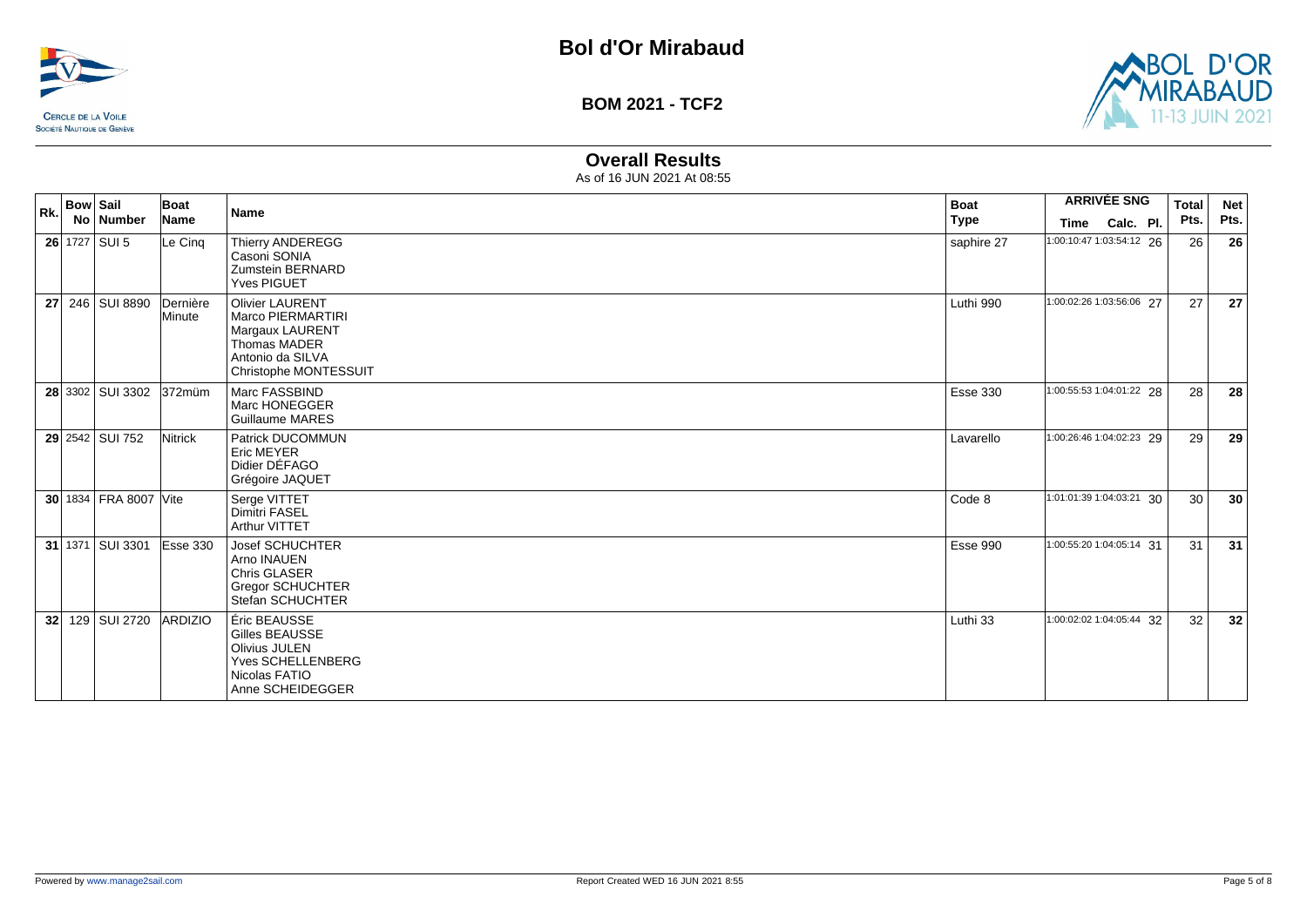# Bol d'Or Mirabaud

## BOM 2021 - TCF2

### Overall Results

As of 16 JUN 2021 At 08:55

| Rk. | Bow No | Sail Number | Boat Name | Name | Boat Type | ARRIVÉE SNG Time | Calc. | Pl. | Total Pts. | Net Pts. |
|---|---|---|---|---|---|---|---|---|---|---|
| **26** | 1727 | SUI 5 | Le Cinq | Thierry ANDEREGG<br>Casoni SONIA<br>Zumstein BERNARD<br>Yves PIGUET | saphire 27 | 1:00:10:47 | 1:03:54:12 | 26 | 26 | **26** |
| **27** | 246 | SUI 8890 | Dernière Minute | Olivier LAURENT<br>Marco PIERMARTIRI<br>Margaux LAURENT<br>Thomas MADER<br>Antonio da SILVA<br>Christophe MONTESSUIT | Luthi 990 | 1:00:02:26 | 1:03:56:06 | 27 | 27 | **27** |
| **28** | 3302 | SUI 3302 | 372müm | Marc FASSBIND<br>Marc HONEGGER<br>Guillaume MARES | Esse 330 | 1:00:55:53 | 1:04:01:22 | 28 | 28 | **28** |
| **29** | 2542 | SUI 752 | Nitrick | Patrick DUCOMMUN<br>Eric MEYER<br>Didier DÉFAGO<br>Grégoire JAQUET | Lavarello | 1:00:26:46 | 1:04:02:23 | 29 | 29 | **29** |
| **30** | 1834 | FRA 8007 | Vite | Serge VITTET<br>Dimitri FASEL<br>Arthur VITTET | Code 8 | 1:01:01:39 | 1:04:03:21 | 30 | 30 | **30** |
| **31** | 1371 | SUI 3301 | Esse 330 | Josef SCHUCHTER<br>Arno INAUEN<br>Chris GLASER<br>Gregor SCHUCHTER<br>Stefan SCHUCHTER | Esse 990 | 1:00:55:20 | 1:04:05:14 | 31 | 31 | **31** |
| **32** | 129 | SUI 2720 | ARDIZIO | Éric BEAUSSE<br>Gilles BEAUSSE<br>Olivius JULEN<br>Yves SCHELLENBERG<br>Nicolas FATIO<br>Anne SCHEIDEGGER | Luthi 33 | 1:00:02:02 | 1:04:05:44 | 32 | 32 | **32** |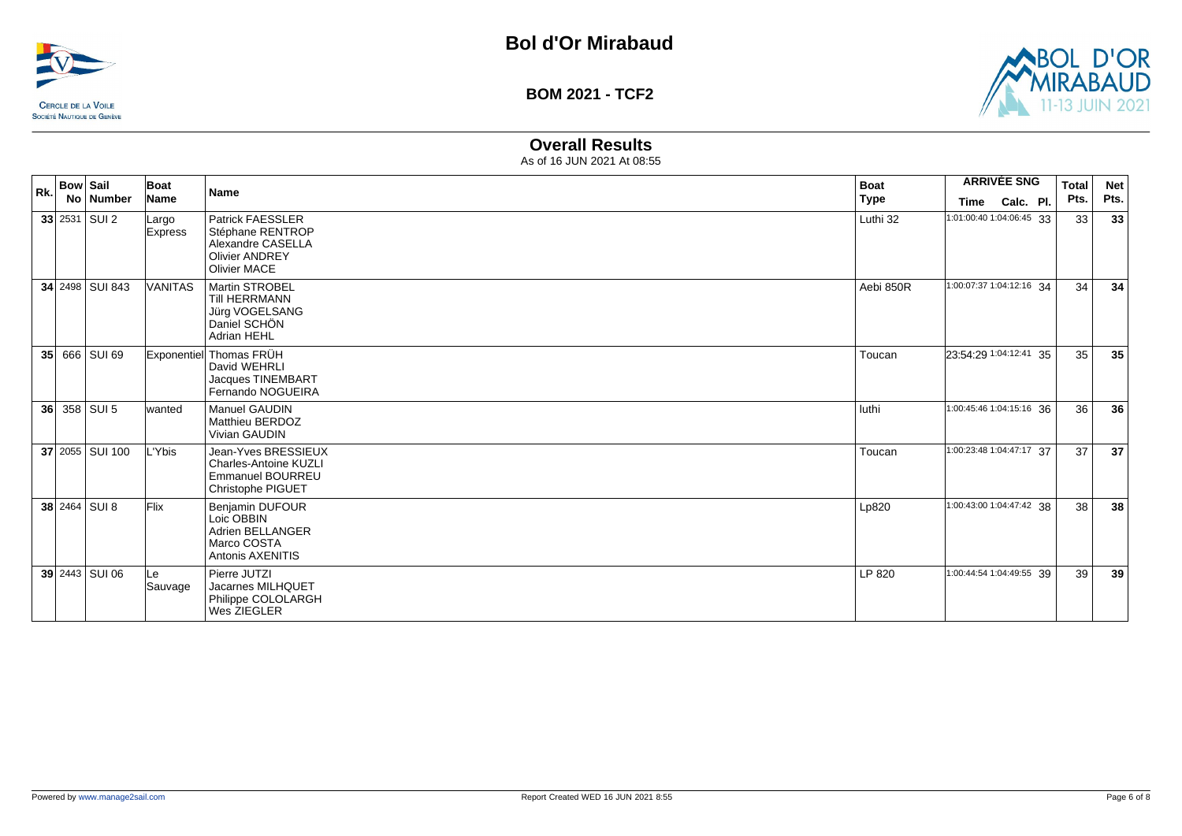# Bol d'Or Mirabaud

## BOM 2021 - TCF2

### Overall Results

As of 16 JUN 2021 At 08:55

| Rk. | Bow No | Sail Number | Boat Name | Name | Boat Type | ARRIVÉE SNG Time | Calc. | Pl. | Total Pts. | Net Pts. |
|---|---|---|---|---|---|---|---|---|---|---|
| 33 | 2531 | SUI 2 | Largo Express | Patrick FAESSLER<br>Stéphane RENTROP<br>Alexandre CASELLA<br>Olivier ANDREY<br>Olivier MACE | Luthi 32 | 1:01:00:40 | 1:04:06:45 | 33 | 33 | 33 |
| 34 | 2498 | SUI 843 | VANITAS | Martin STROBEL<br>Till HERRMANN<br>Jürg VOGELSANG<br>Daniel SCHÖN<br>Adrian HEHL | Aebi 850R | 1:00:07:37 | 1:04:12:16 | 34 | 34 | 34 |
| 35 | 666 | SUI 69 | Exponentiel | Thomas FRÜH<br>David WEHRLI<br>Jacques TINEMBART<br>Fernando NOGUEIRA | Toucan | 23:54:29 | 1:04:12:41 | 35 | 35 | 35 |
| 36 | 358 | SUI 5 | wanted | Manuel GAUDIN<br>Matthieu BERDOZ<br>Vivian GAUDIN | luthi | 1:00:45:46 | 1:04:15:16 | 36 | 36 | 36 |
| 37 | 2055 | SUI 100 | L'Ybis | Jean-Yves BRESSIEUX<br>Charles-Antoine KUZLI<br>Emmanuel BOURREU<br>Christophe PIGUET | Toucan | 1:00:23:48 | 1:04:47:17 | 37 | 37 | 37 |
| 38 | 2464 | SUI 8 | Flix | Benjamin DUFOUR<br>Loic OBBIN<br>Adrien BELLANGER<br>Marco COSTA<br>Antonis AXENITIS | Lp820 | 1:00:43:00 | 1:04:47:42 | 38 | 38 | 38 |
| 39 | 2443 | SUI 06 | Le Sauvage | Pierre JUTZI<br>Jacarnes MILHQUET<br>Philippe COLOLARGH<br>Wes ZIEGLER | LP 820 | 1:00:44:54 | 1:04:49:55 | 39 | 39 | 39 |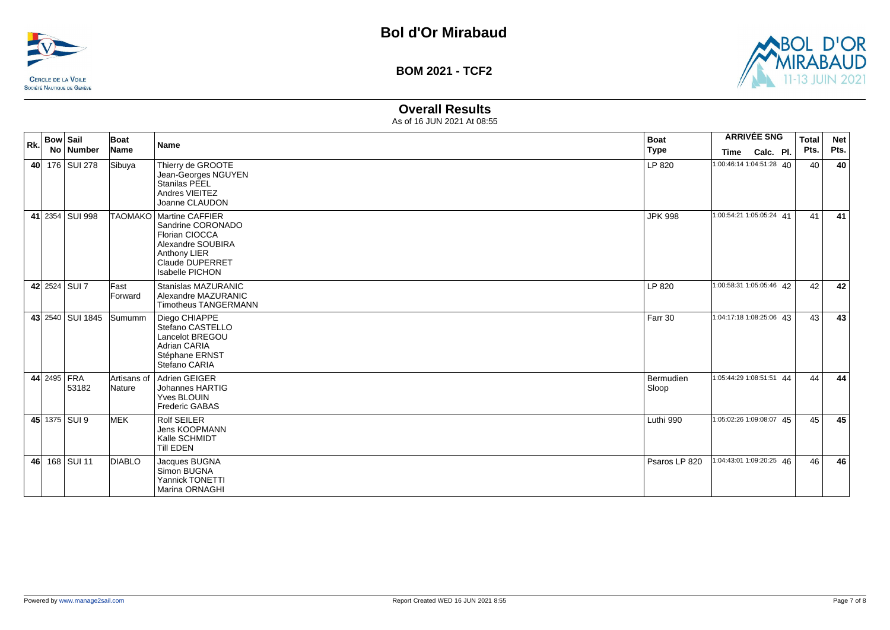# Bol d'Or Mirabaud

## BOM 2021 - TCF2

### Overall Results

As of 16 JUN 2021 At 08:55

| Rk. | Bow No | Sail Number | Boat Name | Name | Boat Type | ARRIVÉE SNG Time | Calc. | Pl. | Total Pts. | Net Pts. |
|---|---|---|---|---|---|---|---|---|---|---|
| **40** | 176 | SUI 278 | Sibuya | Thierry de GROOTE<br>Jean-Georges NGUYEN<br>Stanilas PEEL<br>Andres VIEITEZ<br>Joanne CLAUDON | LP 820 | 1:00:46:14 | 1:04:51:28 | 40 | 40 | **40** |
| **41** | 2354 | SUI 998 | TAOMAKO | Martine CAFFIER<br>Sandrine CORONADO<br>Florian CIOCCA<br>Alexandre SOUBIRA<br>Anthony LIER<br>Claude DUPERRET<br>Isabelle PICHON | JPK 998 | 1:00:54:21 | 1:05:05:24 | 41 | 41 | **41** |
| **42** | 2524 | SUI 7 | Fast Forward | Stanislas MAZURANIC<br>Alexandre MAZURANIC<br>Timotheus TANGERMANN | LP 820 | 1:00:58:31 | 1:05:05:46 | 42 | 42 | **42** |
| **43** | 2540 | SUI 1845 | Sumumm | Diego CHIAPPE<br>Stefano CASTELLO<br>Lancelot BREGOU<br>Adrian CARIA<br>Stéphane ERNST<br>Stefano CARIA | Farr 30 | 1:04:17:18 | 1:08:25:06 | 43 | 43 | **43** |
| **44** | 2495 | FRA 53182 | Artisans of Nature | Adrien GEIGER<br>Johannes HARTIG<br>Yves BLOUIN<br>Frederic GABAS | Bermudien Sloop | 1:05:44:29 | 1:08:51:51 | 44 | 44 | **44** |
| **45** | 1375 | SUI 9 | MEK | Rolf SEILER<br>Jens KOOPMANN<br>Kalle SCHMIDT<br>Till EDEN | Luthi 990 | 1:05:02:26 | 1:09:08:07 | 45 | 45 | **45** |
| **46** | 168 | SUI 11 | DIABLO | Jacques BUGNA<br>Simon BUGNA<br>Yannick TONETTI<br>Marina ORNAGHI | Psaros LP 820 | 1:04:43:01 | 1:09:20:25 | 46 | 46 | **46** |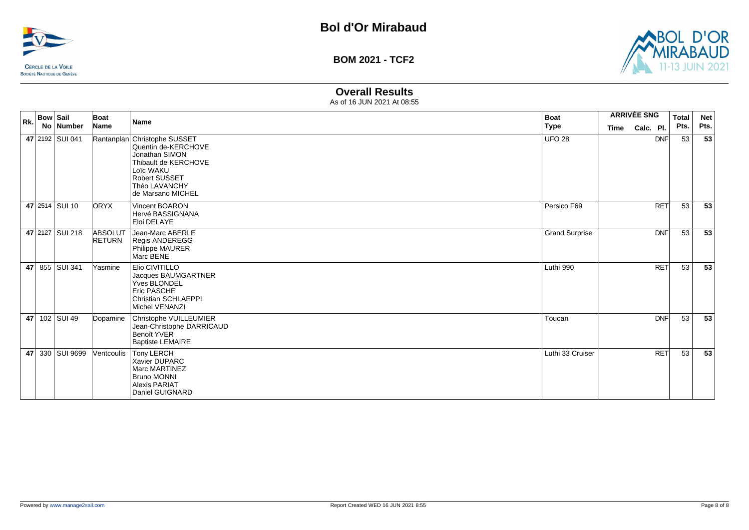# Bol d'Or Mirabaud

## BOM 2021 - TCF2

### Overall Results

As of 16 JUN 2021 At 08:55

| Rk. | Bow No | Sail Number | Boat Name | Name | Boat Type | ARRIVÉE SNG Time | Calc. | Pl. | Total Pts. | Net Pts. |
|---|---|---|---|---|---|---|---|---|---|---|
| 47 | 2192 | SUI 041 | Rantanplan | Christophe SUSSET<br>Quentin de-KERCHOVE<br>Jonathan SIMON<br>Thibault de KERCHOVE<br>Loïc WAKU<br>Robert SUSSET<br>Théo LAVANCHY<br>de Marsano MICHEL | UFO 28 | | | DNF | 53 | 53 |
| 47 | 2514 | SUI 10 | ORYX | Vincent BOARON<br>Hervé BASSIGNANA<br>Eloi DELAYE | Persico F69 | | | RET | 53 | 53 |
| 47 | 2127 | SUI 218 | ABSOLUT RETURN | Jean-Marc ABERLE<br>Regis ANDEREGG<br>Philippe MAURER<br>Marc BENE | Grand Surprise | | | DNF | 53 | 53 |
| 47 | 855 | SUI 341 | Yasmine | Elio CIVITILLO<br>Jacques BAUMGARTNER<br>Yves BLONDEL<br>Eric PASCHE<br>Christian SCHLAEPPI<br>Michel VENANZI | Luthi 990 | | | RET | 53 | 53 |
| 47 | 102 | SUI 49 | Dopamine | Christophe VUILLEUMIER<br>Jean-Christophe DARRICAUD<br>Benoît YVER<br>Baptiste LEMAIRE | Toucan | | | DNF | 53 | 53 |
| 47 | 330 | SUI 9699 | Ventcoulis | Tony LERCH<br>Xavier DUPARC<br>Marc MARTINEZ<br>Bruno MONNI<br>Alexis PARIAT<br>Daniel GUIGNARD | Luthi 33 Cruiser | | | RET | 53 | 53 |

Powered by www.manage2sail.com

Report Created WED 16 JUN 2021 8:55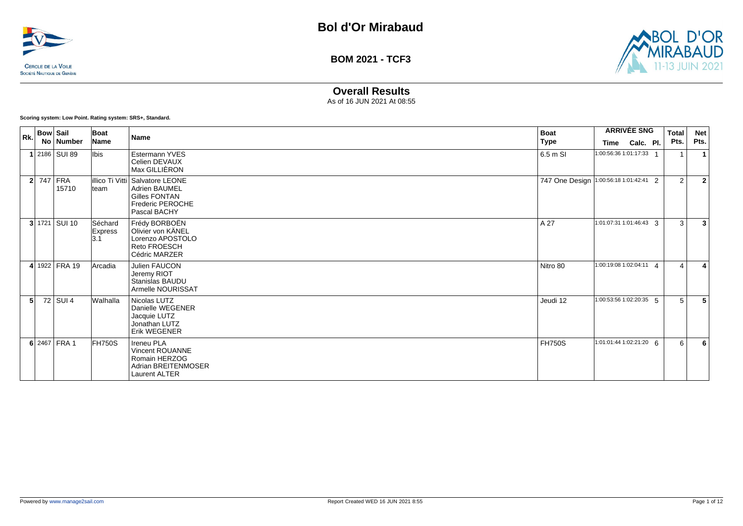# Bol d'Or Mirabaud

## BOM 2021 - TCF3

### Overall Results

As of 16 JUN 2021 At 08:55

**Scoring system: Low Point. Rating system: SRS+, Standard.**

| Rk. | Bow No | Sail Number | Boat Name | Name | Boat Type | ARRIVÉE SNG | | | Total Pts. | Net Pts. |
|---|---|---|---|---|---|---|---|---|---|---|
| | | | | | | Time | Calc. | Pl. | | |
| **1** | 2186 | SUI 89 | Ibis | Estermann YVES<br>Celien DEVAUX<br>Max GILLIÉRON | 6.5 m SI | 1:00:56:36 | 1:01:17:33 | 1 | 1 | **1** |
| **2** | 747 | FRA 15710 | illico Ti Vitti team | Salvatore LEONE<br>Adrien BAUMEL<br>Gilles FONTAN<br>Frederic PEROCHE<br>Pascal BACHY | 747 One Design | 1:00:56:18 | 1:01:42:41 | 2 | 2 | **2** |
| **3** | 1721 | SUI 10 | Séchard Express 3.1 | Frédy BORBOËN<br>Olivier von KÄNEL<br>Lorenzo APOSTOLO<br>Reto FROESCH<br>Cédric MARZER | A 27 | 1:01:07:31 | 1:01:46:43 | 3 | 3 | **3** |
| **4** | 1922 | FRA 19 | Arcadia | Julien FAUCON<br>Jeremy RIOT<br>Stanislas BAUDU<br>Armelle NOURISSAT | Nitro 80 | 1:00:19:08 | 1:02:04:11 | 4 | 4 | **4** |
| **5** | 72 | SUI 4 | Walhalla | Nicolas LUTZ<br>Danielle WEGENER<br>Jacquie LUTZ<br>Jonathan LUTZ<br>Erik WEGENER | Jeudi 12 | 1:00:53:56 | 1:02:20:35 | 5 | 5 | **5** |
| **6** | 2467 | FRA 1 | FH750S | Ireneu PLA<br>Vincent ROUANNE<br>Romain HERZOG<br>Adrian BREITENMOSER<br>Laurent ALTER | FH750S | 1:01:01:44 | 1:02:21:20 | 6 | 6 | **6** |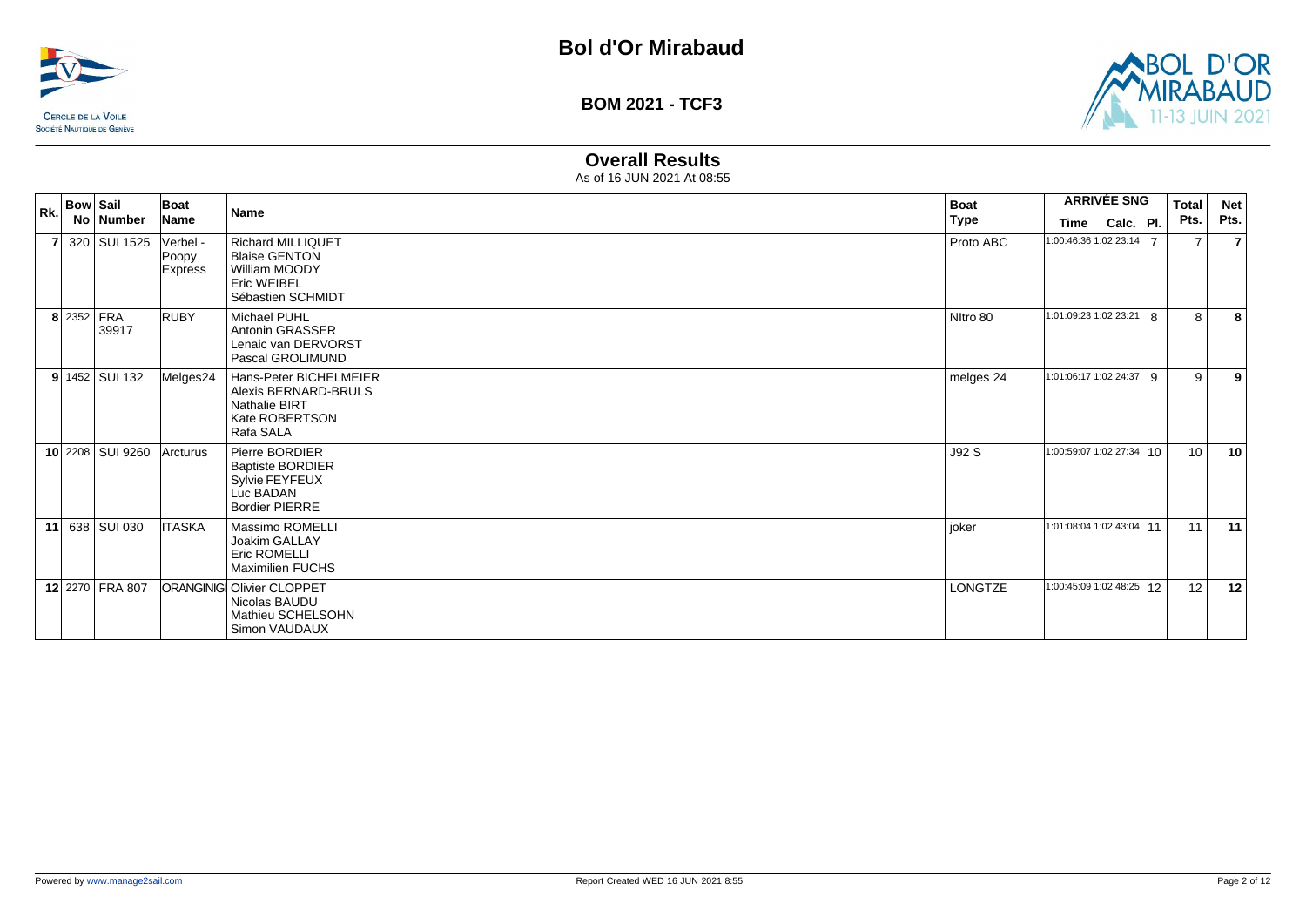# Bol d'Or Mirabaud

**BOM 2021 - TCF3**

## Overall Results

As of 16 JUN 2021 At 08:55

| Rk. | Bow No | Sail Number | Boat Name | Name | Boat Type | ARRIVÉE SNG Time | Calc. | Pl. | Total Pts. | Net Pts. |
|---|---|---|---|---|---|---|---|---|---|---|
| 7 | 320 | SUI 1525 | Verbel - Poopy Express | Richard MILLIQUET<br>Blaise GENTON<br>William MOODY<br>Eric WEIBEL<br>Sébastien SCHMIDT | Proto ABC | 1:00:46:36 | 1:02:23:14 | 7 | 7 | 7 |
| 8 | 2352 | FRA 39917 | RUBY | Michael PUHL<br>Antonin GRASSER<br>Lenaic van DERVORST<br>Pascal GROLIMUND | NItro 80 | 1:01:09:23 | 1:02:23:21 | 8 | 8 | 8 |
| 9 | 1452 | SUI 132 | Melges24 | Hans-Peter BICHELMEIER<br>Alexis BERNARD-BRULS<br>Nathalie BIRT<br>Kate ROBERTSON<br>Rafa SALA | melges 24 | 1:01:06:17 | 1:02:24:37 | 9 | 9 | 9 |
| 10 | 2208 | SUI 9260 | Arcturus | Pierre BORDIER<br>Baptiste BORDIER<br>Sylvie FEYFEUX<br>Luc BADAN<br>Bordier PIERRE | J92 S | 1:00:59:07 | 1:02:27:34 | 10 | 10 | 10 |
| 11 | 638 | SUI 030 | ITASKA | Massimo ROMELLI<br>Joakim GALLAY<br>Eric ROMELLI<br>Maximilien FUCHS | joker | 1:01:08:04 | 1:02:43:04 | 11 | 11 | 11 |
| 12 | 2270 | FRA 807 | ORANGINIGI | Olivier CLOPPET<br>Nicolas BAUDU<br>Mathieu SCHELSOHN<br>Simon VAUDAUX | LONGTZE | 1:00:45:09 | 1:02:48:25 | 12 | 12 | 12 |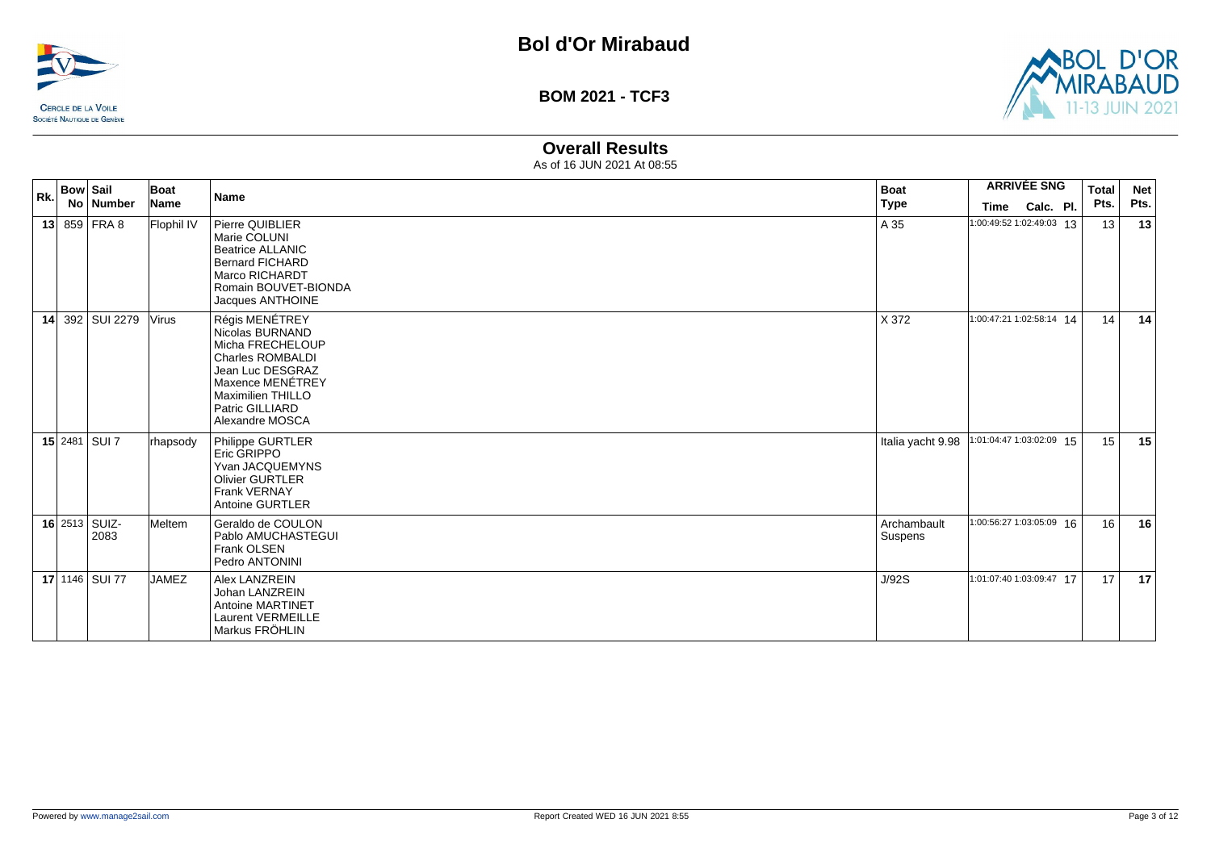# Bol d'Or Mirabaud

CERCLE DE LA VOILE
SOCIÉTÉ NAUTIQUE DE GENÈVE

## BOM 2021 - TCF3

BOL D'OR MIRABAUD 11-13 JUIN 2021

### Overall Results

As of 16 JUN 2021 At 08:55

| Rk. | Bow No | Sail Number | Boat Name | Name | Boat Type | ARRIVÉE SNG Time | Calc. | Pl. | Total Pts. | Net Pts. |
|---|---|---|---|---|---|---|---|---|---|---|
| 13 | 859 | FRA 8 | Flophil IV | Pierre QUIBLIER<br>Marie COLUNI<br>Beatrice ALLANIC<br>Bernard FICHARD<br>Marco RICHARDT<br>Romain BOUVET-BIONDA<br>Jacques ANTHOINE | A 35 | 1:00:49:52 | 1:02:49:03 | 13 | 13 | 13 |
| 14 | 392 | SUI 2279 | Virus | Régis MENÉTREY<br>Nicolas BURNAND<br>Micha FRECHELOUP<br>Charles ROMBALDI<br>Jean Luc DESGRAZ<br>Maxence MENÉTREY<br>Maximilien THILLO<br>Patric GILLIARD<br>Alexandre MOSCA | X 372 | 1:00:47:21 | 1:02:58:14 | 14 | 14 | 14 |
| 15 | 2481 | SUI 7 | rhapsody | Philippe GURTLER<br>Eric GRIPPO<br>Yvan JACQUEMYNS<br>Olivier GURTLER<br>Frank VERNAY<br>Antoine GURTLER | Italia yacht 9.98 | 1:01:04:47 | 1:03:02:09 | 15 | 15 | 15 |
| 16 | 2513 | SUIZ-2083 | Meltem | Geraldo de COULON<br>Pablo AMUCHASTEGUI<br>Frank OLSEN<br>Pedro ANTONINI | Archambault Suspens | 1:00:56:27 | 1:03:05:09 | 16 | 16 | 16 |
| 17 | 1146 | SUI 77 | JAMEZ | Alex LANZREIN<br>Johan LANZREIN<br>Antoine MARTINET<br>Laurent VERMEILLE<br>Markus FRÖHLIN | J/92S | 1:01:07:40 | 1:03:09:47 | 17 | 17 | 17 |

Powered by www.manage2sail.com

Report Created WED 16 JUN 2021 8:55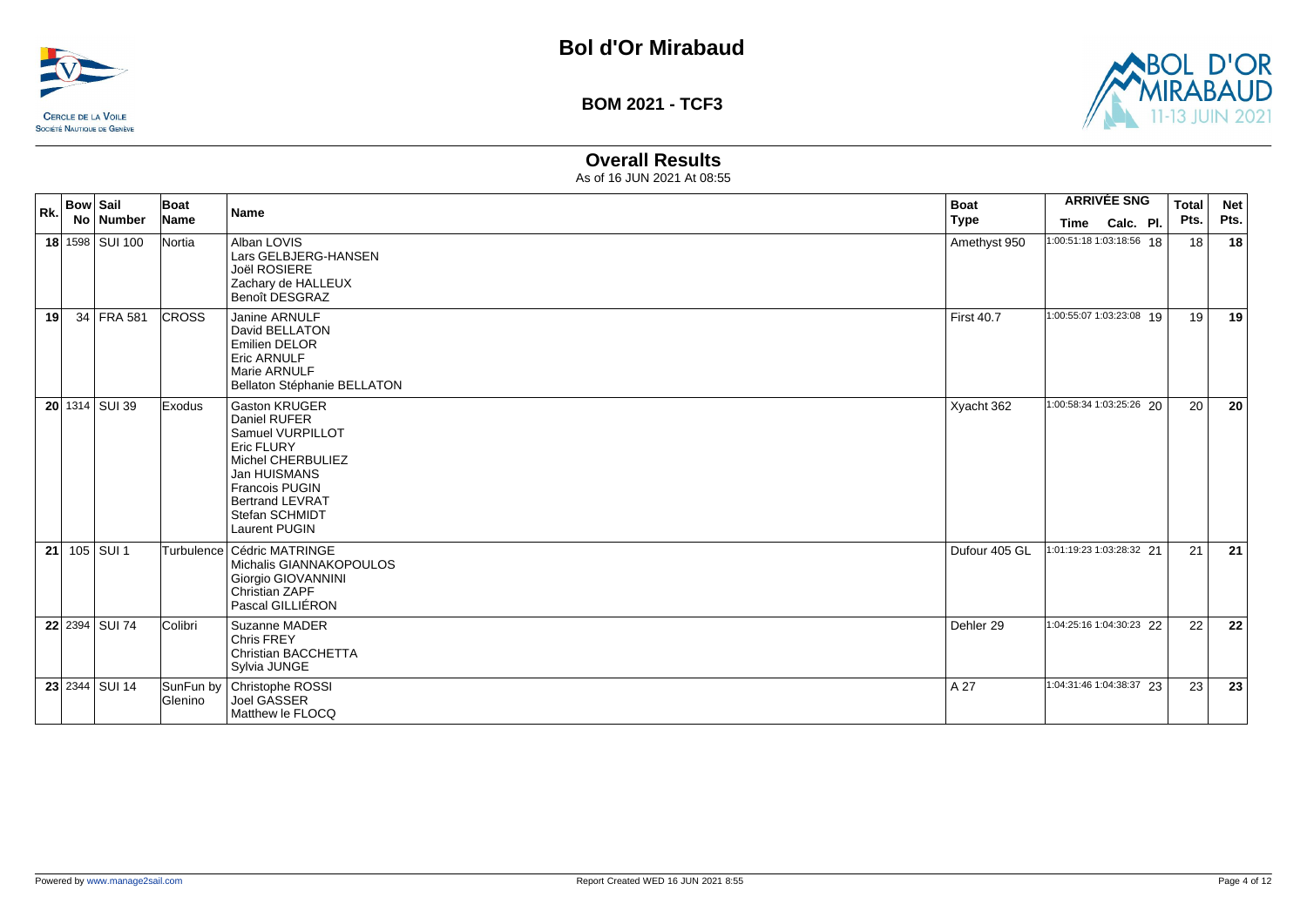# Bol d'Or Mirabaud

**BOM 2021 - TCF3**

CERCLE DE LA VOILE
SOCIÉTÉ NAUTIQUE DE GENÈVE

BOL D'OR MIRABAUD 11-13 JUIN 2021

## Overall Results

As of 16 JUN 2021 At 08:55

| Rk. | Bow No | Sail Number | Boat Name | Name | Boat Type | ARRIVÉE SNG Time | Calc. | Pl. | Total Pts. | Net Pts. |
|---|---|---|---|---|---|---|---|---|---|---|
| **18** | 1598 | SUI 100 | Nortia | Alban LOVIS<br>Lars GELBJERG-HANSEN<br>Joël ROSIERE<br>Zachary de HALLEUX<br>Benoît DESGRAZ | Amethyst 950 | 1:00:51:18 | 1:03:18:56 | 18 | 18 | **18** |
| **19** | 34 | FRA 581 | CROSS | Janine ARNULF<br>David BELLATON<br>Emilien DELOR<br>Eric ARNULF<br>Marie ARNULF<br>Bellaton Stéphanie BELLATON | First 40.7 | 1:00:55:07 | 1:03:23:08 | 19 | 19 | **19** |
| **20** | 1314 | SUI 39 | Exodus | Gaston KRUGER<br>Daniel RUFER<br>Samuel VURPILLOT<br>Eric FLURY<br>Michel CHERBULIEZ<br>Jan HUISMANS<br>Francois PUGIN<br>Bertrand LEVRAT<br>Stefan SCHMIDT<br>Laurent PUGIN | Xyacht 362 | 1:00:58:34 | 1:03:25:26 | 20 | 20 | **20** |
| **21** | 105 | SUI 1 | Turbulence | Cédric MATRINGE<br>Michalis GIANNAKOPOULOS<br>Giorgio GIOVANNINI<br>Christian ZAPF<br>Pascal GILLIÉRON | Dufour 405 GL | 1:01:19:23 | 1:03:28:32 | 21 | 21 | **21** |
| **22** | 2394 | SUI 74 | Colibri | Suzanne MADER<br>Chris FREY<br>Christian BACCHETTA<br>Sylvia JUNGE | Dehler 29 | 1:04:25:16 | 1:04:30:23 | 22 | 22 | **22** |
| **23** | 2344 | SUI 14 | SunFun by Glenino | Christophe ROSSI<br>Joel GASSER<br>Matthew le FLOCQ | A 27 | 1:04:31:46 | 1:04:38:37 | 23 | 23 | **23** |

Powered by www.manage2sail.com

Report Created WED 16 JUN 2021 8:55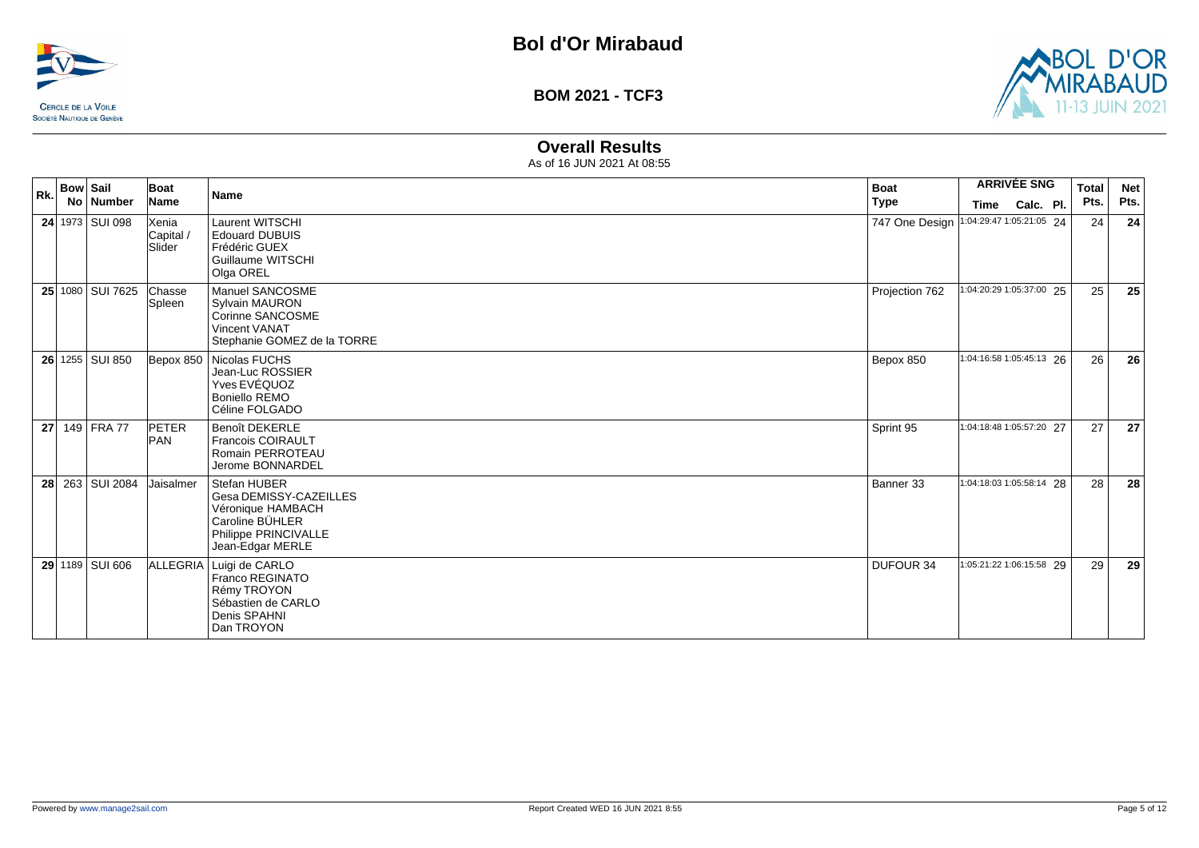# Bol d'Or Mirabaud

**BOM 2021 - TCF3**

## Overall Results

As of 16 JUN 2021 At 08:55

| Rk. | Bow No | Sail Number | Boat Name | Name | Boat Type | ARRIVÉE SNG Time | Calc. | Pl. | Total Pts. | Net Pts. |
|---|---|---|---|---|---|---|---|---|---|---|
| **24** | 1973 | SUI 098 | Xenia Capital / Slider | Laurent WITSCHI<br>Edouard DUBUIS<br>Frédéric GUEX<br>Guillaume WITSCHI<br>Olga OREL | 747 One Design | 1:04:29:47 | 1:05:21:05 | 24 | 24 | **24** |
| **25** | 1080 | SUI 7625 | Chasse Spleen | Manuel SANCOSME<br>Sylvain MAURON<br>Corinne SANCOSME<br>Vincent VANAT<br>Stephanie GOMEZ de la TORRE | Projection 762 | 1:04:20:29 | 1:05:37:00 | 25 | 25 | **25** |
| **26** | 1255 | SUI 850 | Bepox 850 | Nicolas FUCHS<br>Jean-Luc ROSSIER<br>Yves EVÉQUOZ<br>Boniello REMO<br>Céline FOLGADO | Bepox 850 | 1:04:16:58 | 1:05:45:13 | 26 | 26 | **26** |
| **27** | 149 | FRA 77 | PETER PAN | Benoît DEKERLE<br>Francois COIRAULT<br>Romain PERROTEAU<br>Jerome BONNARDEL | Sprint 95 | 1:04:18:48 | 1:05:57:20 | 27 | 27 | **27** |
| **28** | 263 | SUI 2084 | Jaisalmer | Stefan HUBER<br>Gesa DEMISSY-CAZEILLES<br>Véronique HAMBACH<br>Caroline BÜHLER<br>Philippe PRINCIVALLE<br>Jean-Edgar MERLE | Banner 33 | 1:04:18:03 | 1:05:58:14 | 28 | 28 | **28** |
| **29** | 1189 | SUI 606 | ALLEGRIA | Luigi de CARLO<br>Franco REGINATO<br>Rémy TROYON<br>Sébastien de CARLO<br>Denis SPAHNI<br>Dan TROYON | DUFOUR 34 | 1:05:21:22 | 1:06:15:58 | 29 | 29 | **29** |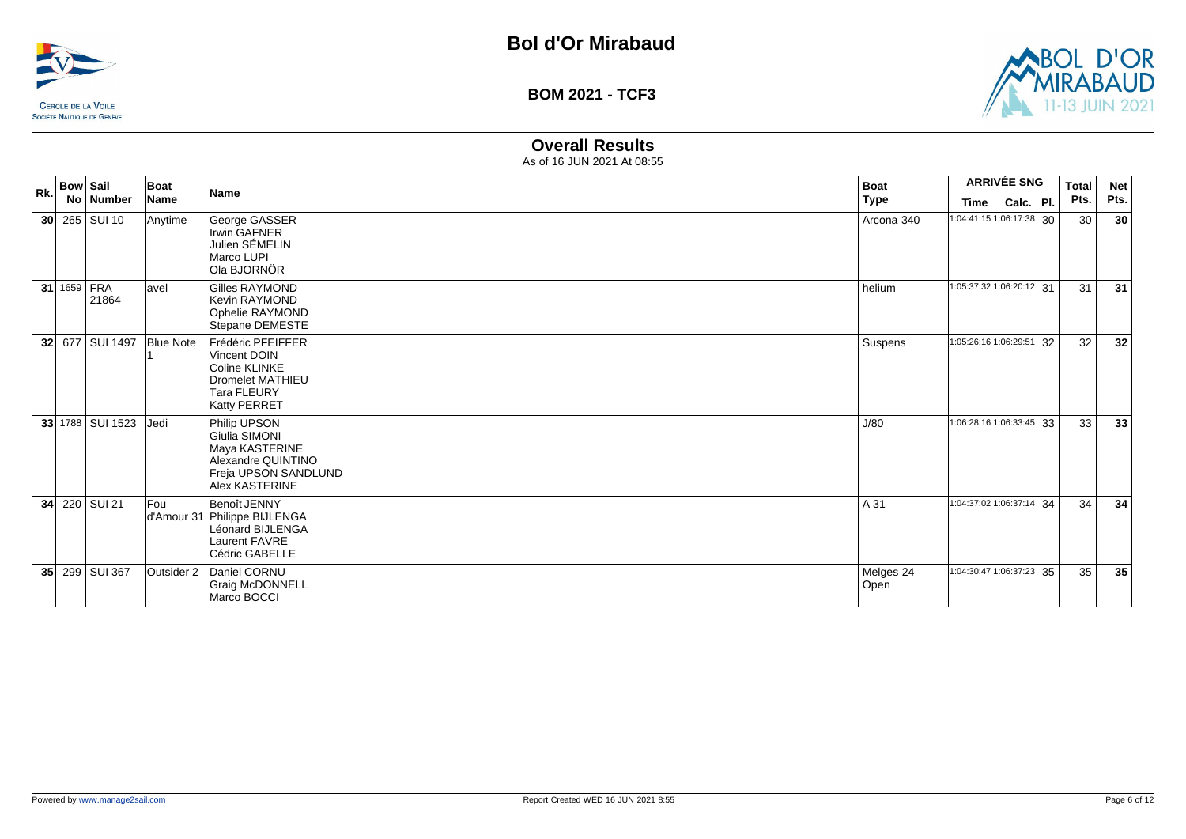# Bol d'Or Mirabaud

## BOM 2021 - TCF3

### Overall Results

As of 16 JUN 2021 At 08:55

| Rk. | Bow No | Sail Number | Boat Name | Name | Boat Type | ARRIVÉE SNG Time | Calc. | Pl. | Total Pts. | Net Pts. |
|---|---|---|---|---|---|---|---|---|---|---|
| 30 | 265 | SUI 10 | Anytime | George GASSER<br>Irwin GAFNER<br>Julien SÉMELIN<br>Marco LUPI<br>Ola BJORNÖR | Arcona 340 | 1:04:41:15 | 1:06:17:38 | 30 | 30 | 30 |
| 31 | 1659 | FRA 21864 | avel | Gilles RAYMOND<br>Kevin RAYMOND<br>Ophelie RAYMOND<br>Stepane DEMESTE | helium | 1:05:37:32 | 1:06:20:12 | 31 | 31 | 31 |
| 32 | 677 | SUI 1497 | Blue Note 1 | Frédéric PFEIFFER<br>Vincent DOIN<br>Coline KLINKE<br>Dromelet MATHIEU<br>Tara FLEURY<br>Katty PERRET | Suspens | 1:05:26:16 | 1:06:29:51 | 32 | 32 | 32 |
| 33 | 1788 | SUI 1523 | Jedi | Philip UPSON<br>Giulia SIMONI<br>Maya KASTERINE<br>Alexandre QUINTINO<br>Freja UPSON SANDLUND<br>Alex KASTERINE | J/80 | 1:06:28:16 | 1:06:33:45 | 33 | 33 | 33 |
| 34 | 220 | SUI 21 | Fou d'Amour 31 | Benoît JENNY<br>Philippe BIJLENGA<br>Léonard BIJLENGA<br>Laurent FAVRE<br>Cédric GABELLE | A 31 | 1:04:37:02 | 1:06:37:14 | 34 | 34 | 34 |
| 35 | 299 | SUI 367 | Outsider 2 | Daniel CORNU<br>Graig McDONNELL<br>Marco BOCCI | Melges 24 Open | 1:04:30:47 | 1:06:37:23 | 35 | 35 | 35 |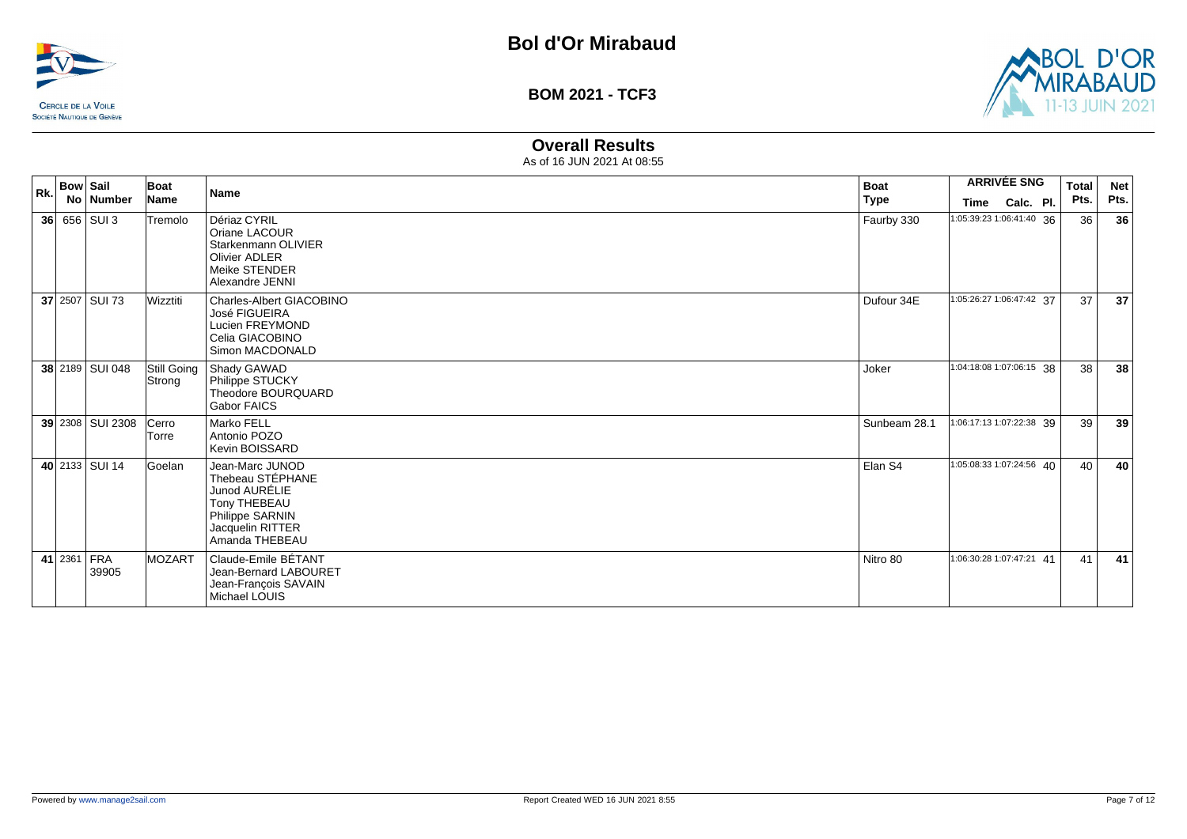# Bol d'Or Mirabaud

**CERCLE DE LA VOILE**
SOCIÉTÉ NAUTIQUE DE GENÈVE

**BOM 2021 - TCF3**

## Overall Results

As of 16 JUN 2021 At 08:55

| Rk. | Bow No | Sail Number | Boat Name | Name | Boat Type | ARRIVÉE SNG Time | Calc. | Pl. | Total Pts. | Net Pts. |
|---|---|---|---|---|---|---|---|---|---|---|
| **36** | 656 | SUI 3 | Tremolo | Dériaz CYRIL<br>Oriane LACOUR<br>Starkenmann OLIVIER<br>Olivier ADLER<br>Meike STENDER<br>Alexandre JENNI | Faurby 330 | 1:05:39:23 | 1:06:41:40 | 36 | 36 | **36** |
| **37** | 2507 | SUI 73 | Wizztiti | Charles-Albert GIACOBINO<br>José FIGUEIRA<br>Lucien FREYMOND<br>Celia GIACOBINO<br>Simon MACDONALD | Dufour 34E | 1:05:26:27 | 1:06:47:42 | 37 | 37 | **37** |
| **38** | 2189 | SUI 048 | Still Going Strong | Shady GAWAD<br>Philippe STUCKY<br>Theodore BOURQUARD<br>Gabor FAICS | Joker | 1:04:18:08 | 1:07:06:15 | 38 | 38 | **38** |
| **39** | 2308 | SUI 2308 | Cerro Torre | Marko FELL<br>Antonio POZO<br>Kevin BOISSARD | Sunbeam 28.1 | 1:06:17:13 | 1:07:22:38 | 39 | 39 | **39** |
| **40** | 2133 | SUI 14 | Goelan | Jean-Marc JUNOD<br>Thebeau STÉPHANE<br>Junod AURÉLIE<br>Tony THEBEAU<br>Philippe SARNIN<br>Jacquelin RITTER<br>Amanda THEBEAU | Elan S4 | 1:05:08:33 | 1:07:24:56 | 40 | 40 | **40** |
| **41** | 2361 | FRA 39905 | MOZART | Claude-Emile BÉTANT<br>Jean-Bernard LABOURET<br>Jean-François SAVAIN<br>Michael LOUIS | Nitro 80 | 1:06:30:28 | 1:07:47:21 | 41 | 41 | **41** |

Powered by www.manage2sail.com

Report Created WED 16 JUN 2021 8:55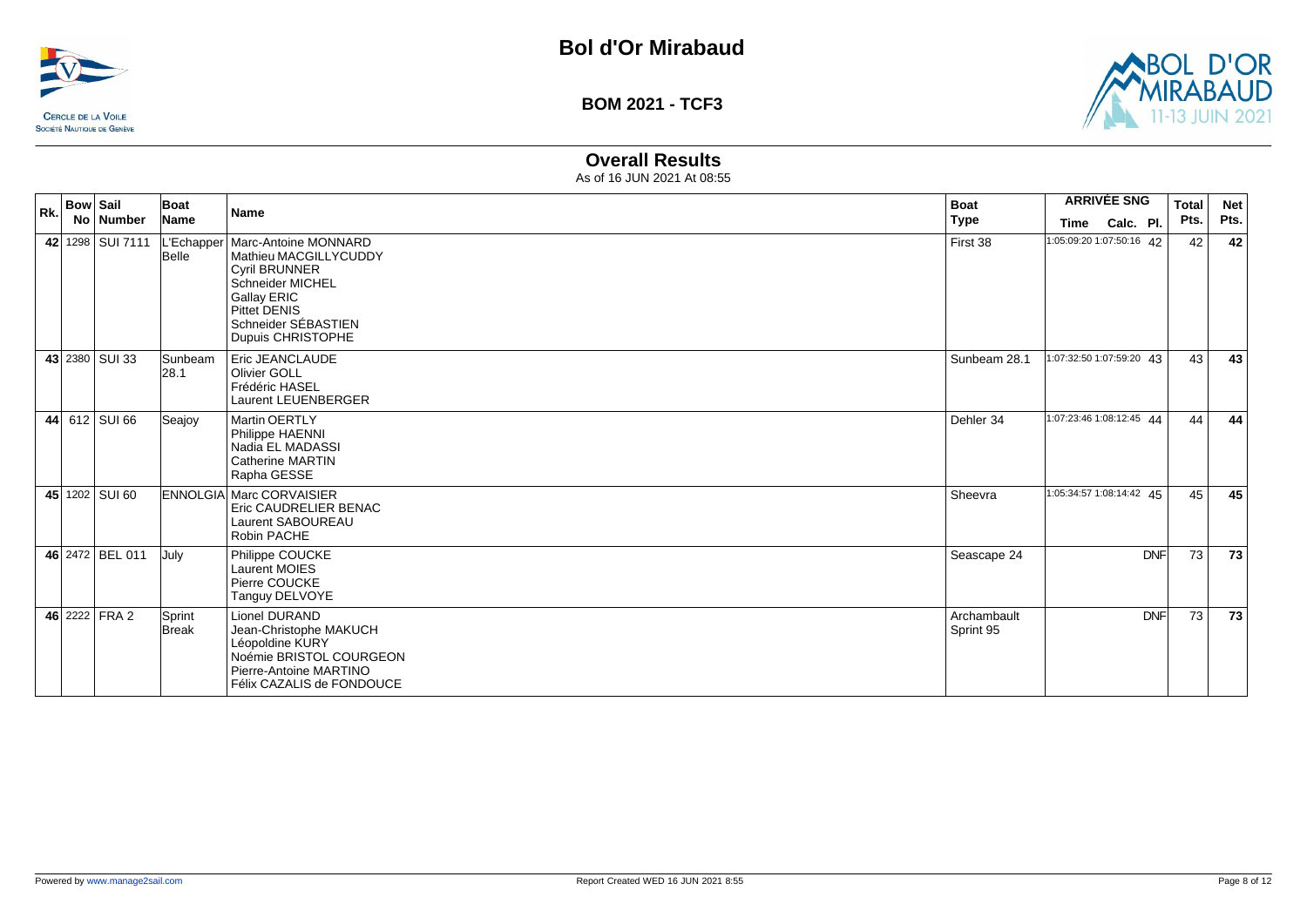# Bol d'Or Mirabaud

## BOM 2021 - TCF3

### Overall Results

As of 16 JUN 2021 At 08:55

| Rk. | Bow No | Sail Number | Boat Name | Name | Boat Type | ARRIVÉE SNG Time | Calc. | Pl. | Total Pts. | Net Pts. |
|---|---|---|---|---|---|---|---|---|---|---|
| 42 | 1298 | SUI 7111 | L'Echapper Belle | Marc-Antoine MONNARD<br>Mathieu MACGILLYCUDDY<br>Cyril BRUNNER<br>Schneider MICHEL<br>Gallay ERIC<br>Pittet DENIS<br>Schneider SÉBASTIEN<br>Dupuis CHRISTOPHE | First 38 | 1:05:09:20 | 1:07:50:16 | 42 | 42 | 42 |
| 43 | 2380 | SUI 33 | Sunbeam 28.1 | Eric JEANCLAUDE<br>Olivier GOLL<br>Frédéric HASEL<br>Laurent LEUENBERGER | Sunbeam 28.1 | 1:07:32:50 | 1:07:59:20 | 43 | 43 | 43 |
| 44 | 612 | SUI 66 | Seajoy | Martin OERTLY<br>Philippe HAENNI<br>Nadia EL MADASSI<br>Catherine MARTIN<br>Rapha GESSE | Dehler 34 | 1:07:23:46 | 1:08:12:45 | 44 | 44 | 44 |
| 45 | 1202 | SUI 60 | ENNOLGIA | Marc CORVAISIER<br>Eric CAUDRELIER BENAC<br>Laurent SABOUREAU<br>Robin PACHE | Sheevra | 1:05:34:57 | 1:08:14:42 | 45 | 45 | 45 |
| 46 | 2472 | BEL 011 | July | Philippe COUCKE<br>Laurent MOIES<br>Pierre COUCKE<br>Tanguy DELVOYE | Seascape 24 | | | DNF | 73 | 73 |
| 46 | 2222 | FRA 2 | Sprint Break | Lionel DURAND<br>Jean-Christophe MAKUCH<br>Léopoldine KURY<br>Noémie BRISTOL COURGEON<br>Pierre-Antoine MARTINO<br>Félix CAZALIS de FONDOUCE | Archambault Sprint 95 | | | DNF | 73 | 73 |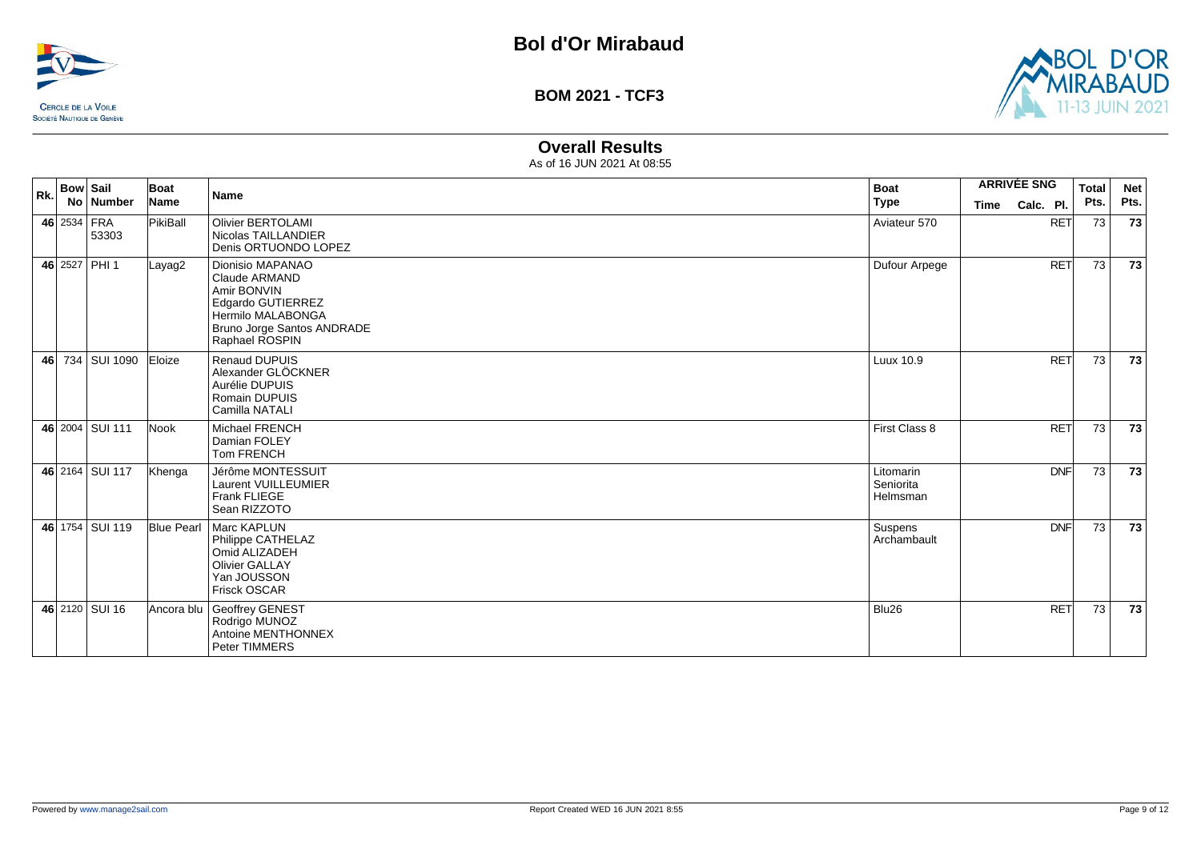# Bol d'Or Mirabaud

**BOM 2021 - TCF3**

## Overall Results

As of 16 JUN 2021 At 08:55

| Rk. | Bow No | Sail Number | Boat Name | Name | Boat Type | ARRIVÉE SNG Time | Calc. Pl. | Total Pts. | Net Pts. |
|---|---|---|---|---|---|---|---|---|---|
| 46 | 2534 | FRA 53303 | PikiBall | Olivier BERTOLAMI<br>Nicolas TAILLANDIER<br>Denis ORTUONDO LOPEZ | Aviateur 570 | | RET | 73 | **73** |
| 46 | 2527 | PHI 1 | Layag2 | Dionisio MAPANAO<br>Claude ARMAND<br>Amir BONVIN<br>Edgardo GUTIERREZ<br>Hermilo MALABONGA<br>Bruno Jorge Santos ANDRADE<br>Raphael ROSPIN | Dufour Arpege | | RET | 73 | **73** |
| 46 | 734 | SUI 1090 | Eloize | Renaud DUPUIS<br>Alexander GLÖCKNER<br>Aurélie DUPUIS<br>Romain DUPUIS<br>Camilla NATALI | Luux 10.9 | | RET | 73 | **73** |
| 46 | 2004 | SUI 111 | Nook | Michael FRENCH<br>Damian FOLEY<br>Tom FRENCH | First Class 8 | | RET | 73 | **73** |
| 46 | 2164 | SUI 117 | Khenga | Jérôme MONTESSUIT<br>Laurent VUILLEUMIER<br>Frank FLIEGE<br>Sean RIZZOTO | Litomarin Seniorita Helmsman | | DNF | 73 | **73** |
| 46 | 1754 | SUI 119 | Blue Pearl | Marc KAPLUN<br>Philippe CATHELAZ<br>Omid ALIZADEH<br>Olivier GALLAY<br>Yan JOUSSON<br>Frisck OSCAR | Suspens Archambault | | DNF | 73 | **73** |
| 46 | 2120 | SUI 16 | Ancora blu | Geoffrey GENEST<br>Rodrigo MUNOZ<br>Antoine MENTHONNEX<br>Peter TIMMERS | Blu26 | | RET | 73 | **73** |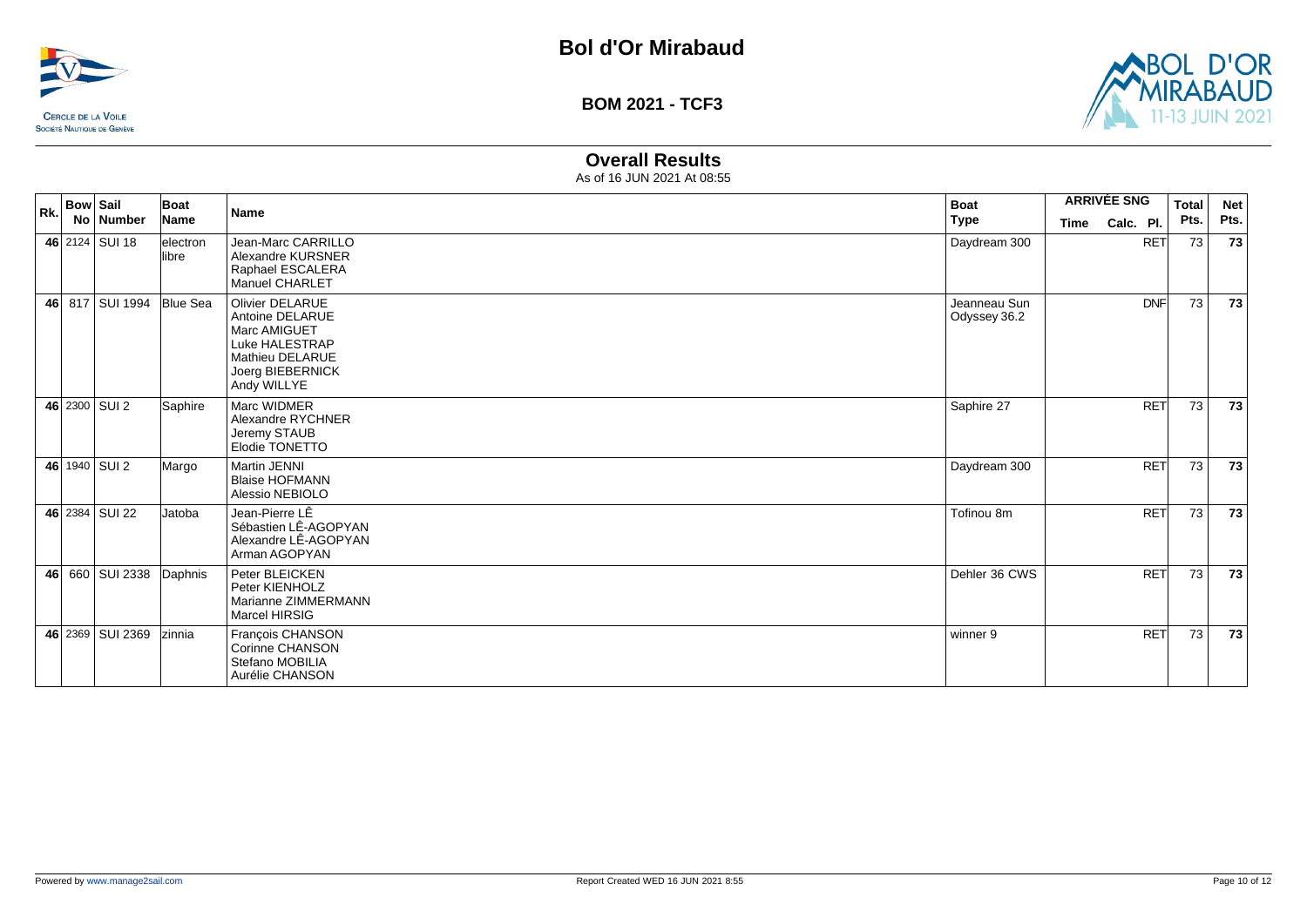# Bol d'Or Mirabaud

## BOM 2021 - TCF3

### Overall Results

As of 16 JUN 2021 At 08:55

| Rk. | Bow No | Sail Number | Boat Name | Name | Boat Type | ARRIVÉE SNG Time | Calc. | Pl. | Total Pts. | Net Pts. |
|---|---|---|---|---|---|---|---|---|---|---|
| 46 | 2124 | SUI 18 | electron libre | Jean-Marc CARRILLO<br>Alexandre KURSNER<br>Raphael ESCALERA<br>Manuel CHARLET | Daydream 300 | | | RET | 73 | 73 |
| 46 | 817 | SUI 1994 | Blue Sea | Olivier DELARUE<br>Antoine DELARUE<br>Marc AMIGUET<br>Luke HALESTRAP<br>Mathieu DELARUE<br>Joerg BIEBERNICK<br>Andy WILLYE | Jeanneau Sun Odyssey 36.2 | | | DNF | 73 | 73 |
| 46 | 2300 | SUI 2 | Saphire | Marc WIDMER<br>Alexandre RYCHNER<br>Jeremy STAUB<br>Elodie TONETTO | Saphire 27 | | | RET | 73 | 73 |
| 46 | 1940 | SUI 2 | Margo | Martin JENNI<br>Blaise HOFMANN<br>Alessio NEBIOLO | Daydream 300 | | | RET | 73 | 73 |
| 46 | 2384 | SUI 22 | Jatoba | Jean-Pierre LÊ<br>Sébastien LÊ-AGOPYAN<br>Alexandre LÊ-AGOPYAN<br>Arman AGOPYAN | Tofinou 8m | | | RET | 73 | 73 |
| 46 | 660 | SUI 2338 | Daphnis | Peter BLEICKEN<br>Peter KIENHOLZ<br>Marianne ZIMMERMANN<br>Marcel HIRSIG | Dehler 36 CWS | | | RET | 73 | 73 |
| 46 | 2369 | SUI 2369 | zinnia | François CHANSON<br>Corinne CHANSON<br>Stefano MOBILIA<br>Aurélie CHANSON | winner 9 | | | RET | 73 | 73 |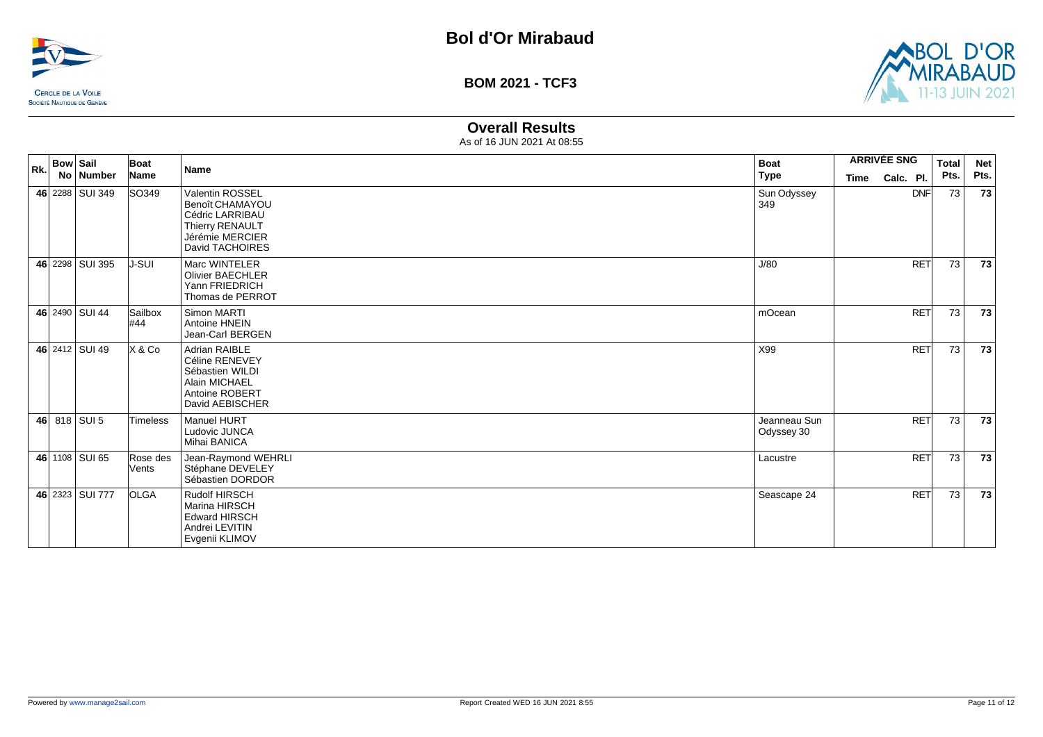# Bol d'Or Mirabaud

## BOM 2021 - TCF3

### Overall Results

As of 16 JUN 2021 At 08:55

| Rk. | Bow No | Sail Number | Boat Name | Name | Boat Type | ARRIVÉE SNG Time | Calc. | Pl. | Total Pts. | Net Pts. |
|---|---|---|---|---|---|---|---|---|---|---|
| 46 | 2288 | SUI 349 | SO349 | Valentin ROSSEL<br>Benoît CHAMAYOU<br>Cédric LARRIBAU<br>Thierry RENAULT<br>Jérémie MERCIER<br>David TACHOIRES | Sun Odyssey 349 | | | DNF | 73 | **73** |
| 46 | 2298 | SUI 395 | J-SUI | Marc WINTELER<br>Olivier BAECHLER<br>Yann FRIEDRICH<br>Thomas de PERROT | J/80 | | | RET | 73 | **73** |
| 46 | 2490 | SUI 44 | Sailbox #44 | Simon MARTI<br>Antoine HNEIN<br>Jean-Carl BERGEN | mOcean | | | RET | 73 | **73** |
| 46 | 2412 | SUI 49 | X & Co | Adrian RAIBLE<br>Céline RENEVEY<br>Sébastien WILDI<br>Alain MICHAEL<br>Antoine ROBERT<br>David AEBISCHER | X99 | | | RET | 73 | **73** |
| 46 | 818 | SUI 5 | Timeless | Manuel HURT<br>Ludovic JUNCA<br>Mihai BANICA | Jeanneau Sun Odyssey 30 | | | RET | 73 | **73** |
| 46 | 1108 | SUI 65 | Rose des Vents | Jean-Raymond WEHRLI<br>Stéphane DEVELEY<br>Sébastien DORDOR | Lacustre | | | RET | 73 | **73** |
| 46 | 2323 | SUI 777 | OLGA | Rudolf HIRSCH<br>Marina HIRSCH<br>Edward HIRSCH<br>Andrei LEVITIN<br>Evgenii KLIMOV | Seascape 24 | | | RET | 73 | **73** |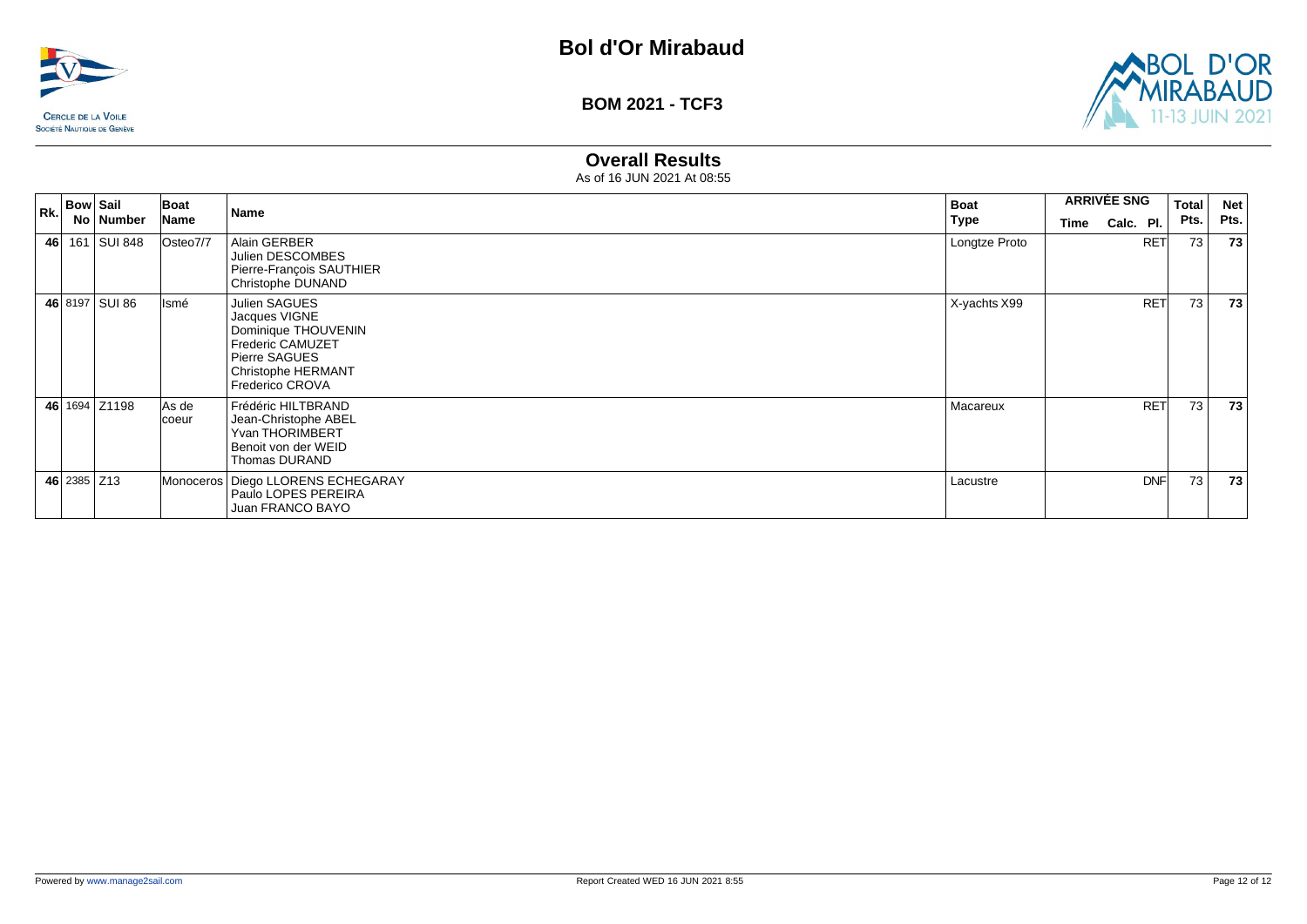# Bol d'Or Mirabaud

## BOM 2021 - TCF3

### Overall Results

As of 16 JUN 2021 At 08:55

| Rk. | Bow No | Sail Number | Boat Name | Name | Boat Type | ARRIVÉE SNG Time | Calc. | Pl. | Total Pts. | Net Pts. |
|---|---|---|---|---|---|---|---|---|---|---|
| **46** | 161 | SUI 848 | Osteo7/7 | Alain GERBER<br>Julien DESCOMBES<br>Pierre-François SAUTHIER<br>Christophe DUNAND | Longtze Proto | | | RET | 73 | **73** |
| **46** | 8197 | SUI 86 | Ismé | Julien SAGUES<br>Jacques VIGNE<br>Dominique THOUVENIN<br>Frederic CAMUZET<br>Pierre SAGUES<br>Christophe HERMANT<br>Frederico CROVA | X-yachts X99 | | | RET | 73 | **73** |
| **46** | 1694 | Z1198 | As de coeur | Frédéric HILTBRAND<br>Jean-Christophe ABEL<br>Yvan THORIMBERT<br>Benoit von der WEID<br>Thomas DURAND | Macareux | | | RET | 73 | **73** |
| **46** | 2385 | Z13 | Monoceros | Diego LLORENS ECHEGARAY<br>Paulo LOPES PEREIRA<br>Juan FRANCO BAYO | Lacustre | | | DNF | 73 | **73** |

Powered by www.manage2sail.com

Report Created WED 16 JUN 2021 8:55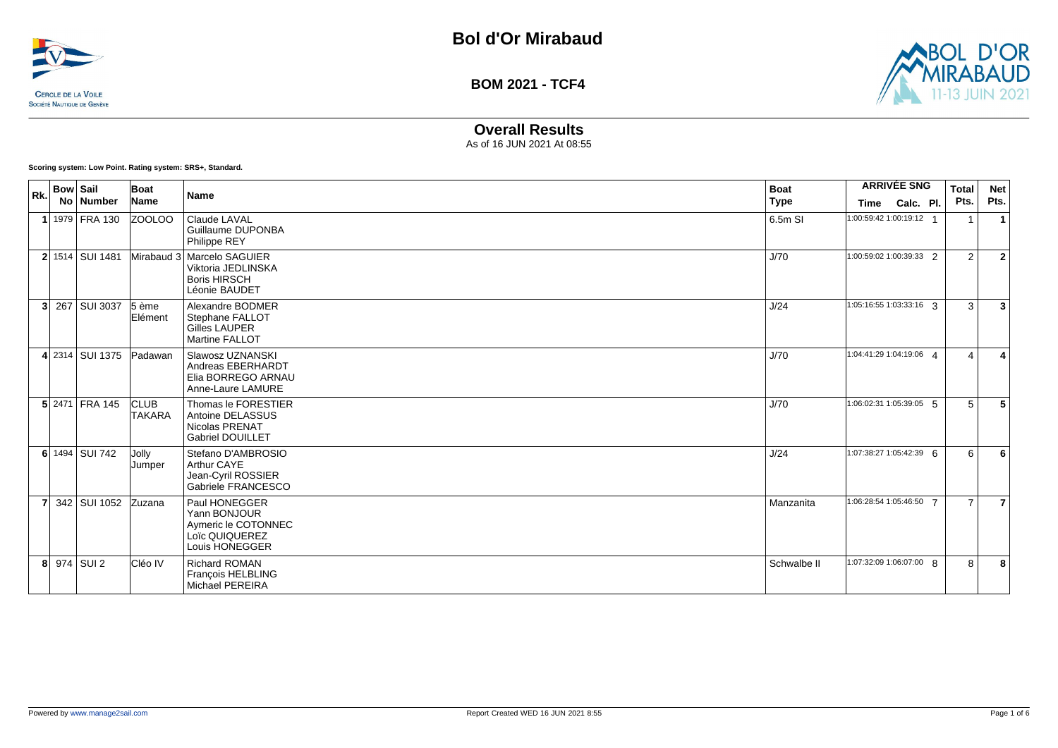# Bol d'Or Mirabaud

## BOM 2021 - TCF4

## Overall Results

As of 16 JUN 2021 At 08:55

**Scoring system: Low Point. Rating system: SRS+, Standard.**

| Rk. | Bow No | Sail Number | Boat Name | Name | Boat Type | ARRIVÉE SNG Time | Calc. | Pl. | Total Pts. | Net Pts. |
|---|---|---|---|---|---|---|---|---|---|---|
| 1 | 1979 | FRA 130 | ZOOLOO | Claude LAVAL<br>Guillaume DUPONBA<br>Philippe REY | 6.5m SI | 1:00:59:42 | 1:00:19:12 | 1 | 1 | 1 |
| 2 | 1514 | SUI 1481 | Mirabaud 3 | Marcelo SAGUIER<br>Viktoria JEDLINSKA<br>Boris HIRSCH<br>Léonie BAUDET | J/70 | 1:00:59:02 | 1:00:39:33 | 2 | 2 | 2 |
| 3 | 267 | SUI 3037 | 5 ème Elément | Alexandre BODMER<br>Stephane FALLOT<br>Gilles LAUPER<br>Martine FALLOT | J/24 | 1:05:16:55 | 1:03:33:16 | 3 | 3 | 3 |
| 4 | 2314 | SUI 1375 | Padawan | Slawosz UZNANSKI<br>Andreas EBERHARDT<br>Elia BORREGO ARNAU<br>Anne-Laure LAMURE | J/70 | 1:04:41:29 | 1:04:19:06 | 4 | 4 | 4 |
| 5 | 2471 | FRA 145 | CLUB TAKARA | Thomas le FORESTIER<br>Antoine DELASSUS<br>Nicolas PRENAT<br>Gabriel DOUILLET | J/70 | 1:06:02:31 | 1:05:39:05 | 5 | 5 | 5 |
| 6 | 1494 | SUI 742 | Jolly Jumper | Stefano D'AMBROSIO<br>Arthur CAYE<br>Jean-Cyril ROSSIER<br>Gabriele FRANCESCO | J/24 | 1:07:38:27 | 1:05:42:39 | 6 | 6 | 6 |
| 7 | 342 | SUI 1052 | Zuzana | Paul HONEGGER<br>Yann BONJOUR<br>Aymeric le COTONNEC<br>Loïc QUIQUEREZ<br>Louis HONEGGER | Manzanita | 1:06:28:54 | 1:05:46:50 | 7 | 7 | 7 |
| 8 | 974 | SUI 2 | Cléo IV | Richard ROMAN<br>François HELBLING<br>Michael PEREIRA | Schwalbe II | 1:07:32:09 | 1:06:07:00 | 8 | 8 | 8 |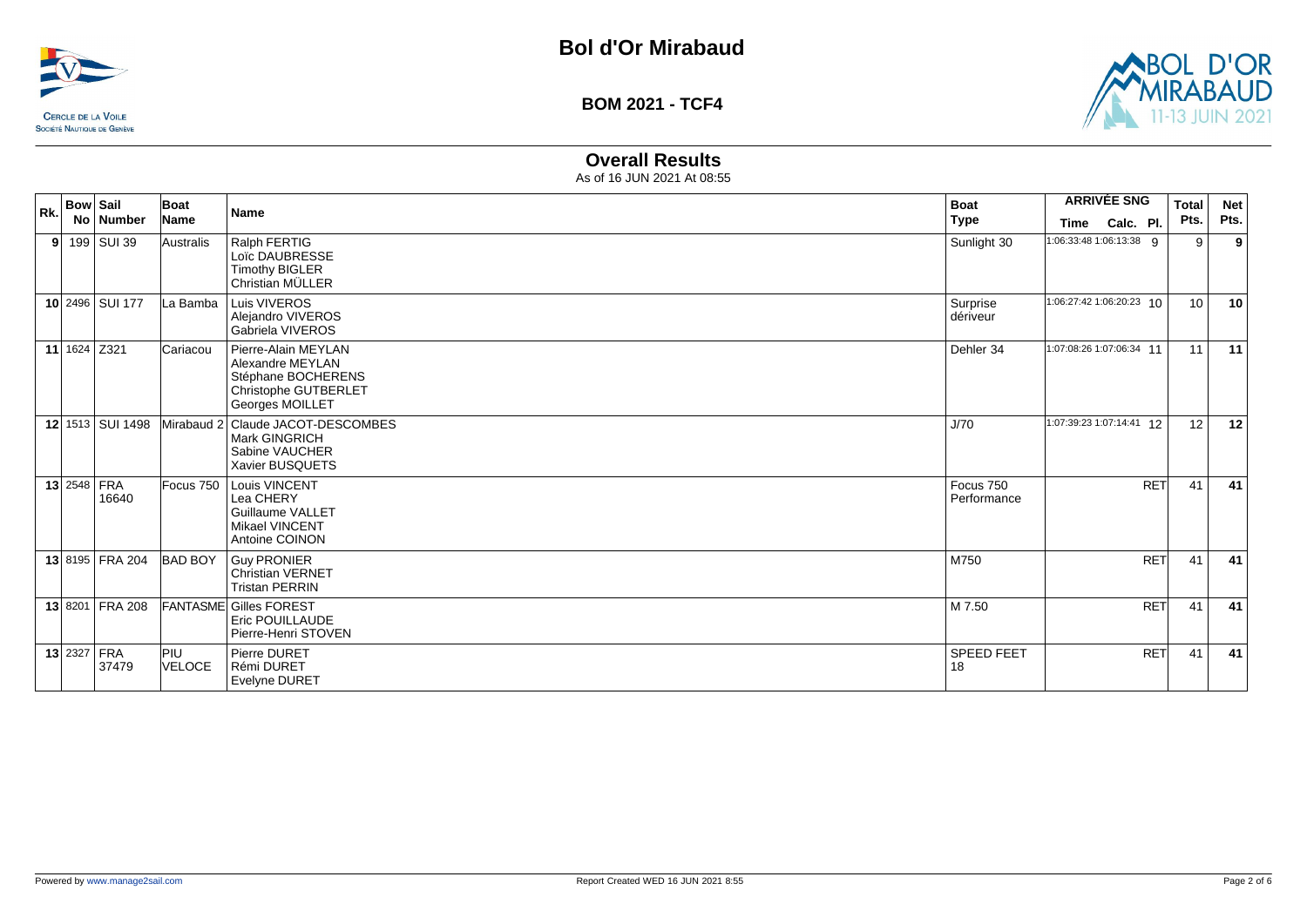# Bol d'Or Mirabaud

**BOM 2021 - TCF4**

## Overall Results

As of 16 JUN 2021 At 08:55

| Rk. | Bow No | Sail Number | Boat Name | Name | Boat Type | ARRIVÉE SNG Time | Calc. | Pl. | Total Pts. | Net Pts. |
|---|---|---|---|---|---|---|---|---|---|---|
| 9 | 199 | SUI 39 | Australis | Ralph FERTIG<br>Loïc DAUBRESSE<br>Timothy BIGLER<br>Christian MÜLLER | Sunlight 30 | 1:06:33:48 | 1:06:13:38 | 9 | 9 | **9** |
| 10 | 2496 | SUI 177 | La Bamba | Luis VIVEROS<br>Alejandro VIVEROS<br>Gabriela VIVEROS | Surprise dériveur | 1:06:27:42 | 1:06:20:23 | 10 | 10 | **10** |
| 11 | 1624 | Z321 | Cariacou | Pierre-Alain MEYLAN<br>Alexandre MEYLAN<br>Stéphane BOCHERENS<br>Christophe GUTBERLET<br>Georges MOILLET | Dehler 34 | 1:07:08:26 | 1:07:06:34 | 11 | 11 | **11** |
| 12 | 1513 | SUI 1498 | Mirabaud 2 | Claude JACOT-DESCOMBES<br>Mark GINGRICH<br>Sabine VAUCHER<br>Xavier BUSQUETS | J/70 | 1:07:39:23 | 1:07:14:41 | 12 | 12 | **12** |
| 13 | 2548 | FRA 16640 | Focus 750 | Louis VINCENT<br>Lea CHERY<br>Guillaume VALLET<br>Mikael VINCENT<br>Antoine COINON | Focus 750 Performance | | | RET | 41 | **41** |
| 13 | 8195 | FRA 204 | BAD BOY | Guy PRONIER<br>Christian VERNET<br>Tristan PERRIN | M750 | | | RET | 41 | **41** |
| 13 | 8201 | FRA 208 | FANTASME | Gilles FOREST<br>Eric POUILLAUDE<br>Pierre-Henri STOVEN | M 7.50 | | | RET | 41 | **41** |
| 13 | 2327 | FRA 37479 | PIU VELOCE | Pierre DURET<br>Rémi DURET<br>Evelyne DURET | SPEED FEET 18 | | | RET | 41 | **41** |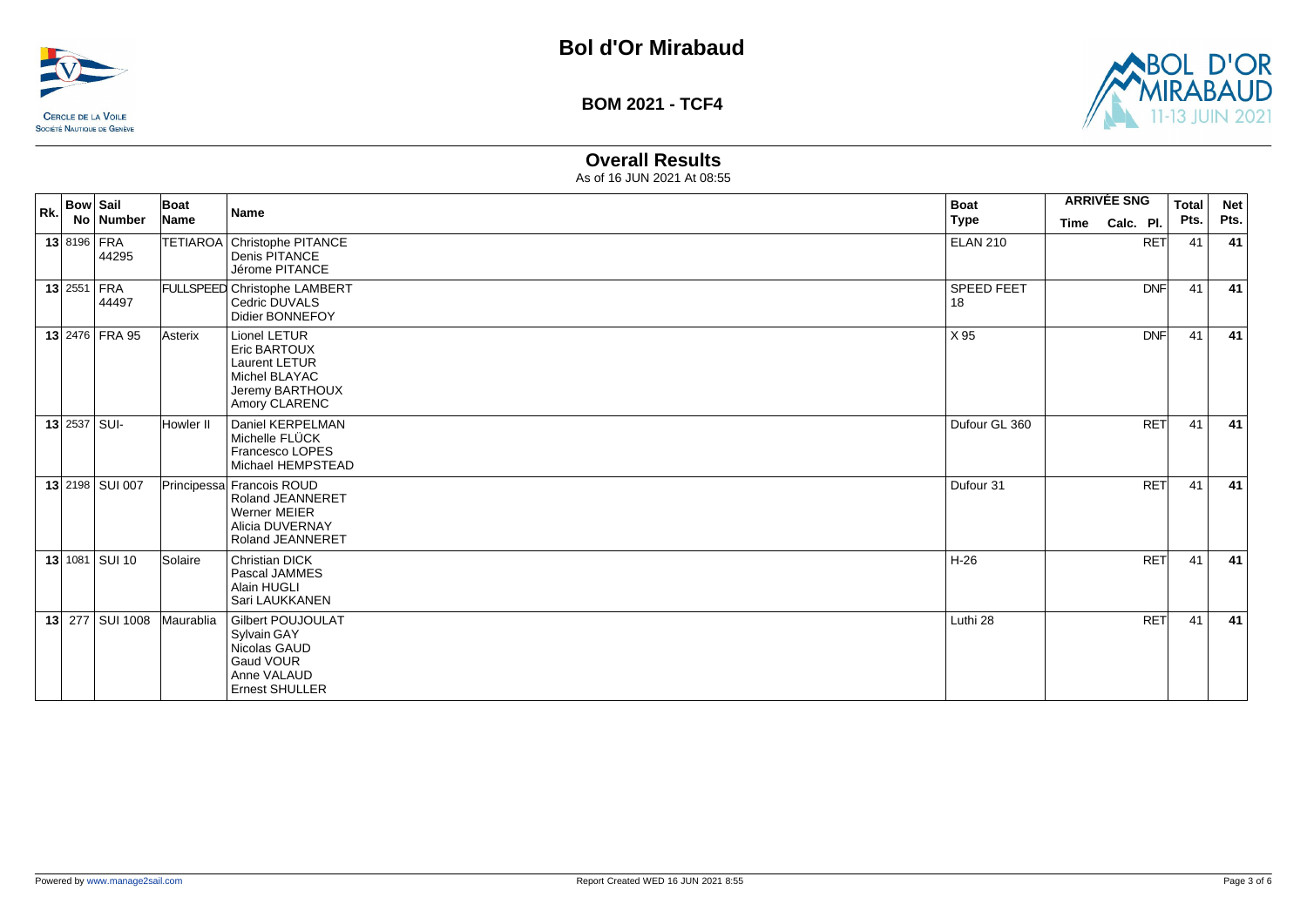# Bol d'Or Mirabaud

## BOM 2021 - TCF4

### Overall Results

As of 16 JUN 2021 At 08:55

| Rk. | Bow No | Sail Number | Boat Name | Name | Boat Type | ARRIVÉE SNG Time | Calc. | Pl. | Total Pts. | Net Pts. |
|---|---|---|---|---|---|---|---|---|---|---|
| 13 | 8196 | FRA 44295 | TETIAROA | Christophe PITANCE<br>Denis PITANCE<br>Jérome PITANCE | ELAN 210 | | | RET | 41 | 41 |
| 13 | 2551 | FRA 44497 | FULLSPEED | Christophe LAMBERT<br>Cedric DUVALS<br>Didier BONNEFOY | SPEED FEET 18 | | | DNF | 41 | 41 |
| 13 | 2476 | FRA 95 | Asterix | Lionel LETUR<br>Eric BARTOUX<br>Laurent LETUR<br>Michel BLAYAC<br>Jeremy BARTHOUX<br>Amory CLARENC | X 95 | | | DNF | 41 | 41 |
| 13 | 2537 | SUI- | Howler II | Daniel KERPELMAN<br>Michelle FLÜCK<br>Francesco LOPES<br>Michael HEMPSTEAD | Dufour GL 360 | | | RET | 41 | 41 |
| 13 | 2198 | SUI 007 | Principessa | Francois ROUD<br>Roland JEANNERET<br>Werner MEIER<br>Alicia DUVERNAY<br>Roland JEANNERET | Dufour 31 | | | RET | 41 | 41 |
| 13 | 1081 | SUI 10 | Solaire | Christian DICK<br>Pascal JAMMES<br>Alain HUGLI<br>Sari LAUKKANEN | H-26 | | | RET | 41 | 41 |
| 13 | 277 | SUI 1008 | Maurablia | Gilbert POUJOULAT<br>Sylvain GAY<br>Nicolas GAUD<br>Gaud VOUR<br>Anne VALAUD<br>Ernest SHULLER | Luthi 28 | | | RET | 41 | 41 |

Powered by www.manage2sail.com

Report Created WED 16 JUN 2021 8:55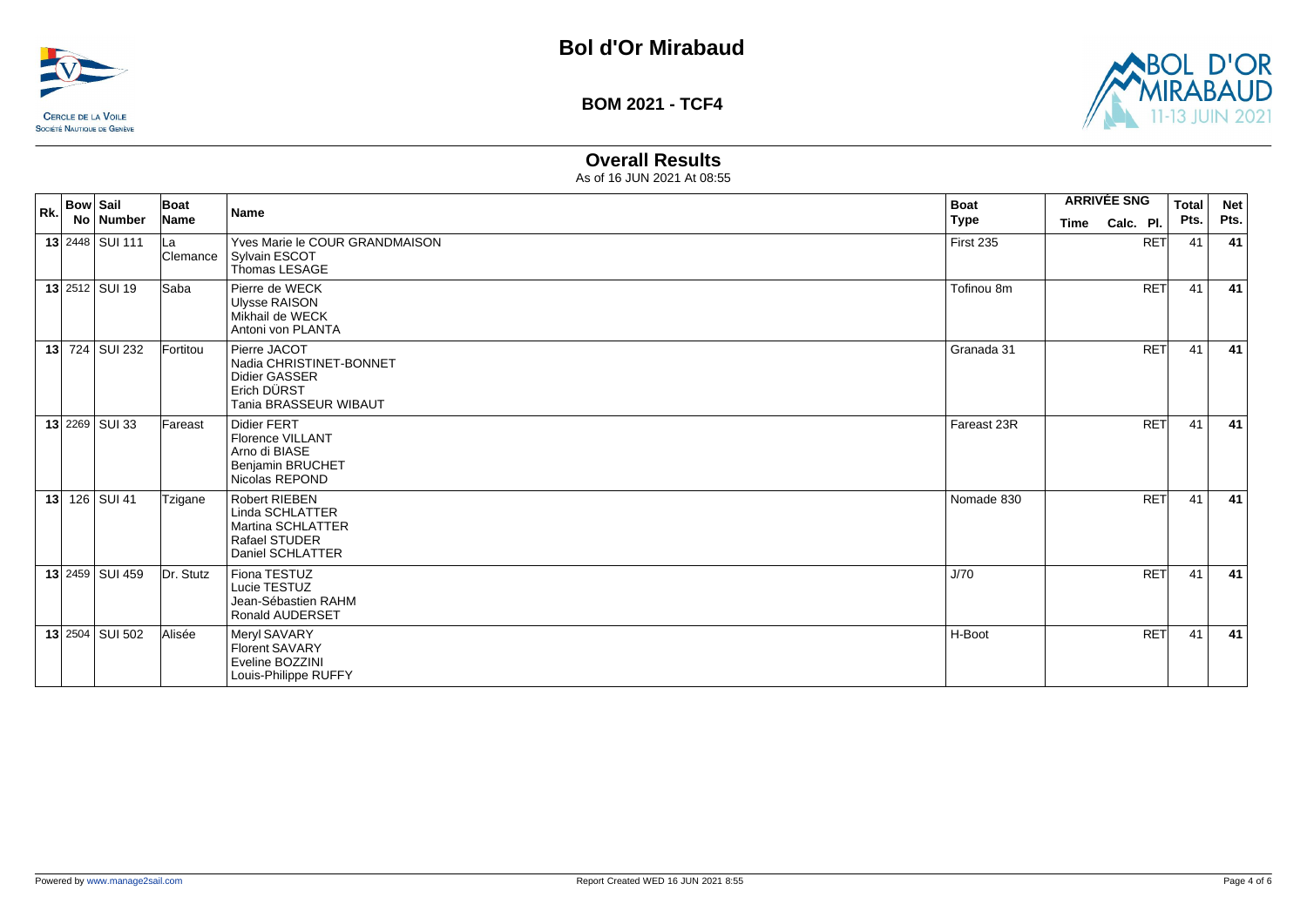# Bol d'Or Mirabaud

**BOM 2021 - TCF4**

## Overall Results

As of 16 JUN 2021 At 08:55

| Rk. | Bow No | Sail Number | Boat Name | Name | Boat Type | ARRIVÉE SNG Time | Calc. | Pl. | Total Pts. | Net Pts. |
|---|---|---|---|---|---|---|---|---|---|---|
| **13** | 2448 | SUI 111 | La Clemance | Yves Marie le COUR GRANDMAISON<br>Sylvain ESCOT<br>Thomas LESAGE | First 235 | | | RET | 41 | **41** |
| **13** | 2512 | SUI 19 | Saba | Pierre de WECK<br>Ulysse RAISON<br>Mikhail de WECK<br>Antoni von PLANTA | Tofinou 8m | | | RET | 41 | **41** |
| **13** | 724 | SUI 232 | Fortitou | Pierre JACOT<br>Nadia CHRISTINET-BONNET<br>Didier GASSER<br>Erich DÜRST<br>Tania BRASSEUR WIBAUT | Granada 31 | | | RET | 41 | **41** |
| **13** | 2269 | SUI 33 | Fareast | Didier FERT<br>Florence VILLANT<br>Arno di BIASE<br>Benjamin BRUCHET<br>Nicolas REPOND | Fareast 23R | | | RET | 41 | **41** |
| **13** | 126 | SUI 41 | Tzigane | Robert RIEBEN<br>Linda SCHLATTER<br>Martina SCHLATTER<br>Rafael STUDER<br>Daniel SCHLATTER | Nomade 830 | | | RET | 41 | **41** |
| **13** | 2459 | SUI 459 | Dr. Stutz | Fiona TESTUZ<br>Lucie TESTUZ<br>Jean-Sébastien RAHM<br>Ronald AUDERSET | J/70 | | | RET | 41 | **41** |
| **13** | 2504 | SUI 502 | Alisée | Meryl SAVARY<br>Florent SAVARY<br>Eveline BOZZINI<br>Louis-Philippe RUFFY | H-Boot | | | RET | 41 | **41** |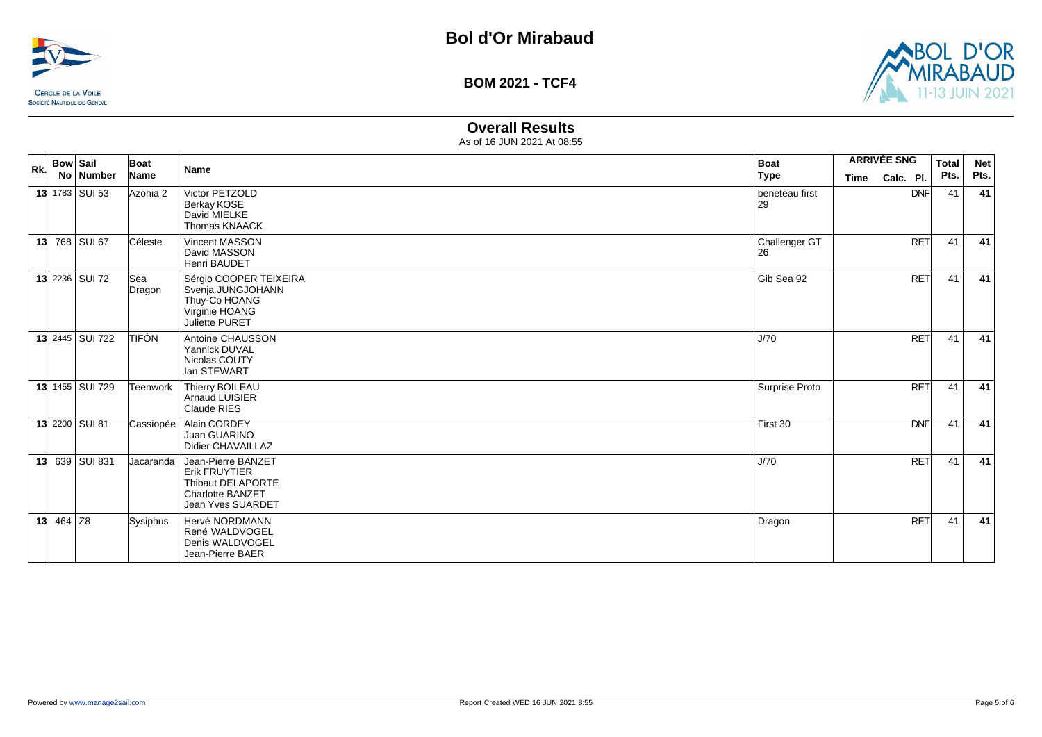# Bol d'Or Mirabaud

## BOM 2021 - TCF4

### Overall Results

As of 16 JUN 2021 At 08:55

| Rk. | Bow No | Sail Number | Boat Name | Name | Boat Type | ARRIVÉE SNG Time | Calc. | Pl. | Total Pts. | Net Pts. |
|---|---|---|---|---|---|---|---|---|---|---|
| **13** | 1783 | SUI 53 | Azohia 2 | Victor PETZOLD<br>Berkay KOSE<br>David MIELKE<br>Thomas KNAACK | beneteau first 29 | | | DNF | 41 | **41** |
| **13** | 768 | SUI 67 | Céleste | Vincent MASSON<br>David MASSON<br>Henri BAUDET | Challenger GT 26 | | | RET | 41 | **41** |
| **13** | 2236 | SUI 72 | Sea Dragon | Sérgio COOPER TEIXEIRA<br>Svenja JUNGJOHANN<br>Thuy-Co HOANG<br>Virginie HOANG<br>Juliette PURET | Gib Sea 92 | | | RET | 41 | **41** |
| **13** | 2445 | SUI 722 | TIFÒN | Antoine CHAUSSON<br>Yannick DUVAL<br>Nicolas COUTY<br>Ian STEWART | J/70 | | | RET | 41 | **41** |
| **13** | 1455 | SUI 729 | Teenwork | Thierry BOILEAU<br>Arnaud LUISIER<br>Claude RIES | Surprise Proto | | | RET | 41 | **41** |
| **13** | 2200 | SUI 81 | Cassiopée | Alain CORDEY<br>Juan GUARINO<br>Didier CHAVAILLAZ | First 30 | | | DNF | 41 | **41** |
| **13** | 639 | SUI 831 | Jacaranda | Jean-Pierre BANZET<br>Erik FRUYTIER<br>Thibaut DELAPORTE<br>Charlotte BANZET<br>Jean Yves SUARDET | J/70 | | | RET | 41 | **41** |
| **13** | 464 | Z8 | Sysiphus | Hervé NORDMANN<br>René WALDVOGEL<br>Denis WALDVOGEL<br>Jean-Pierre BAER | Dragon | | | RET | 41 | **41** |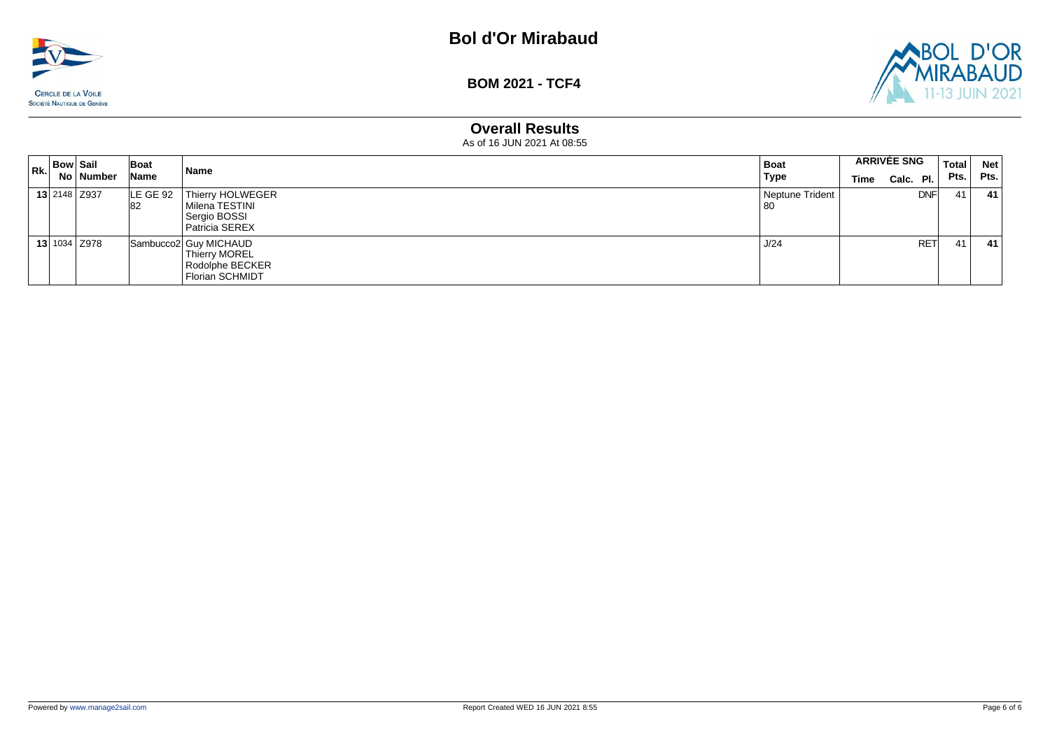# Bol d'Or Mirabaud

CERCLE DE LA VOILE
SOCIÉTÉ NAUTIQUE DE GENÈVE

**BOM 2021 - TCF4**

## Overall Results

As of 16 JUN 2021 At 08:55

| Rk. | Bow No | Sail Number | Boat Name | Name | Boat Type | ARRIVÉE SNG Time | ARRIVÉE SNG Calc. | ARRIVÉE SNG Pl. | Total Pts. | Net Pts. |
|---|---|---|---|---|---|---|---|---|---|---|
| **13** | 2148 | Z937 | LE GE 92 82 | Thierry HOLWEGER<br>Milena TESTINI<br>Sergio BOSSI<br>Patricia SEREX | Neptune Trident 80 | | | DNF | 41 | **41** |
| **13** | 1034 | Z978 | Sambucco2 | Guy MICHAUD<br>Thierry MOREL<br>Rodolphe BECKER<br>Florian SCHMIDT | J/24 | | | RET | 41 | **41** |

Powered by www.manage2sail.com

Report Created WED 16 JUN 2021 8:55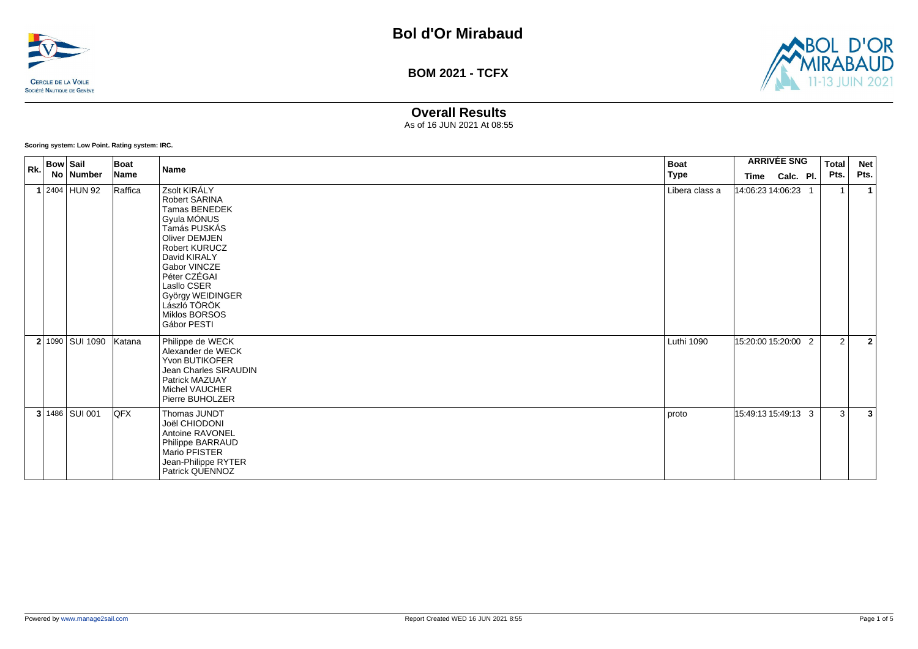# Bol d'Or Mirabaud

**BOM 2021 - TCFX**

CERCLE DE LA VOILE
SOCIÉTÉ NAUTIQUE DE GENÈVE

BOL D'OR MIRABAUD 11-13 JUIN 2021

## Overall Results

As of 16 JUN 2021 At 08:55

**Scoring system: Low Point. Rating system: IRC.**

| Rk. | Bow No | Sail Number | Boat Name | Name | Boat Type | ARRIVÉE SNG Time | Calc. | Pl. | Total Pts. | Net Pts. |
|---|---|---|---|---|---|---|---|---|---|---|
| 1 | 2404 | HUN 92 | Raffica | Zsolt KIRÁLY<br>Robert SARINA<br>Tamas BENEDEK<br>Gyula MÓNUS<br>Tamás PUSKÁS<br>Oliver DEMJEN<br>Robert KURUCZ<br>David KIRALY<br>Gabor VINCZE<br>Péter CZÉGAI<br>Lasllo CSER<br>György WEIDINGER<br>László TÖRÖK<br>Miklos BORSOS<br>Gábor PESTI | Libera class a | 14:06:23 | 14:06:23 | 1 | 1 | **1** |
| 2 | 1090 | SUI 1090 | Katana | Philippe de WECK<br>Alexander de WECK<br>Yvon BUTIKOFER<br>Jean Charles SIRAUDIN<br>Patrick MAZUAY<br>Michel VAUCHER<br>Pierre BUHOLZER | Luthi 1090 | 15:20:00 | 15:20:00 | 2 | 2 | **2** |
| 3 | 1486 | SUI 001 | QFX | Thomas JUNDT<br>Joël CHIODONI<br>Antoine RAVONEL<br>Philippe BARRAUD<br>Mario PFISTER<br>Jean-Philippe RYTER<br>Patrick QUENNOZ | proto | 15:49:13 | 15:49:13 | 3 | 3 | **3** |

Powered by www.manage2sail.com

Report Created WED 16 JUN 2021 8:55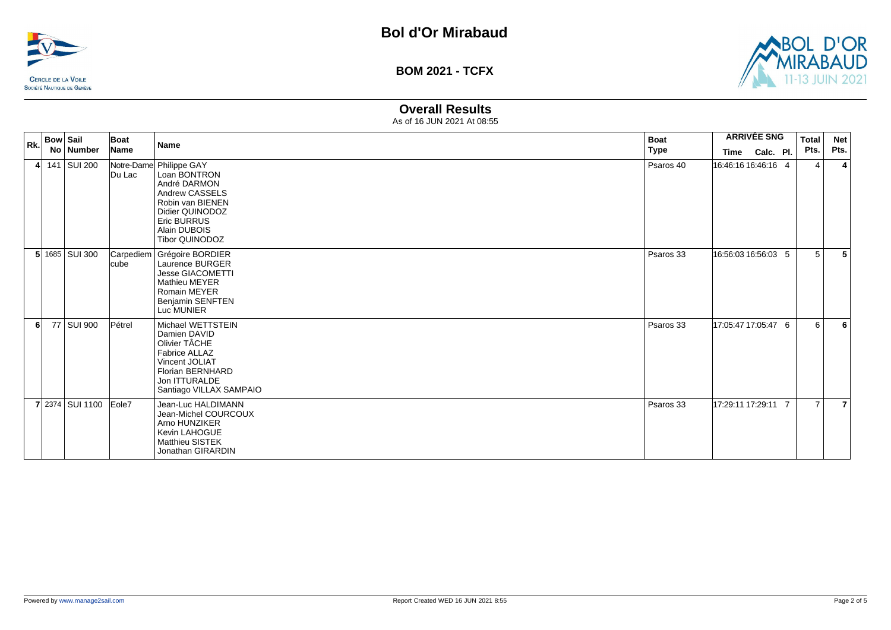# Bol d'Or Mirabaud

## BOM 2021 - TCFX

### Overall Results

As of 16 JUN 2021 At 08:55

| Rk. | Bow No | Sail Number | Boat Name | Name | Boat Type | ARRIVÉE SNG Time | Calc. | Pl. | Total Pts. | Net Pts. |
|---|---|---|---|---|---|---|---|---|---|---|
| 4 | 141 | SUI 200 | Notre-Dame Du Lac | Philippe GAY<br>Loan BONTRON<br>André DARMON<br>Andrew CASSELS<br>Robin van BIENEN<br>Didier QUINODOZ<br>Eric BURRUS<br>Alain DUBOIS<br>Tibor QUINODOZ | Psaros 40 | 16:46:16 | 16:46:16 | 4 | 4 | **4** |
| 5 | 1685 | SUI 300 | Carpediem cube | Grégoire BORDIER<br>Laurence BURGER<br>Jesse GIACOMETTI<br>Mathieu MEYER<br>Romain MEYER<br>Benjamin SENFTEN<br>Luc MUNIER | Psaros 33 | 16:56:03 | 16:56:03 | 5 | 5 | **5** |
| 6 | 77 | SUI 900 | Pétrel | Michael WETTSTEIN<br>Damien DAVID<br>Olivier TÂCHE<br>Fabrice ALLAZ<br>Vincent JOLIAT<br>Florian BERNHARD<br>Jon ITTURALDE<br>Santiago VILLAX SAMPAIO | Psaros 33 | 17:05:47 | 17:05:47 | 6 | 6 | **6** |
| 7 | 2374 | SUI 1100 | Eole7 | Jean-Luc HALDIMANN<br>Jean-Michel COURCOUX<br>Arno HUNZIKER<br>Kevin LAHOGUE<br>Matthieu SISTEK<br>Jonathan GIRARDIN | Psaros 33 | 17:29:11 | 17:29:11 | 7 | 7 | **7** |

Powered by www.manage2sail.com

Report Created WED 16 JUN 2021 8:55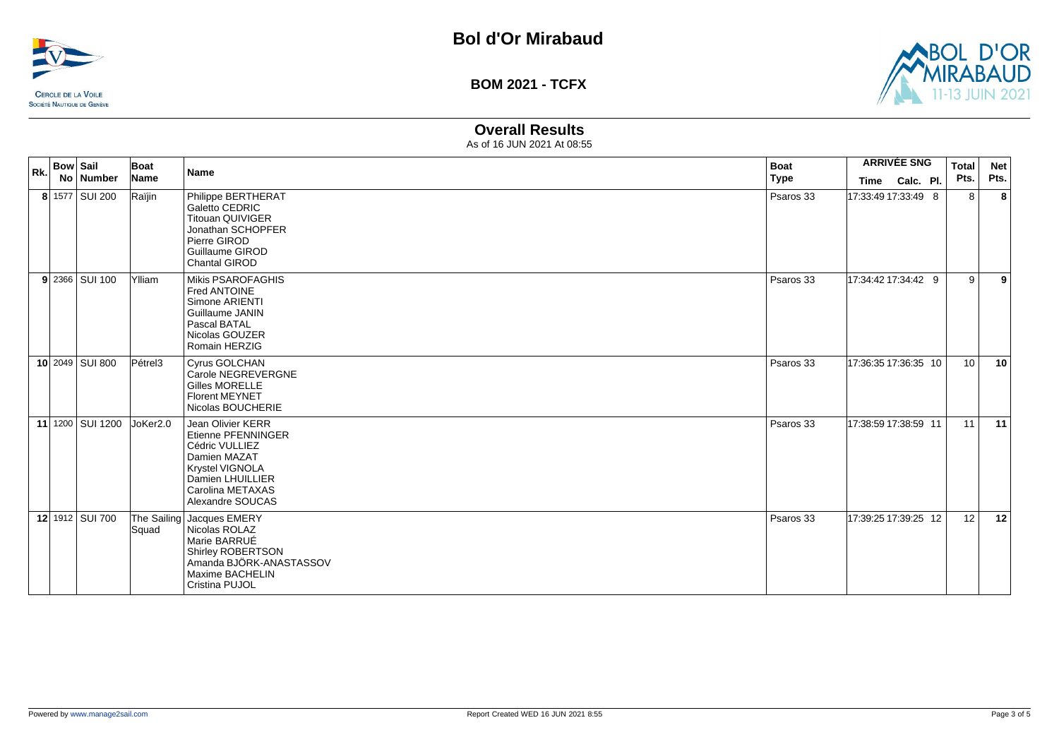# Bol d'Or Mirabaud

**BOM 2021 - TCFX**

## Overall Results

As of 16 JUN 2021 At 08:55

| Rk. | Bow No | Sail Number | Boat Name | Name | Boat Type | ARRIVÉE SNG Time | Calc. | Pl. | Total Pts. | Net Pts. |
|---|---|---|---|---|---|---|---|---|---|---|
| **8** | 1577 | SUI 200 | Raïjin | Philippe BERTHERAT<br>Galetto CEDRIC<br>Titouan QUIVIGER<br>Jonathan SCHOPFER<br>Pierre GIROD<br>Guillaume GIROD<br>Chantal GIROD | Psaros 33 | 17:33:49 | 17:33:49 | 8 | 8 | **8** |
| **9** | 2366 | SUI 100 | Ylliam | Mikis PSAROFAGHIS<br>Fred ANTOINE<br>Simone ARIENTI<br>Guillaume JANIN<br>Pascal BATAL<br>Nicolas GOUZER<br>Romain HERZIG | Psaros 33 | 17:34:42 | 17:34:42 | 9 | 9 | **9** |
| **10** | 2049 | SUI 800 | Pétrel3 | Cyrus GOLCHAN<br>Carole NEGREVERGNE<br>Gilles MORELLE<br>Florent MEYNET<br>Nicolas BOUCHERIE | Psaros 33 | 17:36:35 | 17:36:35 | 10 | 10 | **10** |
| **11** | 1200 | SUI 1200 | JoKer2.0 | Jean Olivier KERR<br>Etienne PFENNINGER<br>Cédric VULLIEZ<br>Damien MAZAT<br>Krystel VIGNOLA<br>Damien LHUILLIER<br>Carolina METAXAS<br>Alexandre SOUCAS | Psaros 33 | 17:38:59 | 17:38:59 | 11 | 11 | **11** |
| **12** | 1912 | SUI 700 | The Sailing Squad | Jacques EMERY<br>Nicolas ROLAZ<br>Marie BARRUÉ<br>Shirley ROBERTSON<br>Amanda BJÖRK-ANASTASSOV<br>Maxime BACHELIN<br>Cristina PUJOL | Psaros 33 | 17:39:25 | 17:39:25 | 12 | 12 | **12** |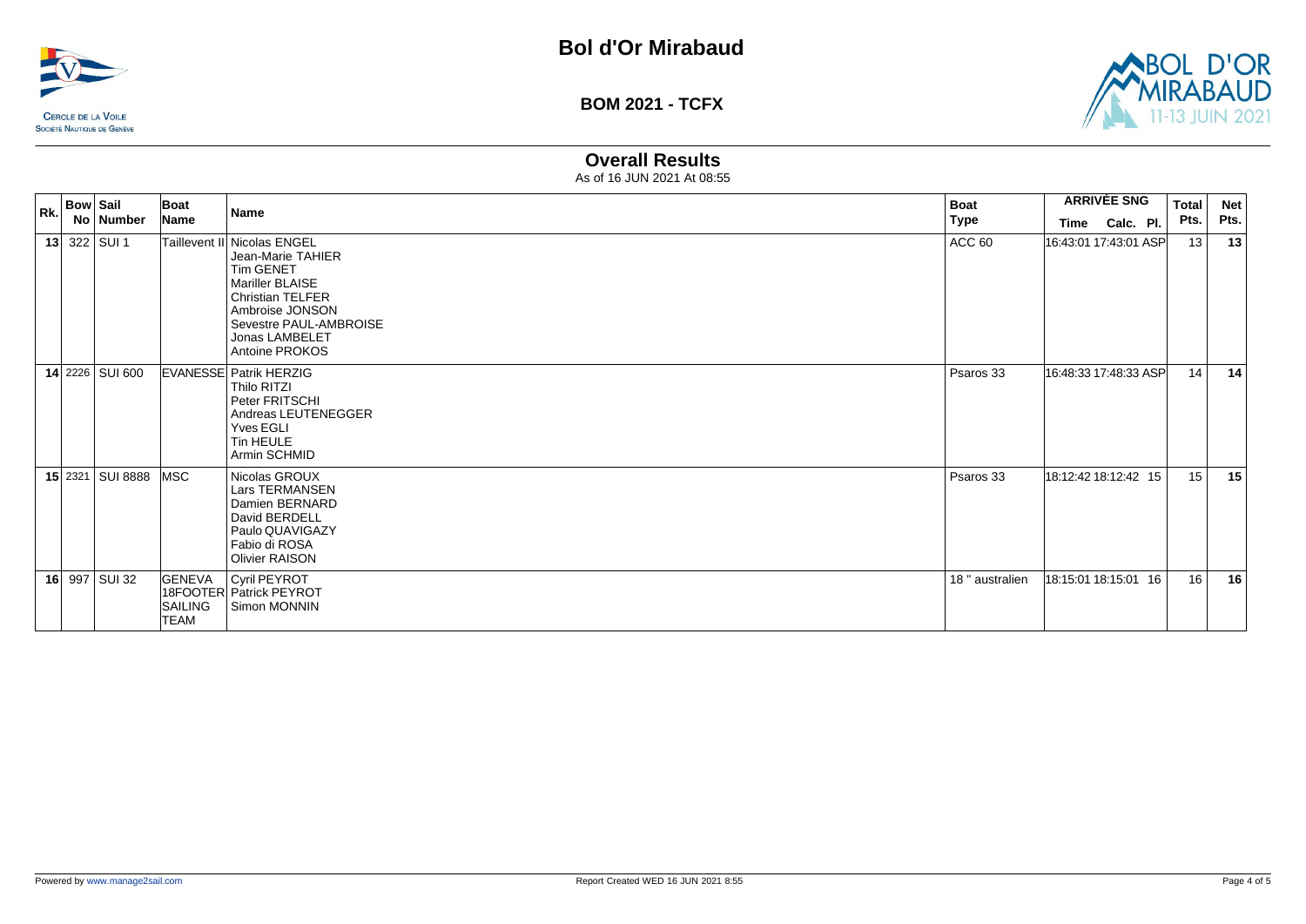# Bol d'Or Mirabaud

## BOM 2021 - TCFX

### Overall Results

As of 16 JUN 2021 At 08:55

| Rk. | Bow No | Sail Number | Boat Name | Name | Boat Type | ARRIVÉE SNG Time | Calc. | Pl. | Total Pts. | Net Pts. |
|---|---|---|---|---|---|---|---|---|---|---|
| 13 | 322 | SUI 1 | Taillevent II | Nicolas ENGEL<br>Jean-Marie TAHIER<br>Tim GENET<br>Mariller BLAISE<br>Christian TELFER<br>Ambroise JONSON<br>Sevestre PAUL-AMBROISE<br>Jonas LAMBELET<br>Antoine PROKOS | ACC 60 | 16:43:01 | 17:43:01 | ASP | 13 | 13 |
| 14 | 2226 | SUI 600 | EVANESSE | Patrik HERZIG<br>Thilo RITZI<br>Peter FRITSCHI<br>Andreas LEUTENEGGER<br>Yves EGLI<br>Tin HEULE<br>Armin SCHMID | Psaros 33 | 16:48:33 | 17:48:33 | ASP | 14 | 14 |
| 15 | 2321 | SUI 8888 | MSC | Nicolas GROUX<br>Lars TERMANSEN<br>Damien BERNARD<br>David BERDELL<br>Paulo QUAVIGAZY<br>Fabio di ROSA<br>Olivier RAISON | Psaros 33 | 18:12:42 | 18:12:42 | 15 | 15 | 15 |
| 16 | 997 | SUI 32 | GENEVA 18FOOTER SAILING TEAM | Cyril PEYROT<br>Patrick PEYROT<br>Simon MONNIN | 18 " australien | 18:15:01 | 18:15:01 | 16 | 16 | 16 |

Powered by www.manage2sail.com

Report Created WED 16 JUN 2021 8:55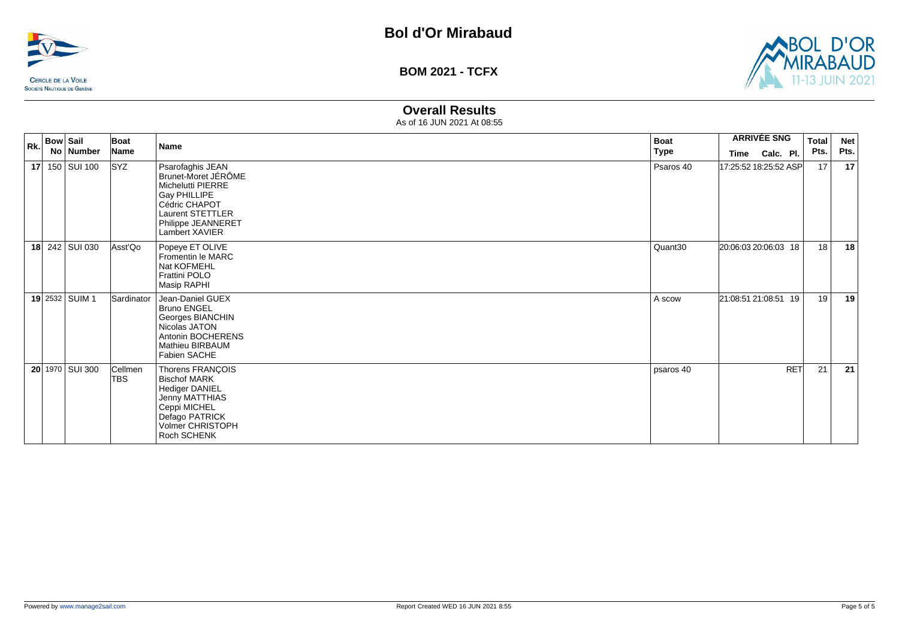# Bol d'Or Mirabaud

**BOM 2021 - TCFX**

## Overall Results

As of 16 JUN 2021 At 08:55

| Rk. | Bow No | Sail Number | Boat Name | Name | Boat Type | ARRIVÉE SNG Time | Calc. | Pl. | Total Pts. | Net Pts. |
|---|---|---|---|---|---|---|---|---|---|---|
| **17** | 150 | SUI 100 | SYZ | Psarofaghis JEAN<br>Brunet-Moret JÉRÔME<br>Michelutti PIERRE<br>Gay PHILLIPE<br>Cédric CHAPOT<br>Laurent STETTLER<br>Philippe JEANNERET<br>Lambert XAVIER | Psaros 40 | 17:25:52 | 18:25:52 | ASP | 17 | **17** |
| **18** | 242 | SUI 030 | Asst'Qo | Popeye ET OLIVE<br>Fromentin le MARC<br>Nat KOFMEHL<br>Frattini POLO<br>Masip RAPHI | Quant30 | 20:06:03 | 20:06:03 | 18 | 18 | **18** |
| **19** | 2532 | SUIM 1 | Sardinator | Jean-Daniel GUEX<br>Bruno ENGEL<br>Georges BIANCHIN<br>Nicolas JATON<br>Antonin BOCHERENS<br>Mathieu BIRBAUM<br>Fabien SACHE | A scow | 21:08:51 | 21:08:51 | 19 | 19 | **19** |
| **20** | 1970 | SUI 300 | Cellmen TBS | Thorens FRANÇOIS<br>Bischof MARK<br>Hediger DANIEL<br>Jenny MATTHIAS<br>Ceppi MICHEL<br>Defago PATRICK<br>Volmer CHRISTOPH<br>Roch SCHENK | psaros 40 | | | RET | 21 | **21** |

Powered by www.manage2sail.com

Report Created WED 16 JUN 2021 8:55